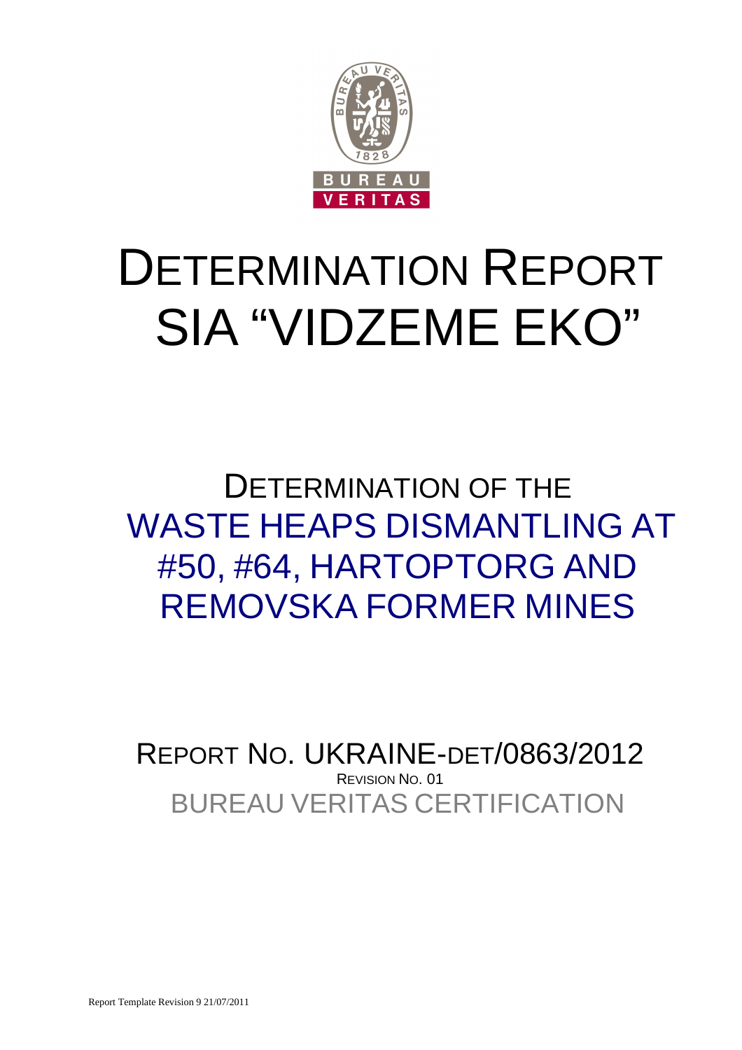# DETERMINATION REPORT
# SIA "VIDZEME EKO"

## DETERMINATION OF THE WASTE HEAPS DISMANTLING AT #50, #64, HARTOPTORG AND REMOVSKA FORMER MINES

REPORT NO. UKRAINE-DET/0863/2012

REVISION NO. 01

BUREAU VERITAS CERTIFICATION

Report Template Revision 9 21/07/2011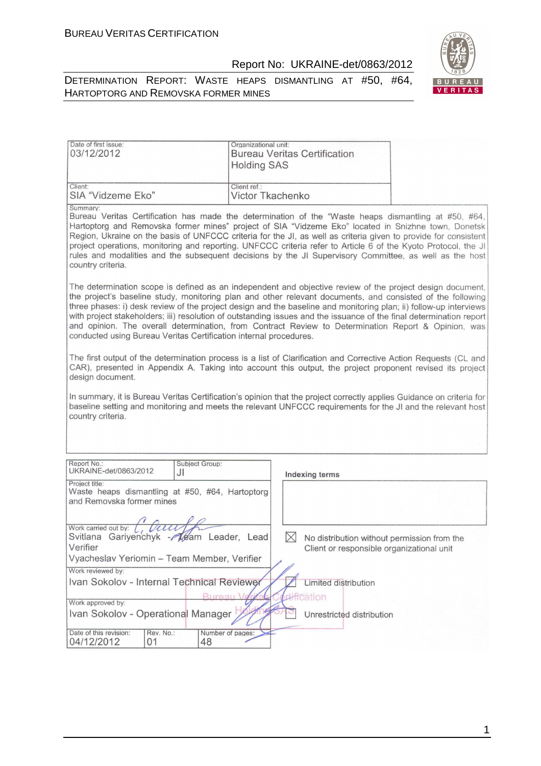| Date of first issue: 03/12/2012 | Organizational unit: Bureau Veritas Certification Holding SAS |
|---|---|
| Client: SIA "Vidzeme Eko" | Client ref.: Victor Tkachenko |

Summary:

Bureau Veritas Certification has made the determination of the "Waste heaps dismantling at #50, #64, Hartoptorg and Removska former mines" project of SIA "Vidzeme Eko" located in Snizhne town, Donetsk Region, Ukraine on the basis of UNFCCC criteria for the JI, as well as criteria given to provide for consistent project operations, monitoring and reporting. UNFCCC criteria refer to Article 6 of the Kyoto Protocol, the JI rules and modalities and the subsequent decisions by the JI Supervisory Committee, as well as the host country criteria.

The determination scope is defined as an independent and objective review of the project design document, the project's baseline study, monitoring plan and other relevant documents, and consisted of the following three phases: i) desk review of the project design and the baseline and monitoring plan; ii) follow-up interviews with project stakeholders; iii) resolution of outstanding issues and the issuance of the final determination report and opinion. The overall determination, from Contract Review to Determination Report & Opinion, was conducted using Bureau Veritas Certification internal procedures.

The first output of the determination process is a list of Clarification and Corrective Action Requests (CL and CAR), presented in Appendix A. Taking into account this output, the project proponent revised its project design document.

In summary, it is Bureau Veritas Certification's opinion that the project correctly applies Guidance on criteria for baseline setting and monitoring and meets the relevant UNFCCC requirements for the JI and the relevant host country criteria.

| Report No.: UKRAINE-det/0863/2012 | Subject Group: JI | Indexing terms |
|---|---|---|
| Project title: Waste heaps dismantling at #50, #64, Hartoptorg and Removska former mines | | |
| Work carried out by: Svitlana Gariyenchyk - Team Leader, Lead Verifier; Vyacheslav Yeriomin – Team Member, Verifier | | ☒ No distribution without permission from the Client or responsible organizational unit |
| Work reviewed by: Ivan Sokolov - Internal Technical Reviewer | | ☐ Limited distribution |
| Work approved by: Ivan Sokolov - Operational Manager | | ☐ Unrestricted distribution |
| Date of this revision: 04/12/2012 | Rev. No.: 01 | Number of pages: 48 |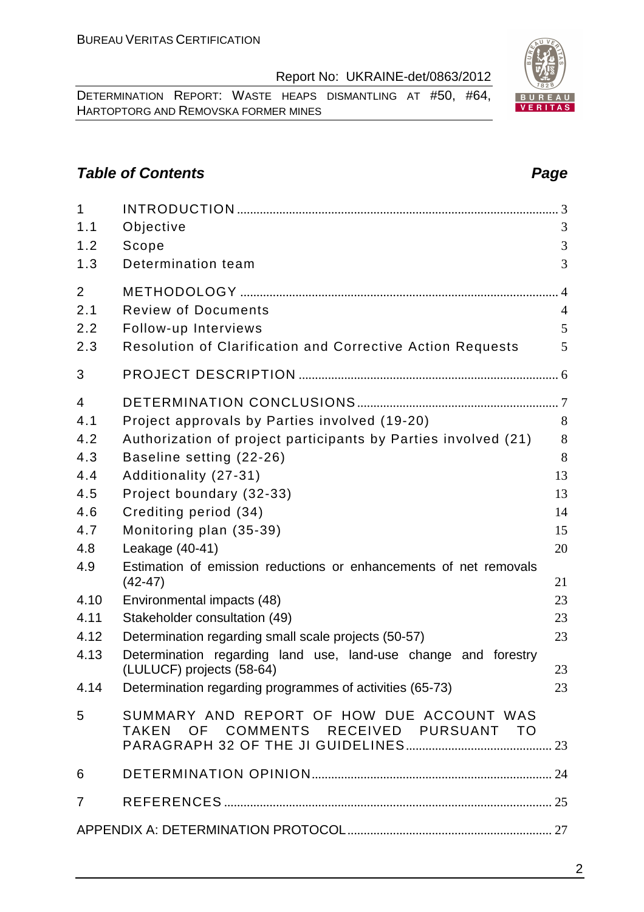## Table of Contents

| | | Page |
|---|---|---|
| 1 | INTRODUCTION | 3 |
| 1.1 | Objective | 3 |
| 1.2 | Scope | 3 |
| 1.3 | Determination team | 3 |
| 2 | METHODOLOGY | 4 |
| 2.1 | Review of Documents | 4 |
| 2.2 | Follow-up Interviews | 5 |
| 2.3 | Resolution of Clarification and Corrective Action Requests | 5 |
| 3 | PROJECT DESCRIPTION | 6 |
| 4 | DETERMINATION CONCLUSIONS | 7 |
| 4.1 | Project approvals by Parties involved (19-20) | 8 |
| 4.2 | Authorization of project participants by Parties involved (21) | 8 |
| 4.3 | Baseline setting (22-26) | 8 |
| 4.4 | Additionality (27-31) | 13 |
| 4.5 | Project boundary (32-33) | 13 |
| 4.6 | Crediting period (34) | 14 |
| 4.7 | Monitoring plan (35-39) | 15 |
| 4.8 | Leakage (40-41) | 20 |
| 4.9 | Estimation of emission reductions or enhancements of net removals (42-47) | 21 |
| 4.10 | Environmental impacts (48) | 23 |
| 4.11 | Stakeholder consultation (49) | 23 |
| 4.12 | Determination regarding small scale projects (50-57) | 23 |
| 4.13 | Determination regarding land use, land-use change and forestry (LULUCF) projects (58-64) | 23 |
| 4.14 | Determination regarding programmes of activities (65-73) | 23 |
| 5 | SUMMARY AND REPORT OF HOW DUE ACCOUNT WAS TAKEN OF COMMENTS RECEIVED PURSUANT TO PARAGRAPH 32 OF THE JI GUIDELINES | 23 |
| 6 | DETERMINATION OPINION | 24 |
| 7 | REFERENCES | 25 |
| | APPENDIX A: DETERMINATION PROTOCOL | 27 |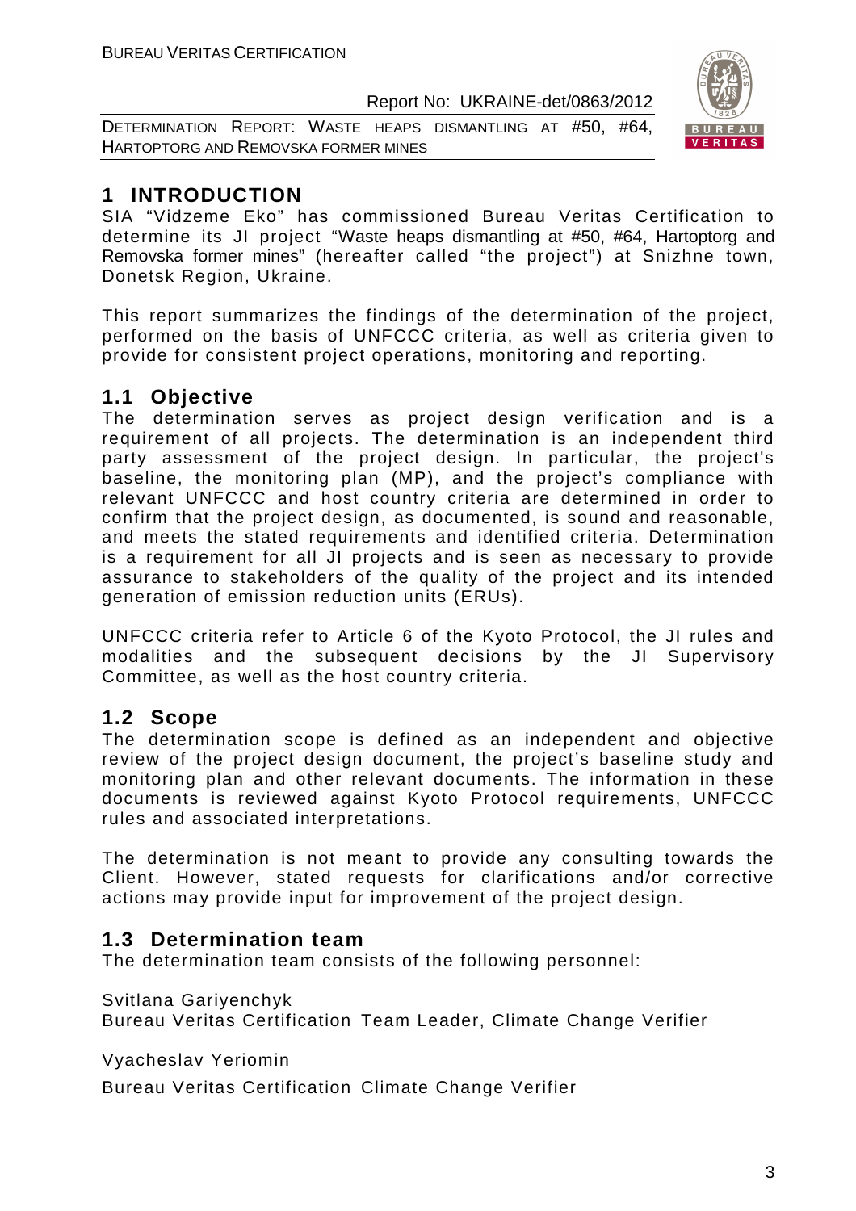# 1 INTRODUCTION

SIA "Vidzeme Eko" has commissioned Bureau Veritas Certification to determine its JI project "Waste heaps dismantling at #50, #64, Hartoptorg and Removska former mines" (hereafter called "the project") at Snizhne town, Donetsk Region, Ukraine.

This report summarizes the findings of the determination of the project, performed on the basis of UNFCCC criteria, as well as criteria given to provide for consistent project operations, monitoring and reporting.

## 1.1 Objective

The determination serves as project design verification and is a requirement of all projects. The determination is an independent third party assessment of the project design. In particular, the project's baseline, the monitoring plan (MP), and the project's compliance with relevant UNFCCC and host country criteria are determined in order to confirm that the project design, as documented, is sound and reasonable, and meets the stated requirements and identified criteria. Determination is a requirement for all JI projects and is seen as necessary to provide assurance to stakeholders of the quality of the project and its intended generation of emission reduction units (ERUs).

UNFCCC criteria refer to Article 6 of the Kyoto Protocol, the JI rules and modalities and the subsequent decisions by the JI Supervisory Committee, as well as the host country criteria.

## 1.2 Scope

The determination scope is defined as an independent and objective review of the project design document, the project's baseline study and monitoring plan and other relevant documents. The information in these documents is reviewed against Kyoto Protocol requirements, UNFCCC rules and associated interpretations.

The determination is not meant to provide any consulting towards the Client. However, stated requests for clarifications and/or corrective actions may provide input for improvement of the project design.

## 1.3 Determination team

The determination team consists of the following personnel:

Svitlana Gariyenchyk
Bureau Veritas Certification Team Leader, Climate Change Verifier

Vyacheslav Yeriomin

Bureau Veritas Certification Climate Change Verifier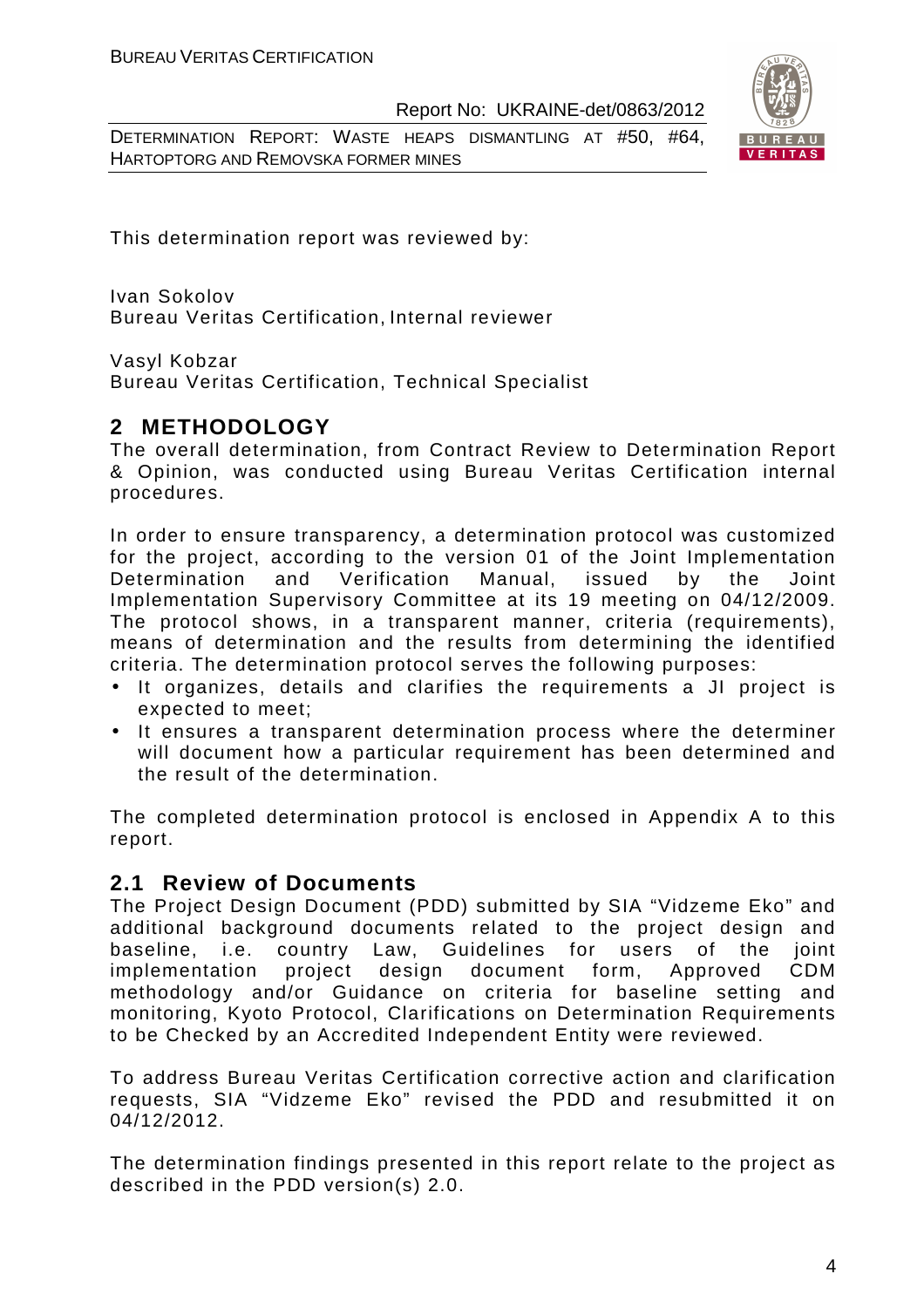This determination report was reviewed by:

Ivan Sokolov
Bureau Veritas Certification, Internal reviewer

Vasyl Kobzar
Bureau Veritas Certification, Technical Specialist

## 2 METHODOLOGY

The overall determination, from Contract Review to Determination Report & Opinion, was conducted using Bureau Veritas Certification internal procedures.

In order to ensure transparency, a determination protocol was customized for the project, according to the version 01 of the Joint Implementation Determination and Verification Manual, issued by the Joint Implementation Supervisory Committee at its 19 meeting on 04/12/2009. The protocol shows, in a transparent manner, criteria (requirements), means of determination and the results from determining the identified criteria. The determination protocol serves the following purposes:

- It organizes, details and clarifies the requirements a JI project is expected to meet;
- It ensures a transparent determination process where the determiner will document how a particular requirement has been determined and the result of the determination.

The completed determination protocol is enclosed in Appendix A to this report.

### 2.1 Review of Documents

The Project Design Document (PDD) submitted by SIA "Vidzeme Eko" and additional background documents related to the project design and baseline, i.e. country Law, Guidelines for users of the joint implementation project design document form, Approved CDM methodology and/or Guidance on criteria for baseline setting and monitoring, Kyoto Protocol, Clarifications on Determination Requirements to be Checked by an Accredited Independent Entity were reviewed.

To address Bureau Veritas Certification corrective action and clarification requests, SIA "Vidzeme Eko" revised the PDD and resubmitted it on 04/12/2012.

The determination findings presented in this report relate to the project as described in the PDD version(s) 2.0.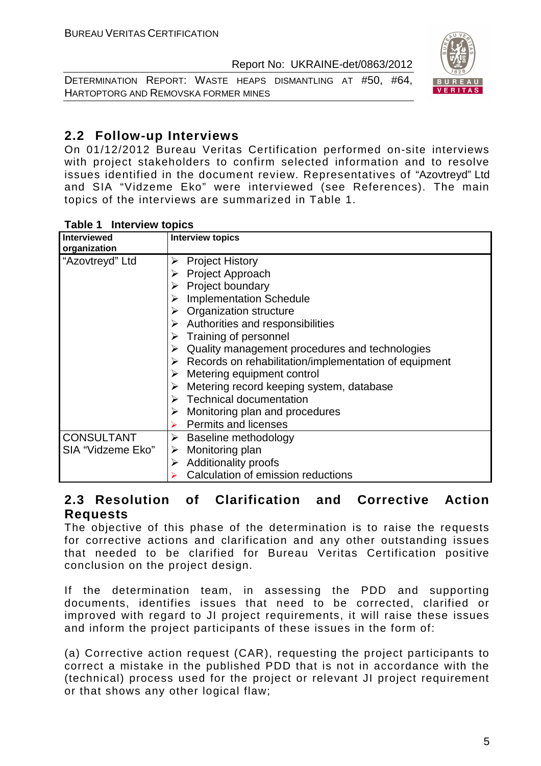## 2.2 Follow-up Interviews

On 01/12/2012 Bureau Veritas Certification performed on-site interviews with project stakeholders to confirm selected information and to resolve issues identified in the document review. Representatives of "Azovtreyd" Ltd and SIA "Vidzeme Eko" were interviewed (see References). The main topics of the interviews are summarized in Table 1.

**Table 1 Interview topics**

| Interviewed organization | Interview topics |
|---|---|
| "Azovtreyd" Ltd | ➢ Project History<br>➢ Project Approach<br>➢ Project boundary<br>➢ Implementation Schedule<br>➢ Organization structure<br>➢ Authorities and responsibilities<br>➢ Training of personnel<br>➢ Quality management procedures and technologies<br>➢ Records on rehabilitation/implementation of equipment<br>➢ Metering equipment control<br>➢ Metering record keeping system, database<br>➢ Technical documentation<br>➢ Monitoring plan and procedures<br>➢ Permits and licenses |
| CONSULTANT SIA "Vidzeme Eko" | ➢ Baseline methodology<br>➢ Monitoring plan<br>➢ Additionality proofs<br>➢ Calculation of emission reductions |

## 2.3 Resolution of Clarification and Corrective Action Requests

The objective of this phase of the determination is to raise the requests for corrective actions and clarification and any other outstanding issues that needed to be clarified for Bureau Veritas Certification positive conclusion on the project design.

If the determination team, in assessing the PDD and supporting documents, identifies issues that need to be corrected, clarified or improved with regard to JI project requirements, it will raise these issues and inform the project participants of these issues in the form of:

(a) Corrective action request (CAR), requesting the project participants to correct a mistake in the published PDD that is not in accordance with the (technical) process used for the project or relevant JI project requirement or that shows any other logical flaw;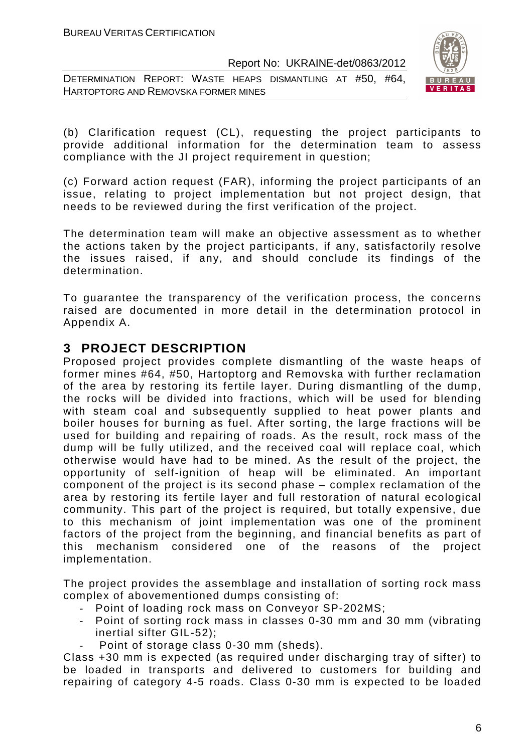(b) Clarification request (CL), requesting the project participants to provide additional information for the determination team to assess compliance with the JI project requirement in question;

(c) Forward action request (FAR), informing the project participants of an issue, relating to project implementation but not project design, that needs to be reviewed during the first verification of the project.

The determination team will make an objective assessment as to whether the actions taken by the project participants, if any, satisfactorily resolve the issues raised, if any, and should conclude its findings of the determination.

To guarantee the transparency of the verification process, the concerns raised are documented in more detail in the determination protocol in Appendix A.

## 3 PROJECT DESCRIPTION

Proposed project provides complete dismantling of the waste heaps of former mines #64, #50, Hartoptorg and Removska with further reclamation of the area by restoring its fertile layer. During dismantling of the dump, the rocks will be divided into fractions, which will be used for blending with steam coal and subsequently supplied to heat power plants and boiler houses for burning as fuel. After sorting, the large fractions will be used for building and repairing of roads. As the result, rock mass of the dump will be fully utilized, and the received coal will replace coal, which otherwise would have had to be mined. As the result of the project, the opportunity of self-ignition of heap will be eliminated. An important component of the project is its second phase – complex reclamation of the area by restoring its fertile layer and full restoration of natural ecological community. This part of the project is required, but totally expensive, due to this mechanism of joint implementation was one of the prominent factors of the project from the beginning, and financial benefits as part of this mechanism considered one of the reasons of the project implementation.

The project provides the assemblage and installation of sorting rock mass complex of abovementioned dumps consisting of:

- Point of loading rock mass on Conveyor SP-202MS;
- Point of sorting rock mass in classes 0-30 mm and 30 mm (vibrating inertial sifter GIL-52);
- Point of storage class 0-30 mm (sheds).

Class +30 mm is expected (as required under discharging tray of sifter) to be loaded in transports and delivered to customers for building and repairing of category 4-5 roads. Class 0-30 mm is expected to be loaded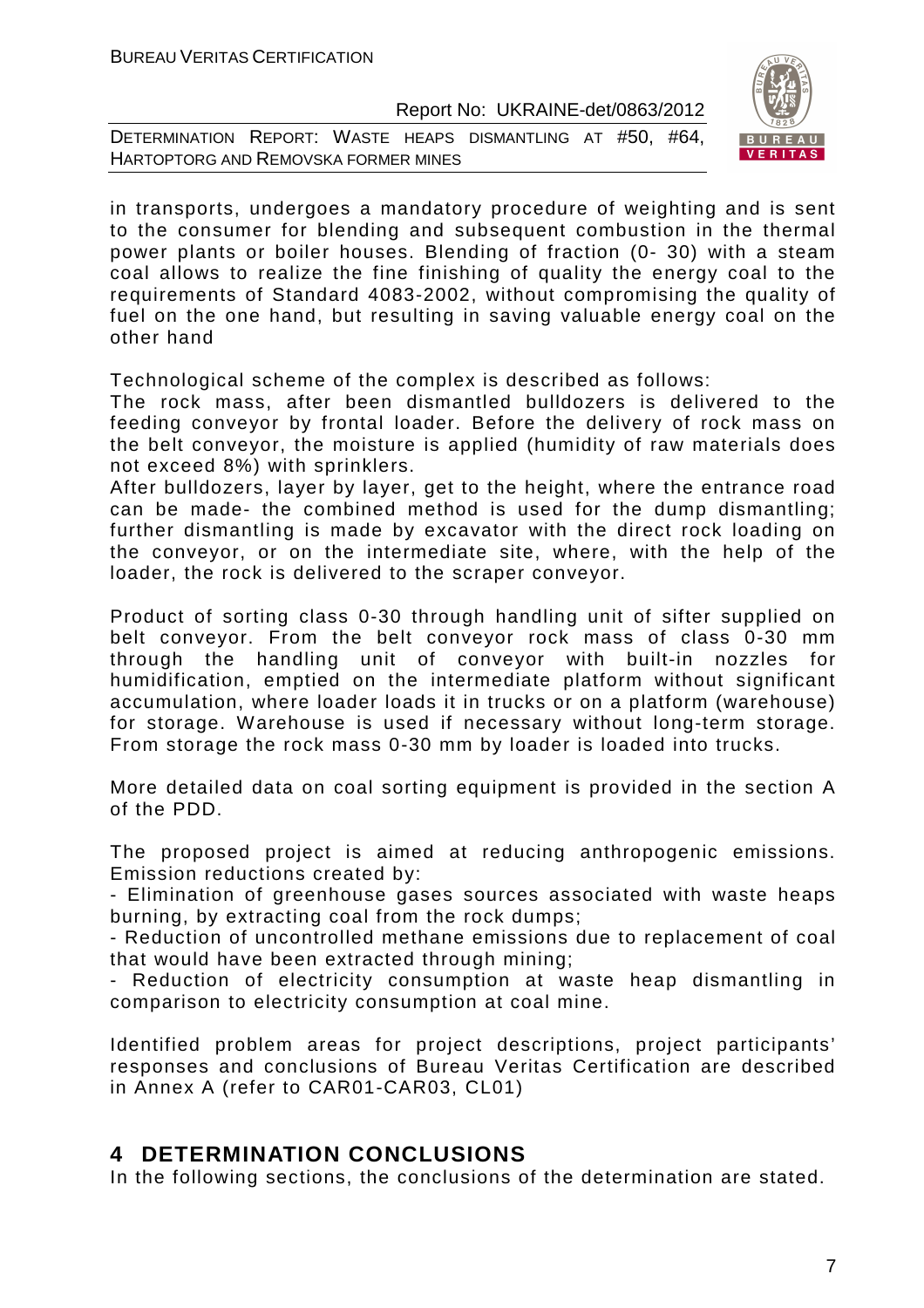in transports, undergoes a mandatory procedure of weighting and is sent to the consumer for blending and subsequent combustion in the thermal power plants or boiler houses. Blending of fraction (0- 30) with a steam coal allows to realize the fine finishing of quality the energy coal to the requirements of Standard 4083-2002, without compromising the quality of fuel on the one hand, but resulting in saving valuable energy coal on the other hand

Technological scheme of the complex is described as follows:
The rock mass, after been dismantled bulldozers is delivered to the feeding conveyor by frontal loader. Before the delivery of rock mass on the belt conveyor, the moisture is applied (humidity of raw materials does not exceed 8%) with sprinklers.
After bulldozers, layer by layer, get to the height, where the entrance road can be made- the combined method is used for the dump dismantling; further dismantling is made by excavator with the direct rock loading on the conveyor, or on the intermediate site, where, with the help of the loader, the rock is delivered to the scraper conveyor.

Product of sorting class 0-30 through handling unit of sifter supplied on belt conveyor. From the belt conveyor rock mass of class 0-30 mm through the handling unit of conveyor with built-in nozzles for humidification, emptied on the intermediate platform without significant accumulation, where loader loads it in trucks or on a platform (warehouse) for storage. Warehouse is used if necessary without long-term storage. From storage the rock mass 0-30 mm by loader is loaded into trucks.

More detailed data on coal sorting equipment is provided in the section A of the PDD.

The proposed project is aimed at reducing anthropogenic emissions. Emission reductions created by:
- Elimination of greenhouse gases sources associated with waste heaps burning, by extracting coal from the rock dumps;
- Reduction of uncontrolled methane emissions due to replacement of coal that would have been extracted through mining;
- Reduction of electricity consumption at waste heap dismantling in comparison to electricity consumption at coal mine.

Identified problem areas for project descriptions, project participants' responses and conclusions of Bureau Veritas Certification are described in Annex A (refer to CAR01-CAR03, CL01)

# 4 DETERMINATION CONCLUSIONS

In the following sections, the conclusions of the determination are stated.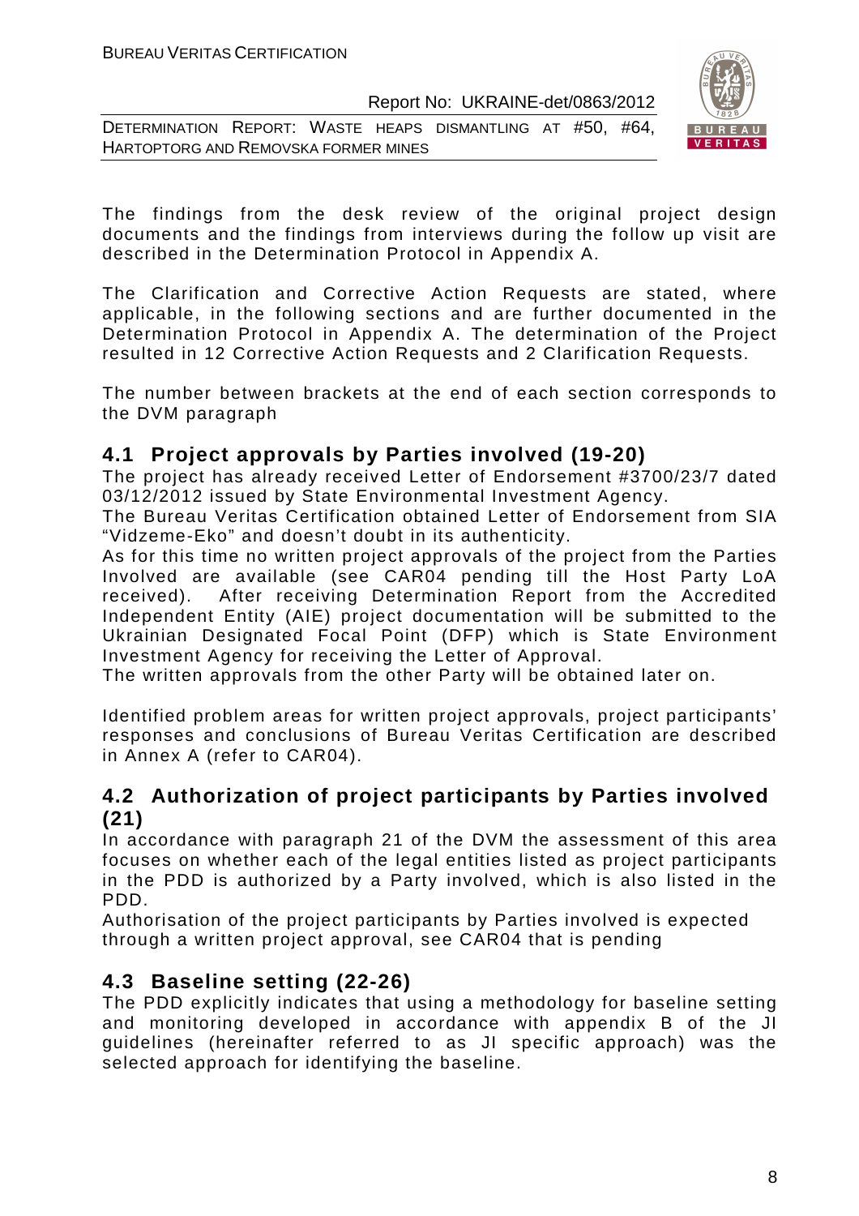The findings from the desk review of the original project design documents and the findings from interviews during the follow up visit are described in the Determination Protocol in Appendix A.

The Clarification and Corrective Action Requests are stated, where applicable, in the following sections and are further documented in the Determination Protocol in Appendix A. The determination of the Project resulted in 12 Corrective Action Requests and 2 Clarification Requests.

The number between brackets at the end of each section corresponds to the DVM paragraph

## 4.1 Project approvals by Parties involved (19-20)

The project has already received Letter of Endorsement #3700/23/7 dated 03/12/2012 issued by State Environmental Investment Agency.

The Bureau Veritas Certification obtained Letter of Endorsement from SIA "Vidzeme-Eko" and doesn't doubt in its authenticity.

As for this time no written project approvals of the project from the Parties Involved are available (see CAR04 pending till the Host Party LoA received). After receiving Determination Report from the Accredited Independent Entity (AIE) project documentation will be submitted to the Ukrainian Designated Focal Point (DFP) which is State Environment Investment Agency for receiving the Letter of Approval.

The written approvals from the other Party will be obtained later on.

Identified problem areas for written project approvals, project participants' responses and conclusions of Bureau Veritas Certification are described in Annex A (refer to CAR04).

## 4.2 Authorization of project participants by Parties involved (21)

In accordance with paragraph 21 of the DVM the assessment of this area focuses on whether each of the legal entities listed as project participants in the PDD is authorized by a Party involved, which is also listed in the PDD.

Authorisation of the project participants by Parties involved is expected through a written project approval, see CAR04 that is pending

## 4.3 Baseline setting (22-26)

The PDD explicitly indicates that using a methodology for baseline setting and monitoring developed in accordance with appendix B of the JI guidelines (hereinafter referred to as JI specific approach) was the selected approach for identifying the baseline.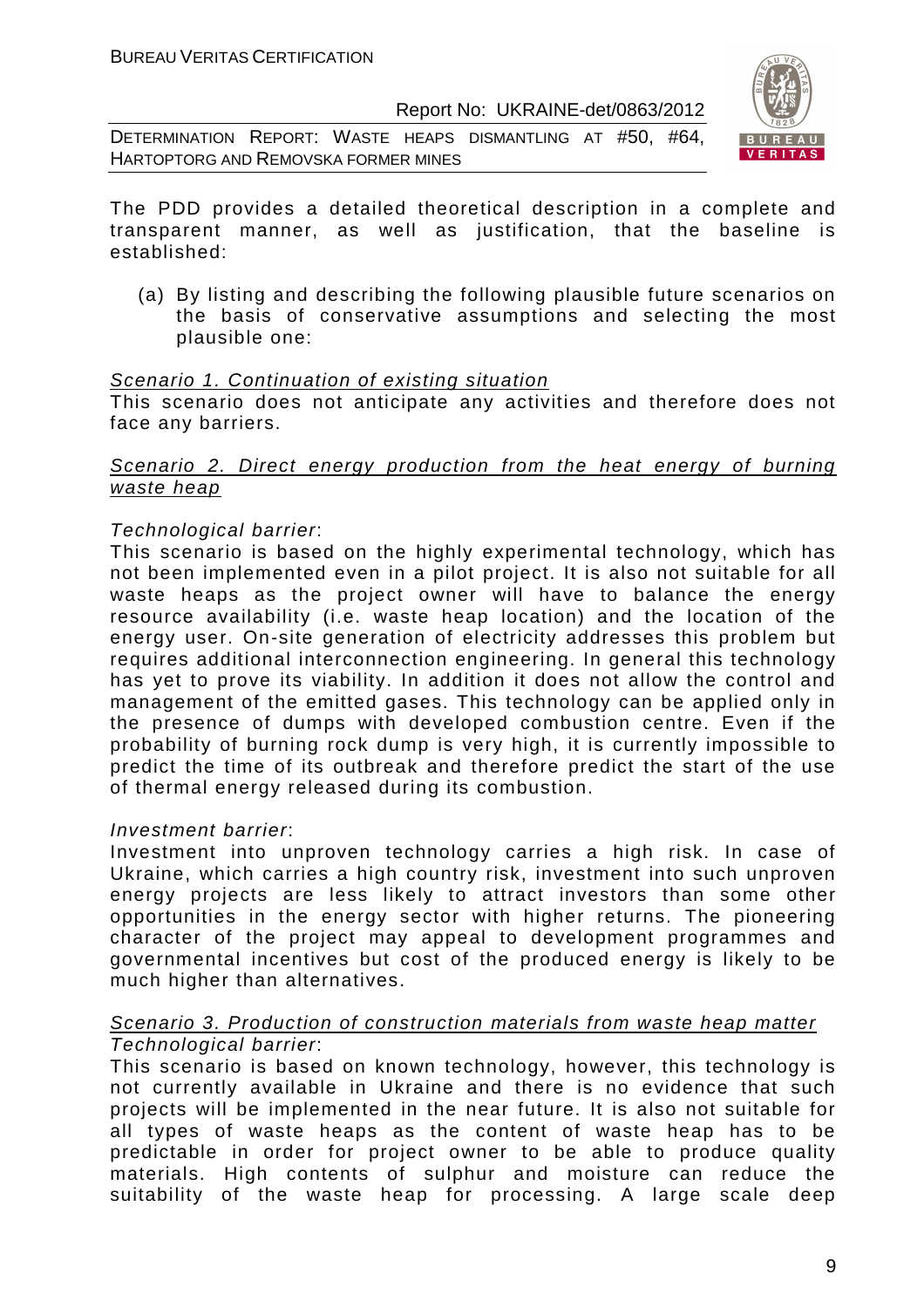The PDD provides a detailed theoretical description in a complete and transparent manner, as well as justification, that the baseline is established:

(a) By listing and describing the following plausible future scenarios on the basis of conservative assumptions and selecting the most plausible one:

<u>Scenario 1. Continuation of existing situation</u>

This scenario does not anticipate any activities and therefore does not face any barriers.

<u>Scenario 2. Direct energy production from the heat energy of burning waste heap</u>

*Technological barrier*:

This scenario is based on the highly experimental technology, which has not been implemented even in a pilot project. It is also not suitable for all waste heaps as the project owner will have to balance the energy resource availability (i.e. waste heap location) and the location of the energy user. On-site generation of electricity addresses this problem but requires additional interconnection engineering. In general this technology has yet to prove its viability. In addition it does not allow the control and management of the emitted gases. This technology can be applied only in the presence of dumps with developed combustion centre. Even if the probability of burning rock dump is very high, it is currently impossible to predict the time of its outbreak and therefore predict the start of the use of thermal energy released during its combustion.

*Investment barrier*:

Investment into unproven technology carries a high risk. In case of Ukraine, which carries a high country risk, investment into such unproven energy projects are less likely to attract investors than some other opportunities in the energy sector with higher returns. The pioneering character of the project may appeal to development programmes and governmental incentives but cost of the produced energy is likely to be much higher than alternatives.

<u>Scenario 3. Production of construction materials from waste heap matter</u>

*Technological barrier*:

This scenario is based on known technology, however, this technology is not currently available in Ukraine and there is no evidence that such projects will be implemented in the near future. It is also not suitable for all types of waste heaps as the content of waste heap has to be predictable in order for project owner to be able to produce quality materials. High contents of sulphur and moisture can reduce the suitability of the waste heap for processing. A large scale deep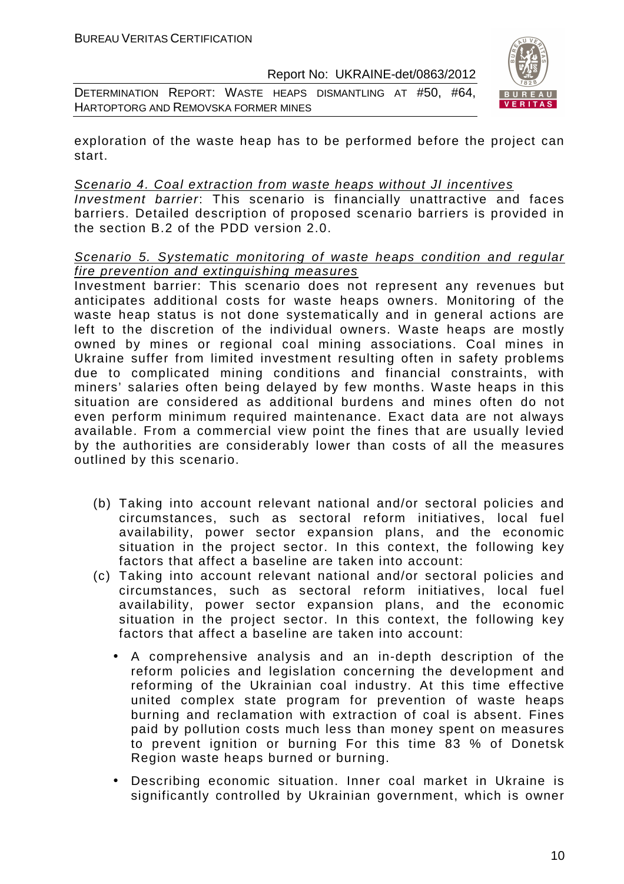exploration of the waste heap has to be performed before the project can start.

Scenario 4. Coal extraction from waste heaps without JI incentives

*Investment barrier*: This scenario is financially unattractive and faces barriers. Detailed description of proposed scenario barriers is provided in the section B.2 of the PDD version 2.0.

Scenario 5. Systematic monitoring of waste heaps condition and regular fire prevention and extinguishing measures

Investment barrier: This scenario does not represent any revenues but anticipates additional costs for waste heaps owners. Monitoring of the waste heap status is not done systematically and in general actions are left to the discretion of the individual owners. Waste heaps are mostly owned by mines or regional coal mining associations. Coal mines in Ukraine suffer from limited investment resulting often in safety problems due to complicated mining conditions and financial constraints, with miners' salaries often being delayed by few months. Waste heaps in this situation are considered as additional burdens and mines often do not even perform minimum required maintenance. Exact data are not always available. From a commercial view point the fines that are usually levied by the authorities are considerably lower than costs of all the measures outlined by this scenario.

(b) Taking into account relevant national and/or sectoral policies and circumstances, such as sectoral reform initiatives, local fuel availability, power sector expansion plans, and the economic situation in the project sector. In this context, the following key factors that affect a baseline are taken into account:

(c) Taking into account relevant national and/or sectoral policies and circumstances, such as sectoral reform initiatives, local fuel availability, power sector expansion plans, and the economic situation in the project sector. In this context, the following key factors that affect a baseline are taken into account:

- A comprehensive analysis and an in-depth description of the reform policies and legislation concerning the development and reforming of the Ukrainian coal industry. At this time effective united complex state program for prevention of waste heaps burning and reclamation with extraction of coal is absent. Fines paid by pollution costs much less than money spent on measures to prevent ignition or burning For this time 83 % of Donetsk Region waste heaps burned or burning.

- Describing economic situation. Inner coal market in Ukraine is significantly controlled by Ukrainian government, which is owner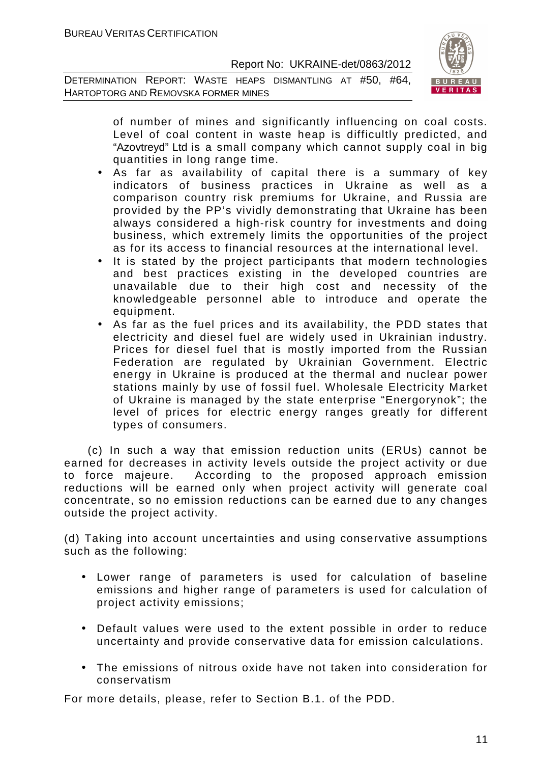of number of mines and significantly influencing on coal costs. Level of coal content in waste heap is difficultly predicted, and "Azovtreyd" Ltd is a small company which cannot supply coal in big quantities in long range time.

- As far as availability of capital there is a summary of key indicators of business practices in Ukraine as well as a comparison country risk premiums for Ukraine, and Russia are provided by the PP's vividly demonstrating that Ukraine has been always considered a high-risk country for investments and doing business, which extremely limits the opportunities of the project as for its access to financial resources at the international level.
- It is stated by the project participants that modern technologies and best practices existing in the developed countries are unavailable due to their high cost and necessity of the knowledgeable personnel able to introduce and operate the equipment.
- As far as the fuel prices and its availability, the PDD states that electricity and diesel fuel are widely used in Ukrainian industry. Prices for diesel fuel that is mostly imported from the Russian Federation are regulated by Ukrainian Government. Electric energy in Ukraine is produced at the thermal and nuclear power stations mainly by use of fossil fuel. Wholesale Electricity Market of Ukraine is managed by the state enterprise "Energorynok"; the level of prices for electric energy ranges greatly for different types of consumers.

(c) In such a way that emission reduction units (ERUs) cannot be earned for decreases in activity levels outside the project activity or due to force majeure. According to the proposed approach emission reductions will be earned only when project activity will generate coal concentrate, so no emission reductions can be earned due to any changes outside the project activity.

(d) Taking into account uncertainties and using conservative assumptions such as the following:

- Lower range of parameters is used for calculation of baseline emissions and higher range of parameters is used for calculation of project activity emissions;
- Default values were used to the extent possible in order to reduce uncertainty and provide conservative data for emission calculations.
- The emissions of nitrous oxide have not taken into consideration for conservatism

For more details, please, refer to Section B.1. of the PDD.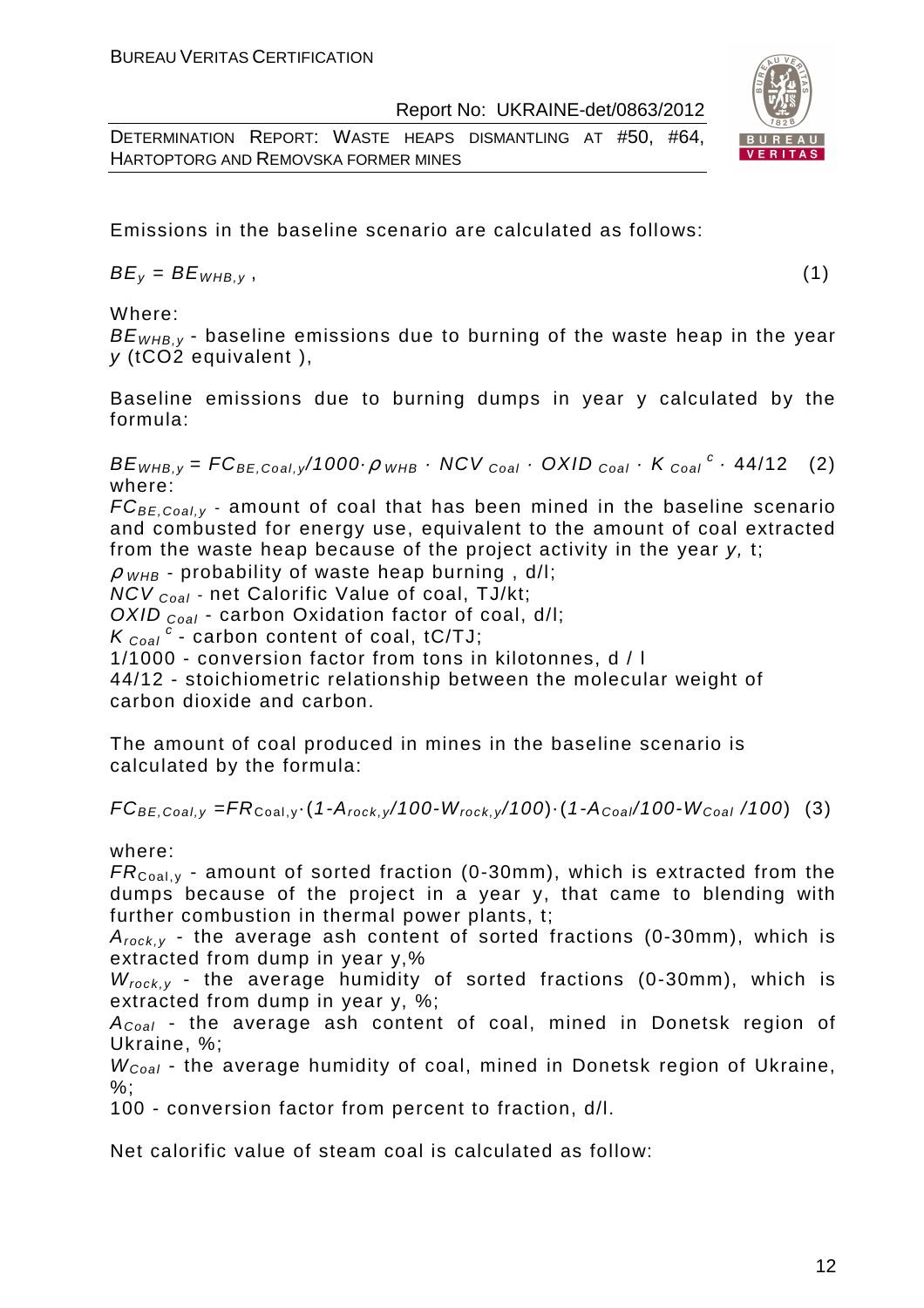Emissions in the baseline scenario are calculated as follows:

$$BE_y = BE_{WHB,y}\,, \quad (1)$$

Where:

$BE_{WHB,y}$ - baseline emissions due to burning of the waste heap in the year $y$ (tCO2 equivalent ),

Baseline emissions due to burning dumps in year y calculated by the formula:

$$BE_{WHB,y} = FC_{BE,Coal,y}/1000 \cdot \rho_{WHB} \cdot NCV_{Coal} \cdot OXID_{Coal} \cdot K_{Coal}^{c} \cdot 44/12 \quad (2)$$

where:

$FC_{BE,Coal,y}$ - amount of coal that has been mined in the baseline scenario and combusted for energy use, equivalent to the amount of coal extracted from the waste heap because of the project activity in the year $y$, t;

$\rho_{WHB}$ - probability of waste heap burning , d/l;

$NCV_{Coal}$ - net Calorific Value of coal, TJ/kt;

$OXID_{Coal}$ - carbon Oxidation factor of coal, d/l;

$K_{Coal}^{c}$ - carbon content of coal, tC/TJ;

1/1000 - conversion factor from tons in kilotonnes, d / l

44/12 - stoichiometric relationship between the molecular weight of carbon dioxide and carbon.

The amount of coal produced in mines in the baseline scenario is calculated by the formula:

$$FC_{BE,Coal,y} = FR_{Coal,y} \cdot (1 - A_{rock,y}/100 - W_{rock,y}/100) \cdot (1 - A_{Coal}/100 - W_{Coal}/100) \quad (3)$$

where:

$FR_{Coal,y}$ - amount of sorted fraction (0-30mm), which is extracted from the dumps because of the project in a year y, that came to blending with further combustion in thermal power plants, t;

$A_{rock,y}$ - the average ash content of sorted fractions (0-30mm), which is extracted from dump in year y,%

$W_{rock,y}$ - the average humidity of sorted fractions (0-30mm), which is extracted from dump in year y, %;

$A_{Coal}$ - the average ash content of coal, mined in Donetsk region of Ukraine, %;

$W_{Coal}$ - the average humidity of coal, mined in Donetsk region of Ukraine, %;

100 - conversion factor from percent to fraction, d/l.

Net calorific value of steam coal is calculated as follow: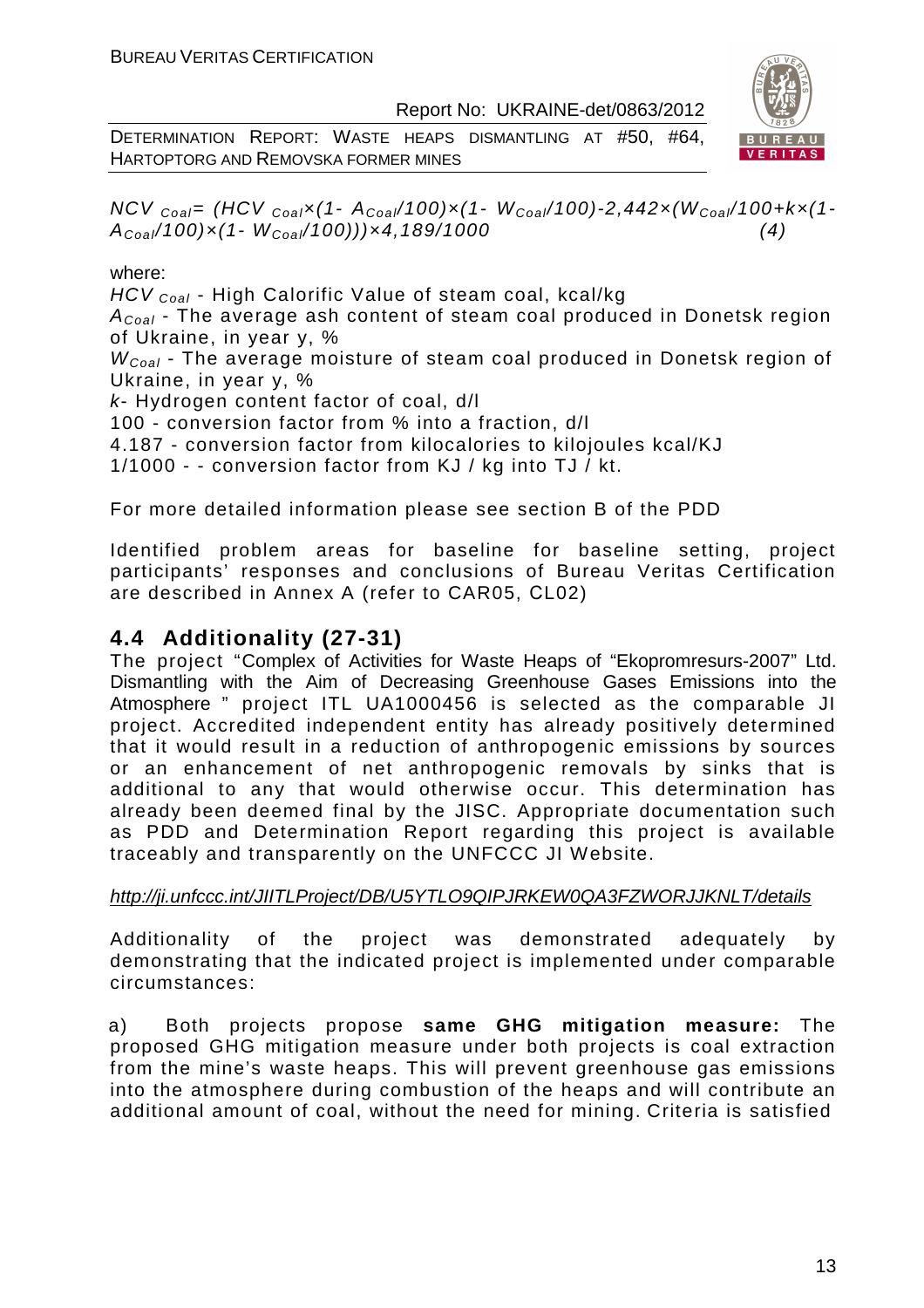$$NCV_{Coal} = (HCV_{Coal} \times (1 - A_{Coal}/100) \times (1 - W_{Coal}/100) - 2{,}442 \times (W_{Coal}/100 + k \times (1 - A_{Coal}/100) \times (1 - W_{Coal}/100))) \times 4{,}189/1000 \qquad (4)$$

where:

$HCV_{Coal}$ - High Calorific Value of steam coal, kcal/kg

$A_{Coal}$ - The average ash content of steam coal produced in Donetsk region of Ukraine, in year y, %

$W_{Coal}$ - The average moisture of steam coal produced in Donetsk region of Ukraine, in year y, %

$k$- Hydrogen content factor of coal, d/l

100 - conversion factor from % into a fraction, d/l

4.187 - conversion factor from kilocalories to kilojoules kcal/KJ

1/1000 - - conversion factor from KJ / kg into TJ / kt.

For more detailed information please see section B of the PDD

Identified problem areas for baseline for baseline setting, project participants' responses and conclusions of Bureau Veritas Certification are described in Annex A (refer to CAR05, CL02)

## 4.4 Additionality (27-31)

The project "Complex of Activities for Waste Heaps of "Ekopromresurs-2007" Ltd. Dismantling with the Aim of Decreasing Greenhouse Gases Emissions into the Atmosphere " project ITL UA1000456 is selected as the comparable JI project. Accredited independent entity has already positively determined that it would result in a reduction of anthropogenic emissions by sources or an enhancement of net anthropogenic removals by sinks that is additional to any that would otherwise occur. This determination has already been deemed final by the JISC. Appropriate documentation such as PDD and Determination Report regarding this project is available traceably and transparently on the UNFCCC JI Website.

http://ji.unfccc.int/JIITLProject/DB/U5YTLO9QIPJRKEW0QA3FZWORJJKNLT/details

Additionality of the project was demonstrated adequately by demonstrating that the indicated project is implemented under comparable circumstances:

a) Both projects propose **same GHG mitigation measure:** The proposed GHG mitigation measure under both projects is coal extraction from the mine's waste heaps. This will prevent greenhouse gas emissions into the atmosphere during combustion of the heaps and will contribute an additional amount of coal, without the need for mining. Criteria is satisfied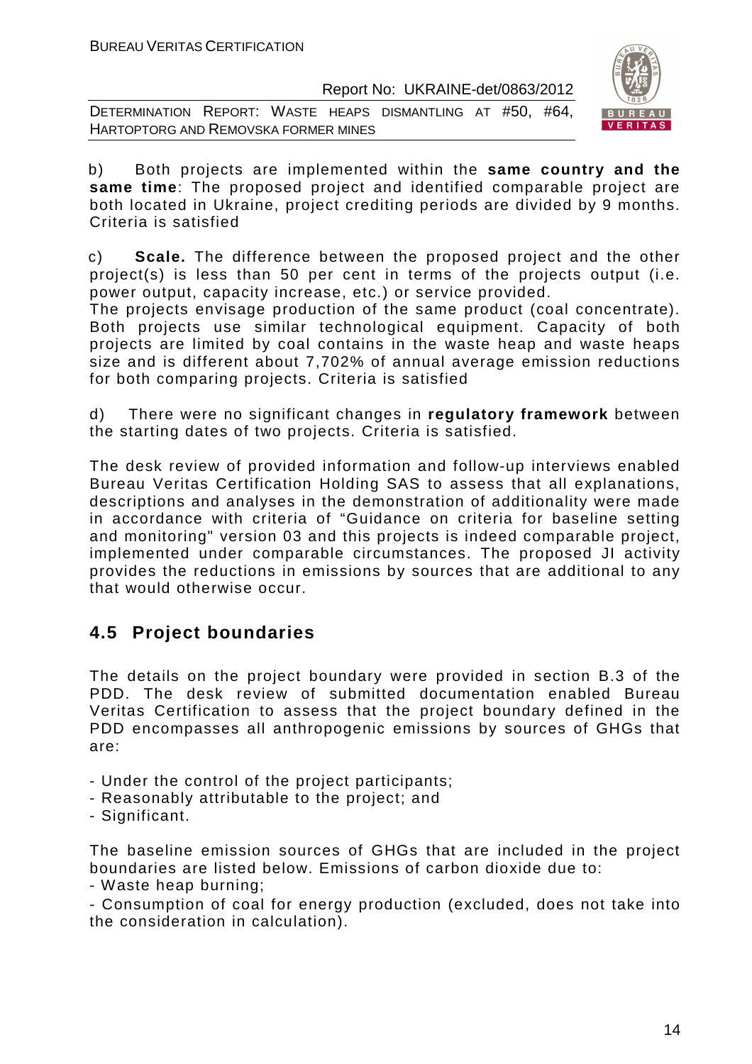b) Both projects are implemented within the **same country and the same time**: The proposed project and identified comparable project are both located in Ukraine, project crediting periods are divided by 9 months. Criteria is satisfied

c) **Scale.** The difference between the proposed project and the other project(s) is less than 50 per cent in terms of the projects output (i.e. power output, capacity increase, etc.) or service provided.
The projects envisage production of the same product (coal concentrate). Both projects use similar technological equipment. Capacity of both projects are limited by coal contains in the waste heap and waste heaps size and is different about 7,702% of annual average emission reductions for both comparing projects. Criteria is satisfied

d) There were no significant changes in **regulatory framework** between the starting dates of two projects. Criteria is satisfied.

The desk review of provided information and follow-up interviews enabled Bureau Veritas Certification Holding SAS to assess that all explanations, descriptions and analyses in the demonstration of additionality were made in accordance with criteria of "Guidance on criteria for baseline setting and monitoring" version 03 and this projects is indeed comparable project, implemented under comparable circumstances. The proposed JI activity provides the reductions in emissions by sources that are additional to any that would otherwise occur.

## 4.5 Project boundaries

The details on the project boundary were provided in section B.3 of the PDD. The desk review of submitted documentation enabled Bureau Veritas Certification to assess that the project boundary defined in the PDD encompasses all anthropogenic emissions by sources of GHGs that are:

- Under the control of the project participants;
- Reasonably attributable to the project; and
- Significant.

The baseline emission sources of GHGs that are included in the project boundaries are listed below. Emissions of carbon dioxide due to:
- Waste heap burning;
- Consumption of coal for energy production (excluded, does not take into the consideration in calculation).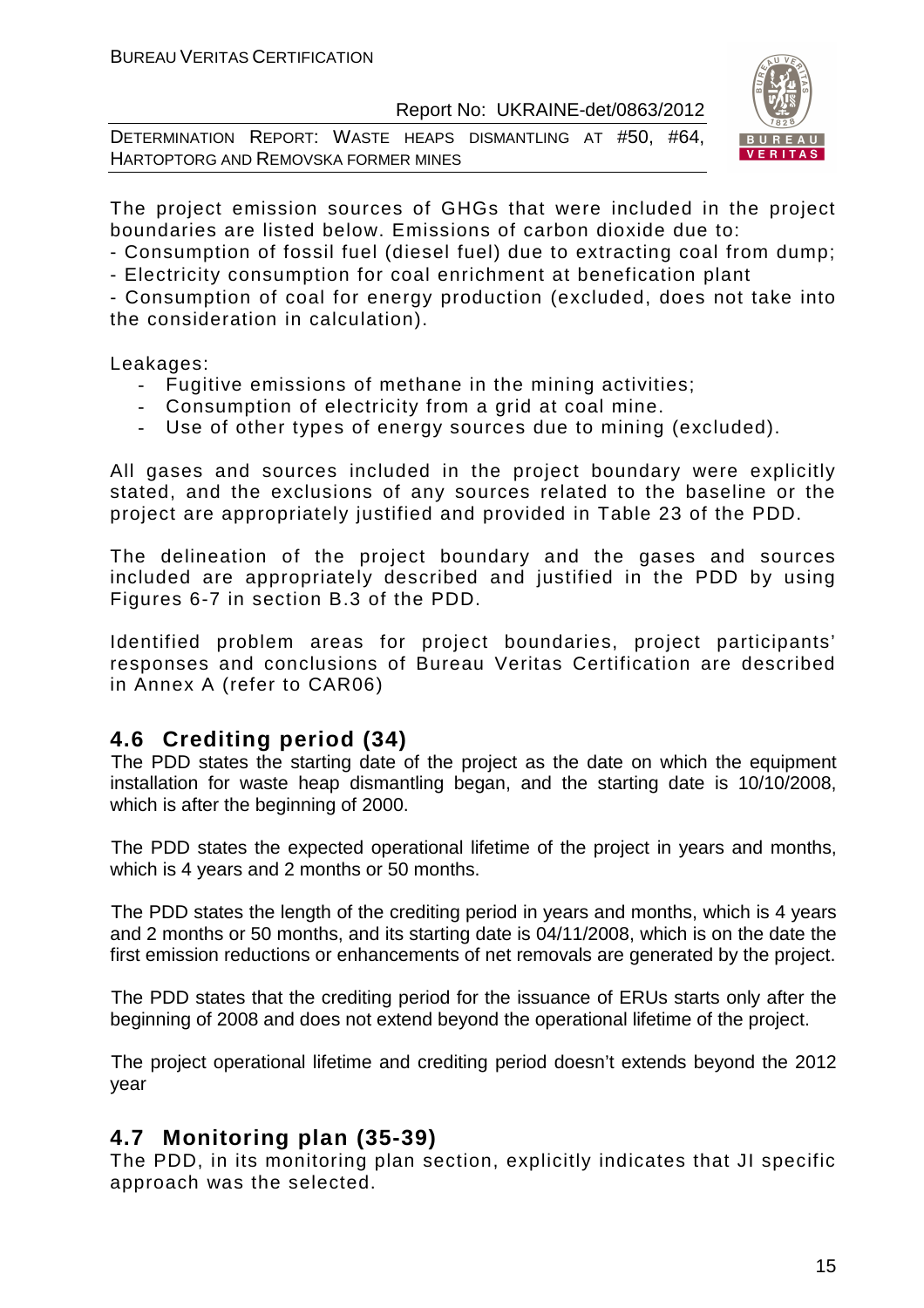The project emission sources of GHGs that were included in the project boundaries are listed below. Emissions of carbon dioxide due to:
- Consumption of fossil fuel (diesel fuel) due to extracting coal from dump;
- Electricity consumption for coal enrichment at benefication plant
- Consumption of coal for energy production (excluded, does not take into the consideration in calculation).

Leakages:
- Fugitive emissions of methane in the mining activities;
- Consumption of electricity from a grid at coal mine.
- Use of other types of energy sources due to mining (excluded).

All gases and sources included in the project boundary were explicitly stated, and the exclusions of any sources related to the baseline or the project are appropriately justified and provided in Table 23 of the PDD.

The delineation of the project boundary and the gases and sources included are appropriately described and justified in the PDD by using Figures 6-7 in section B.3 of the PDD.

Identified problem areas for project boundaries, project participants' responses and conclusions of Bureau Veritas Certification are described in Annex A (refer to CAR06)

## 4.6 Crediting period (34)

The PDD states the starting date of the project as the date on which the equipment installation for waste heap dismantling began, and the starting date is 10/10/2008, which is after the beginning of 2000.

The PDD states the expected operational lifetime of the project in years and months, which is 4 years and 2 months or 50 months.

The PDD states the length of the crediting period in years and months, which is 4 years and 2 months or 50 months, and its starting date is 04/11/2008, which is on the date the first emission reductions or enhancements of net removals are generated by the project.

The PDD states that the crediting period for the issuance of ERUs starts only after the beginning of 2008 and does not extend beyond the operational lifetime of the project.

The project operational lifetime and crediting period doesn't extends beyond the 2012 year

## 4.7 Monitoring plan (35-39)

The PDD, in its monitoring plan section, explicitly indicates that JI specific approach was the selected.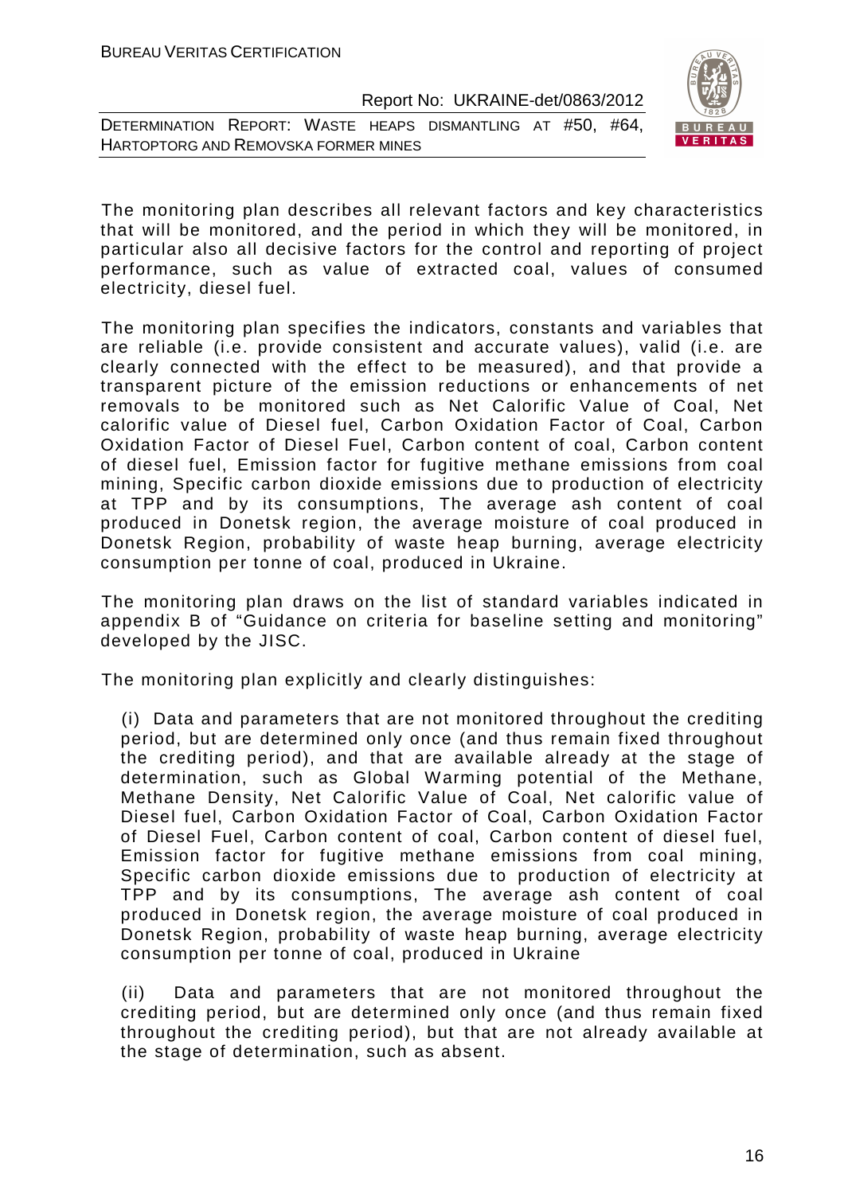The monitoring plan describes all relevant factors and key characteristics that will be monitored, and the period in which they will be monitored, in particular also all decisive factors for the control and reporting of project performance, such as value of extracted coal, values of consumed electricity, diesel fuel.

The monitoring plan specifies the indicators, constants and variables that are reliable (i.e. provide consistent and accurate values), valid (i.e. are clearly connected with the effect to be measured), and that provide a transparent picture of the emission reductions or enhancements of net removals to be monitored such as Net Calorific Value of Coal, Net calorific value of Diesel fuel, Carbon Oxidation Factor of Coal, Carbon Oxidation Factor of Diesel Fuel, Carbon content of coal, Carbon content of diesel fuel, Emission factor for fugitive methane emissions from coal mining, Specific carbon dioxide emissions due to production of electricity at TPP and by its consumptions, The average ash content of coal produced in Donetsk region, the average moisture of coal produced in Donetsk Region, probability of waste heap burning, average electricity consumption per tonne of coal, produced in Ukraine.

The monitoring plan draws on the list of standard variables indicated in appendix B of "Guidance on criteria for baseline setting and monitoring" developed by the JISC.

The monitoring plan explicitly and clearly distinguishes:

(i) Data and parameters that are not monitored throughout the crediting period, but are determined only once (and thus remain fixed throughout the crediting period), and that are available already at the stage of determination, such as Global Warming potential of the Methane, Methane Density, Net Calorific Value of Coal, Net calorific value of Diesel fuel, Carbon Oxidation Factor of Coal, Carbon Oxidation Factor of Diesel Fuel, Carbon content of coal, Carbon content of diesel fuel, Emission factor for fugitive methane emissions from coal mining, Specific carbon dioxide emissions due to production of electricity at TPP and by its consumptions, The average ash content of coal produced in Donetsk region, the average moisture of coal produced in Donetsk Region, probability of waste heap burning, average electricity consumption per tonne of coal, produced in Ukraine

(ii) Data and parameters that are not monitored throughout the crediting period, but are determined only once (and thus remain fixed throughout the crediting period), but that are not already available at the stage of determination, such as absent.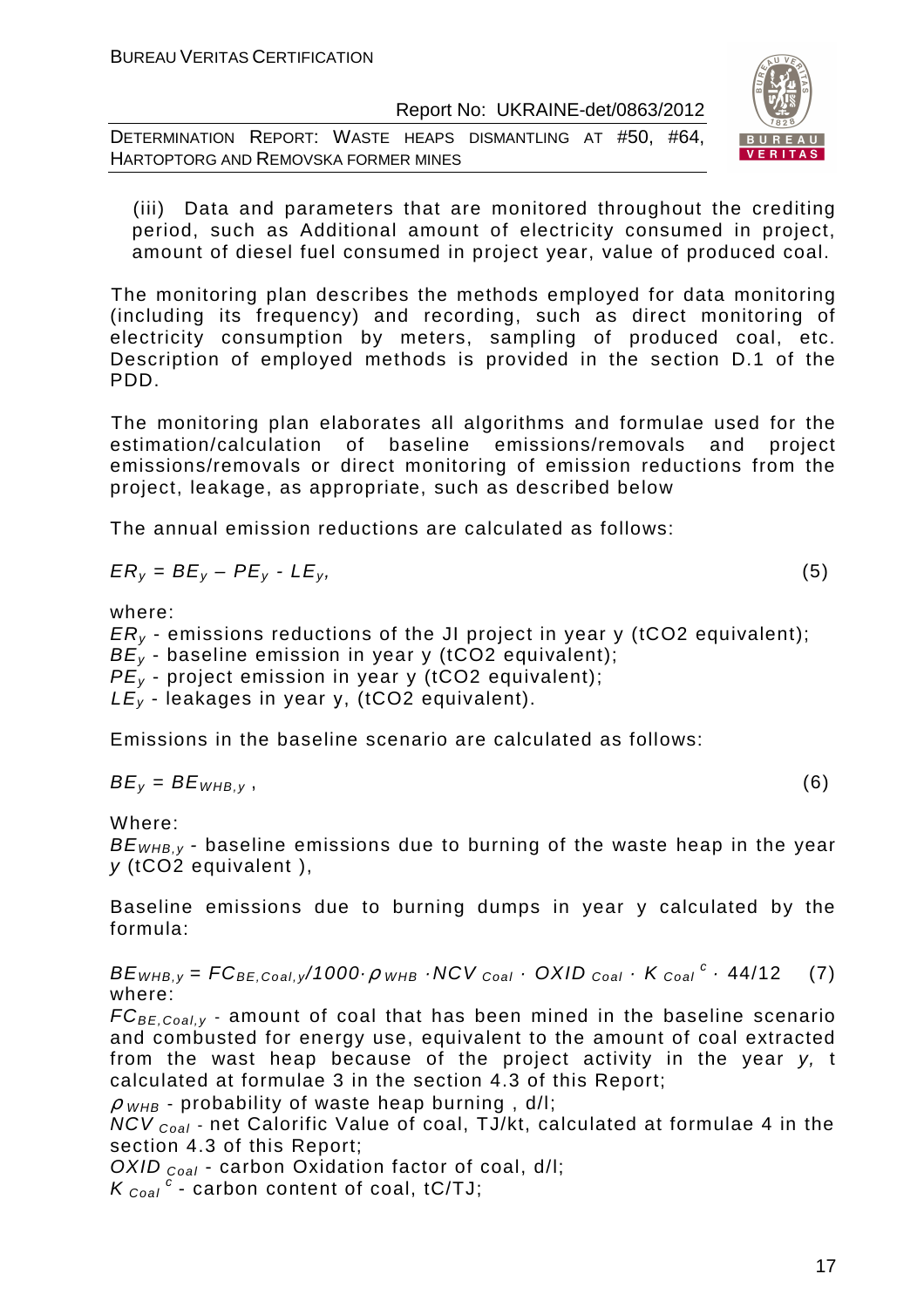(iii) Data and parameters that are monitored throughout the crediting period, such as Additional amount of electricity consumed in project, amount of diesel fuel consumed in project year, value of produced coal.

The monitoring plan describes the methods employed for data monitoring (including its frequency) and recording, such as direct monitoring of electricity consumption by meters, sampling of produced coal, etc. Description of employed methods is provided in the section D.1 of the PDD.

The monitoring plan elaborates all algorithms and formulae used for the estimation/calculation of baseline emissions/removals and project emissions/removals or direct monitoring of emission reductions from the project, leakage, as appropriate, such as described below

The annual emission reductions are calculated as follows:

$$ER_y = BE_y – PE_y - LE_y, \quad (5)$$

where:

$ER_y$ - emissions reductions of the JI project in year y (tCO2 equivalent);
$BE_y$ - baseline emission in year y (tCO2 equivalent);
$PE_y$ - project emission in year y (tCO2 equivalent);
$LE_y$ - leakages in year y, (tCO2 equivalent).

Emissions in the baseline scenario are calculated as follows:

$$BE_y = BE_{WHB,y}\ , \quad (6)$$

Where:

$BE_{WHB,y}$ - baseline emissions due to burning of the waste heap in the year $y$ (tCO2 equivalent ),

Baseline emissions due to burning dumps in year y calculated by the formula:

$$BE_{WHB,y} = FC_{BE,Coal,y}/1000 \cdot \rho_{WHB} \cdot NCV_{Coal} \cdot OXID_{Coal} \cdot K_{Coal}^{\ c} \cdot 44/12 \quad (7)$$

where:

$FC_{BE,Coal,y}$ - amount of coal that has been mined in the baseline scenario and combusted for energy use, equivalent to the amount of coal extracted from the wast heap because of the project activity in the year $y$, t calculated at formulae 3 in the section 4.3 of this Report;
$\rho_{WHB}$ - probability of waste heap burning , d/l;
$NCV_{Coal}$ - net Calorific Value of coal, TJ/kt, calculated at formulae 4 in the section 4.3 of this Report;
$OXID_{Coal}$ - carbon Oxidation factor of coal, d/l;
$K_{Coal}^{\ c}$ - carbon content of coal, tC/TJ;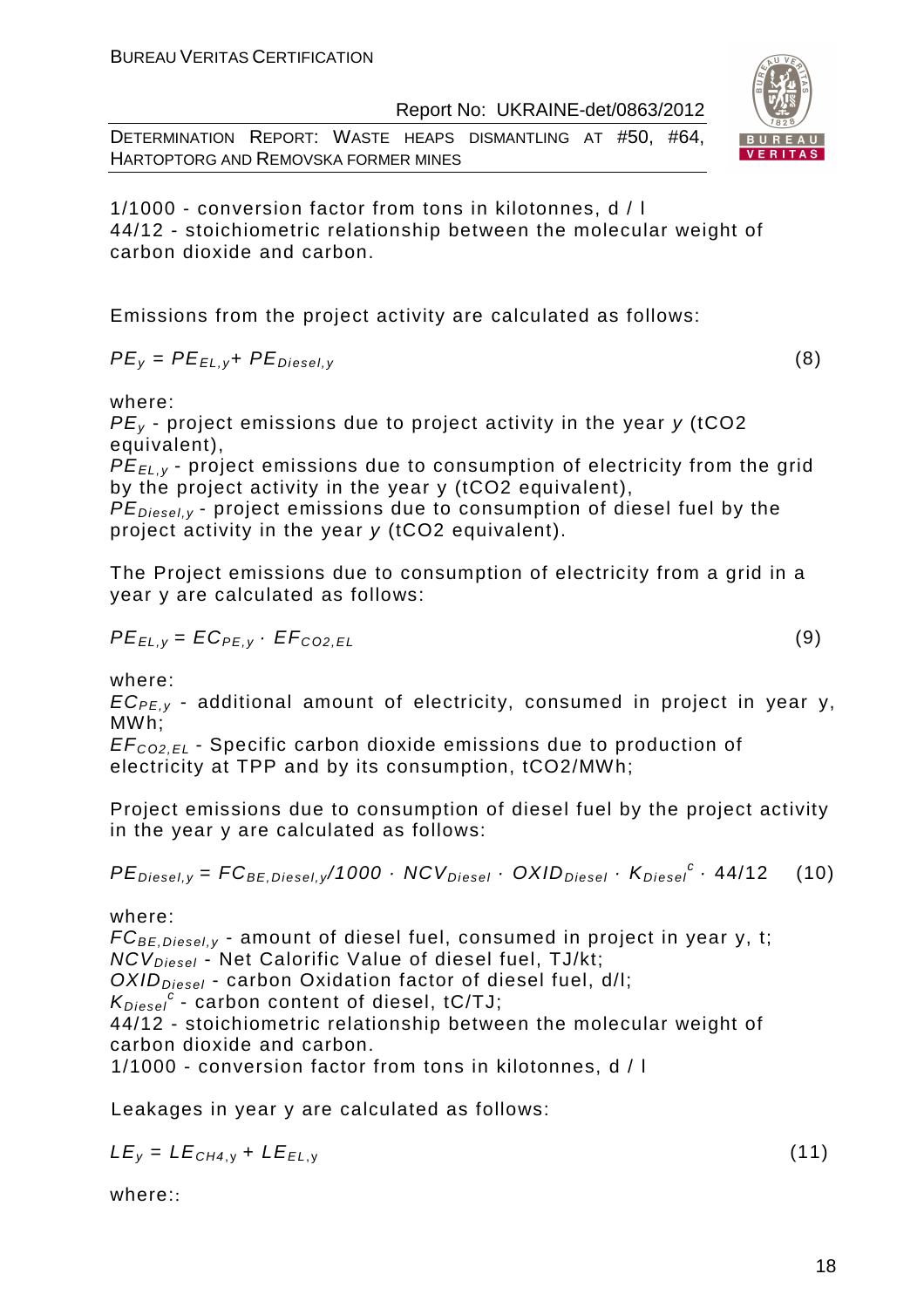1/1000 - conversion factor from tons in kilotonnes, d / l
44/12 - stoichiometric relationship between the molecular weight of carbon dioxide and carbon.

Emissions from the project activity are calculated as follows:

$$PE_y = PE_{EL,y} + PE_{Diesel,y} \tag{8}$$

where:
$PE_y$ - project emissions due to project activity in the year $y$ (tCO2 equivalent),
$PE_{EL,y}$ - project emissions due to consumption of electricity from the grid by the project activity in the year y (tCO2 equivalent),
$PE_{Diesel,y}$ - project emissions due to consumption of diesel fuel by the project activity in the year $y$ (tCO2 equivalent).

The Project emissions due to consumption of electricity from a grid in a year y are calculated as follows:

$$PE_{EL,y} = EC_{PE,y} \cdot EF_{CO2,EL} \tag{9}$$

where:
$EC_{PE,y}$ - additional amount of electricity, consumed in project in year y, MWh;
$EF_{CO2,EL}$ - Specific carbon dioxide emissions due to production of electricity at TPP and by its consumption, tCO2/MWh;

Project emissions due to consumption of diesel fuel by the project activity in the year y are calculated as follows:

$$PE_{Diesel,y} = FC_{BE,Diesel,y}/1000 \cdot NCV_{Diesel} \cdot OXID_{Diesel} \cdot K_{Diesel}^{c} \cdot 44/12 \tag{10}$$

where:
$FC_{BE,Diesel,y}$ - amount of diesel fuel, consumed in project in year y, t;
$NCV_{Diesel}$ - Net Calorific Value of diesel fuel, TJ/kt;
$OXID_{Diesel}$ - carbon Oxidation factor of diesel fuel, d/l;
$K_{Diesel}^{c}$ - carbon content of diesel, tC/TJ;
44/12 - stoichiometric relationship between the molecular weight of carbon dioxide and carbon.
1/1000 - conversion factor from tons in kilotonnes, d / l

Leakages in year y are calculated as follows:

$$LE_y = LE_{CH4,y} + LE_{EL,y} \tag{11}$$

where::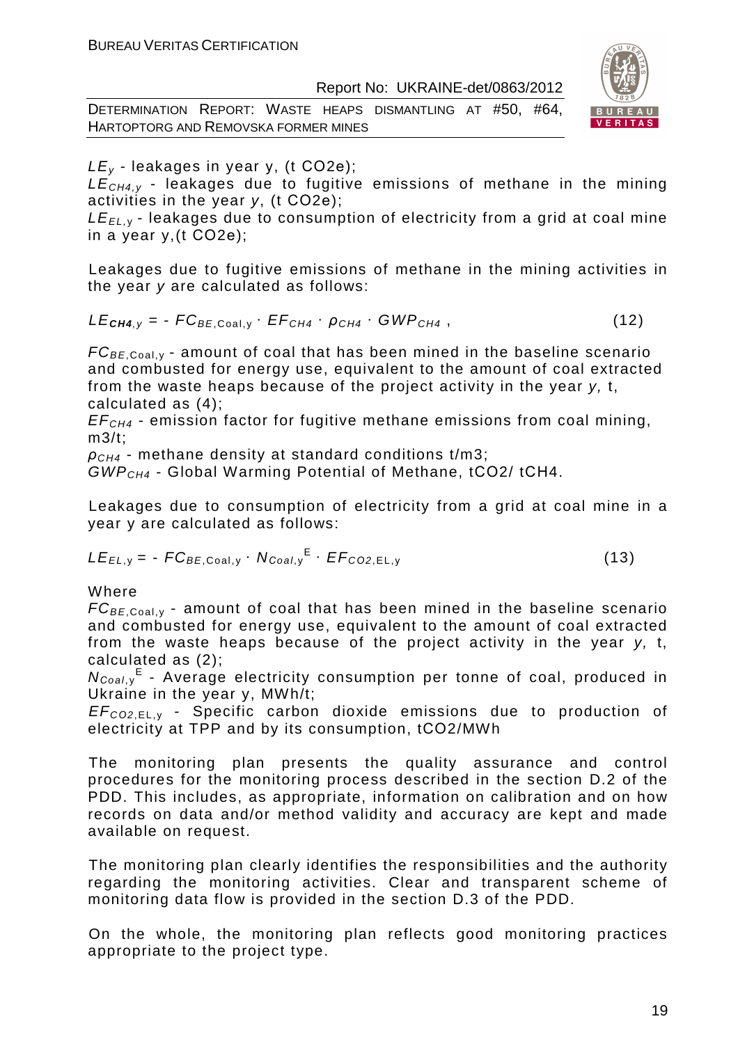$LE_y$ - leakages in year y, (t CO2e);

$LE_{CH4,y}$ - leakages due to fugitive emissions of methane in the mining activities in the year *y*, (t CO2e);

$LE_{EL,y}$ - leakages due to consumption of electricity from a grid at coal mine in a year y,(t CO2e);

Leakages due to fugitive emissions of methane in the mining activities in the year *y* are calculated as follows:

$$LE_{CH4,y} = - FC_{BE,Coal,y} \cdot EF_{CH4} \cdot \rho_{CH4} \cdot GWP_{CH4} \, , \qquad (12)$$

$FC_{BE,Coal,y}$ - amount of coal that has been mined in the baseline scenario and combusted for energy use, equivalent to the amount of coal extracted from the waste heaps because of the project activity in the year *y,* t, calculated as (4);

$EF_{CH4}$ - emission factor for fugitive methane emissions from coal mining, m3/t;

$\rho_{CH4}$ - methane density at standard conditions t/m3;

$GWP_{CH4}$ - Global Warming Potential of Methane, tCO2/ tCH4.

Leakages due to consumption of electricity from a grid at coal mine in a year y are calculated as follows:

$$LE_{EL,y} = - FC_{BE,Coal,y} \cdot N_{Coal,y}^{E} \cdot EF_{CO2,EL,y} \qquad (13)$$

Where

$FC_{BE,Coal,y}$ - amount of coal that has been mined in the baseline scenario and combusted for energy use, equivalent to the amount of coal extracted from the waste heaps because of the project activity in the year *y,* t, calculated as (2);

$N_{Coal,y}^{E}$ - Average electricity consumption per tonne of coal, produced in Ukraine in the year y, MWh/t;

$EF_{CO2,EL,y}$ - Specific carbon dioxide emissions due to production of electricity at TPP and by its consumption, tCO2/MWh

The monitoring plan presents the quality assurance and control procedures for the monitoring process described in the section D.2 of the PDD. This includes, as appropriate, information on calibration and on how records on data and/or method validity and accuracy are kept and made available on request.

The monitoring plan clearly identifies the responsibilities and the authority regarding the monitoring activities. Clear and transparent scheme of monitoring data flow is provided in the section D.3 of the PDD.

On the whole, the monitoring plan reflects good monitoring practices appropriate to the project type.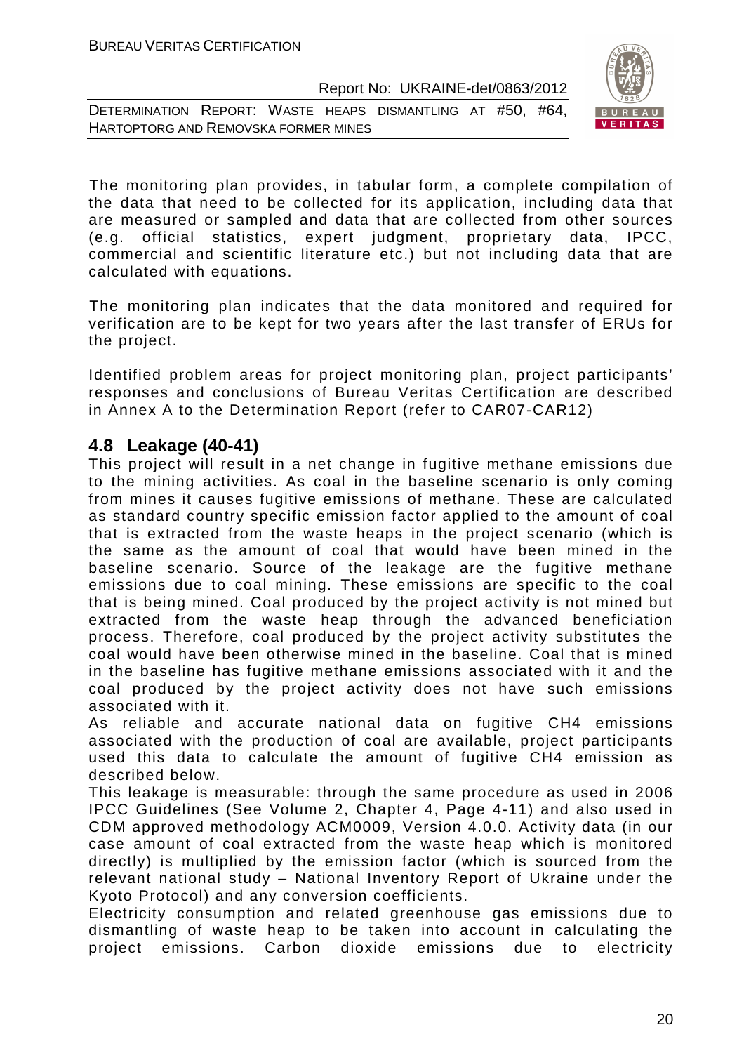The monitoring plan provides, in tabular form, a complete compilation of the data that need to be collected for its application, including data that are measured or sampled and data that are collected from other sources (e.g. official statistics, expert judgment, proprietary data, IPCC, commercial and scientific literature etc.) but not including data that are calculated with equations.

The monitoring plan indicates that the data monitored and required for verification are to be kept for two years after the last transfer of ERUs for the project.

Identified problem areas for project monitoring plan, project participants' responses and conclusions of Bureau Veritas Certification are described in Annex A to the Determination Report (refer to CAR07-CAR12)

## 4.8 Leakage (40-41)

This project will result in a net change in fugitive methane emissions due to the mining activities. As coal in the baseline scenario is only coming from mines it causes fugitive emissions of methane. These are calculated as standard country specific emission factor applied to the amount of coal that is extracted from the waste heaps in the project scenario (which is the same as the amount of coal that would have been mined in the baseline scenario. Source of the leakage are the fugitive methane emissions due to coal mining. These emissions are specific to the coal that is being mined. Coal produced by the project activity is not mined but extracted from the waste heap through the advanced beneficiation process. Therefore, coal produced by the project activity substitutes the coal would have been otherwise mined in the baseline. Coal that is mined in the baseline has fugitive methane emissions associated with it and the coal produced by the project activity does not have such emissions associated with it.

As reliable and accurate national data on fugitive $CH_4$ emissions associated with the production of coal are available, project participants used this data to calculate the amount of fugitive $CH_4$ emission as described below.

This leakage is measurable: through the same procedure as used in 2006 IPCC Guidelines (See Volume 2, Chapter 4, Page 4-11) and also used in CDM approved methodology ACM0009, Version 4.0.0. Activity data (in our case amount of coal extracted from the waste heap which is monitored directly) is multiplied by the emission factor (which is sourced from the relevant national study – National Inventory Report of Ukraine under the Kyoto Protocol) and any conversion coefficients.

Electricity consumption and related greenhouse gas emissions due to dismantling of waste heap to be taken into account in calculating the project emissions. Carbon dioxide emissions due to electricity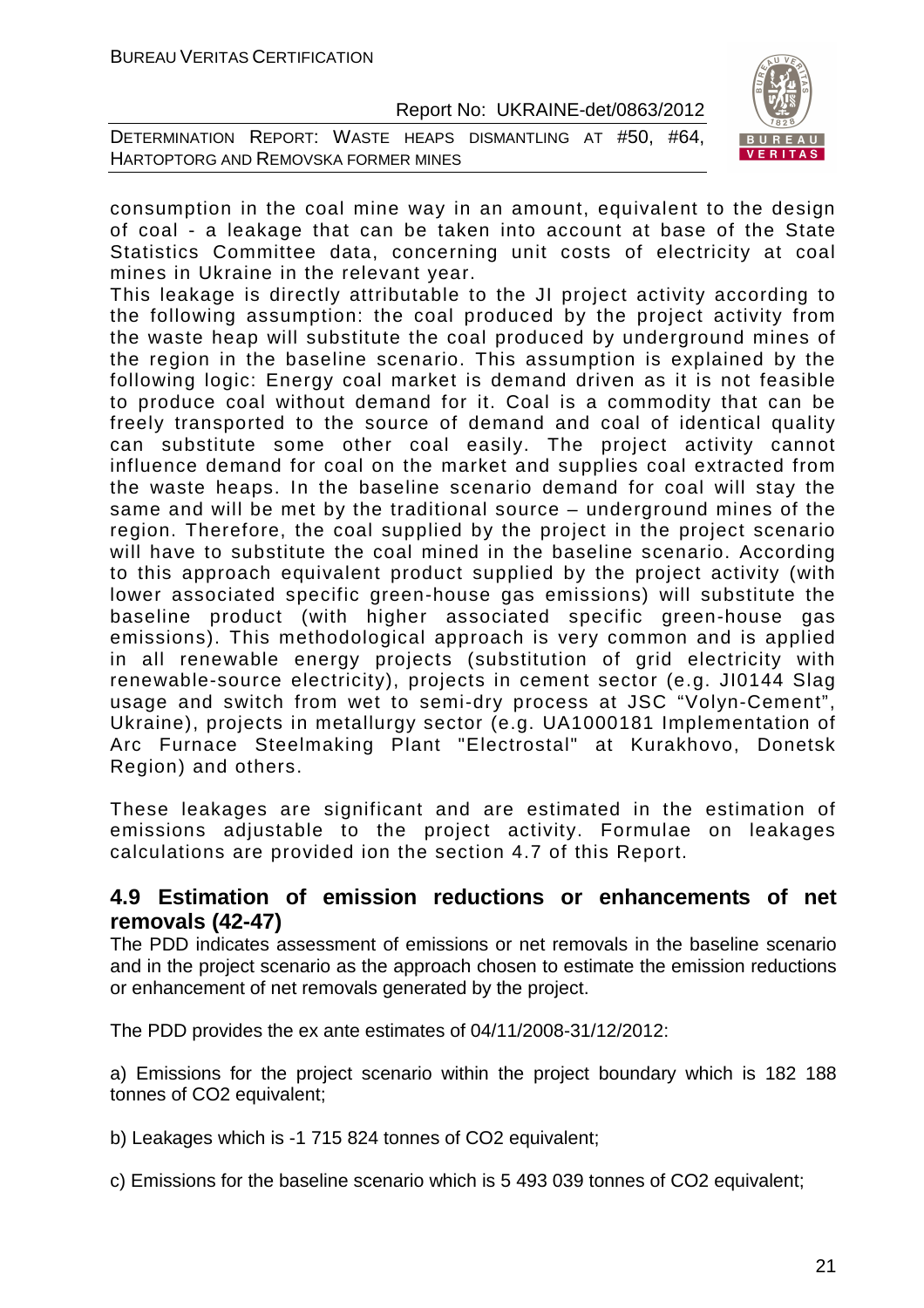consumption in the coal mine way in an amount, equivalent to the design of coal - a leakage that can be taken into account at base of the State Statistics Committee data, concerning unit costs of electricity at coal mines in Ukraine in the relevant year.

This leakage is directly attributable to the JI project activity according to the following assumption: the coal produced by the project activity from the waste heap will substitute the coal produced by underground mines of the region in the baseline scenario. This assumption is explained by the following logic: Energy coal market is demand driven as it is not feasible to produce coal without demand for it. Coal is a commodity that can be freely transported to the source of demand and coal of identical quality can substitute some other coal easily. The project activity cannot influence demand for coal on the market and supplies coal extracted from the waste heaps. In the baseline scenario demand for coal will stay the same and will be met by the traditional source – underground mines of the region. Therefore, the coal supplied by the project in the project scenario will have to substitute the coal mined in the baseline scenario. According to this approach equivalent product supplied by the project activity (with lower associated specific green-house gas emissions) will substitute the baseline product (with higher associated specific green-house gas emissions). This methodological approach is very common and is applied in all renewable energy projects (substitution of grid electricity with renewable-source electricity), projects in cement sector (e.g. JI0144 Slag usage and switch from wet to semi-dry process at JSC "Volyn-Cement", Ukraine), projects in metallurgy sector (e.g. UA1000181 Implementation of Arc Furnace Steelmaking Plant "Electrostal" at Kurakhovo, Donetsk Region) and others.

These leakages are significant and are estimated in the estimation of emissions adjustable to the project activity. Formulae on leakages calculations are provided ion the section 4.7 of this Report.

## 4.9 Estimation of emission reductions or enhancements of net removals (42-47)

The PDD indicates assessment of emissions or net removals in the baseline scenario and in the project scenario as the approach chosen to estimate the emission reductions or enhancement of net removals generated by the project.

The PDD provides the ex ante estimates of 04/11/2008-31/12/2012:

a) Emissions for the project scenario within the project boundary which is 182 188 tonnes of $CO_2$ equivalent;

b) Leakages which is -1 715 824 tonnes of $CO_2$ equivalent;

c) Emissions for the baseline scenario which is 5 493 039 tonnes of $CO_2$ equivalent;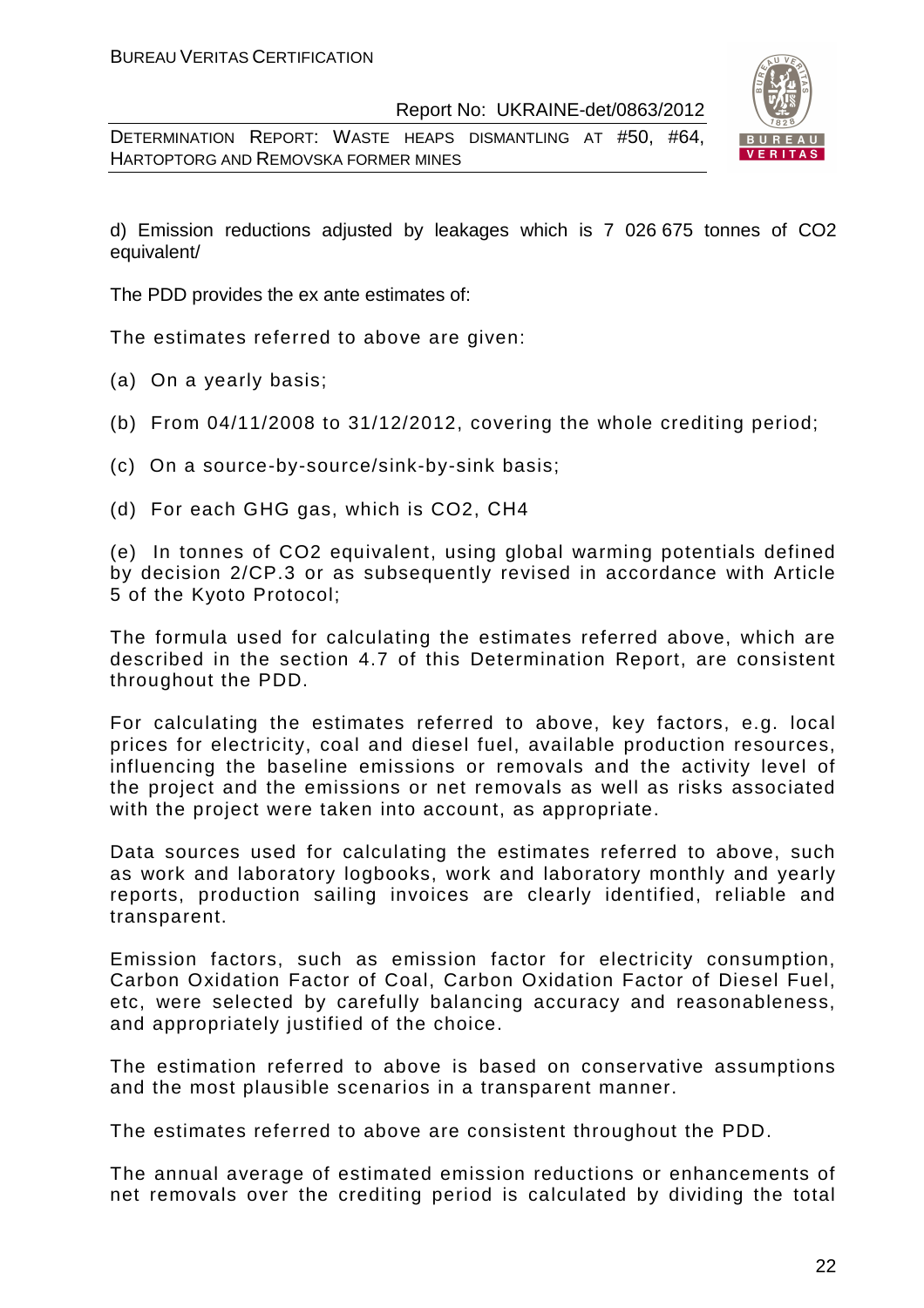d) Emission reductions adjusted by leakages which is 7 026 675 tonnes of $CO_2$ equivalent/

The PDD provides the ex ante estimates of:

The estimates referred to above are given:

(a) On a yearly basis;

(b) From 04/11/2008 to 31/12/2012, covering the whole crediting period;

(c) On a source-by-source/sink-by-sink basis;

(d) For each GHG gas, which is $CO_2$, $CH_4$

(e) In tonnes of $CO_2$ equivalent, using global warming potentials defined by decision 2/CP.3 or as subsequently revised in accordance with Article 5 of the Kyoto Protocol;

The formula used for calculating the estimates referred above, which are described in the section 4.7 of this Determination Report, are consistent throughout the PDD.

For calculating the estimates referred to above, key factors, e.g. local prices for electricity, coal and diesel fuel, available production resources, influencing the baseline emissions or removals and the activity level of the project and the emissions or net removals as well as risks associated with the project were taken into account, as appropriate.

Data sources used for calculating the estimates referred to above, such as work and laboratory logbooks, work and laboratory monthly and yearly reports, production sailing invoices are clearly identified, reliable and transparent.

Emission factors, such as emission factor for electricity consumption, Carbon Oxidation Factor of Coal, Carbon Oxidation Factor of Diesel Fuel, etc, were selected by carefully balancing accuracy and reasonableness, and appropriately justified of the choice.

The estimation referred to above is based on conservative assumptions and the most plausible scenarios in a transparent manner.

The estimates referred to above are consistent throughout the PDD.

The annual average of estimated emission reductions or enhancements of net removals over the crediting period is calculated by dividing the total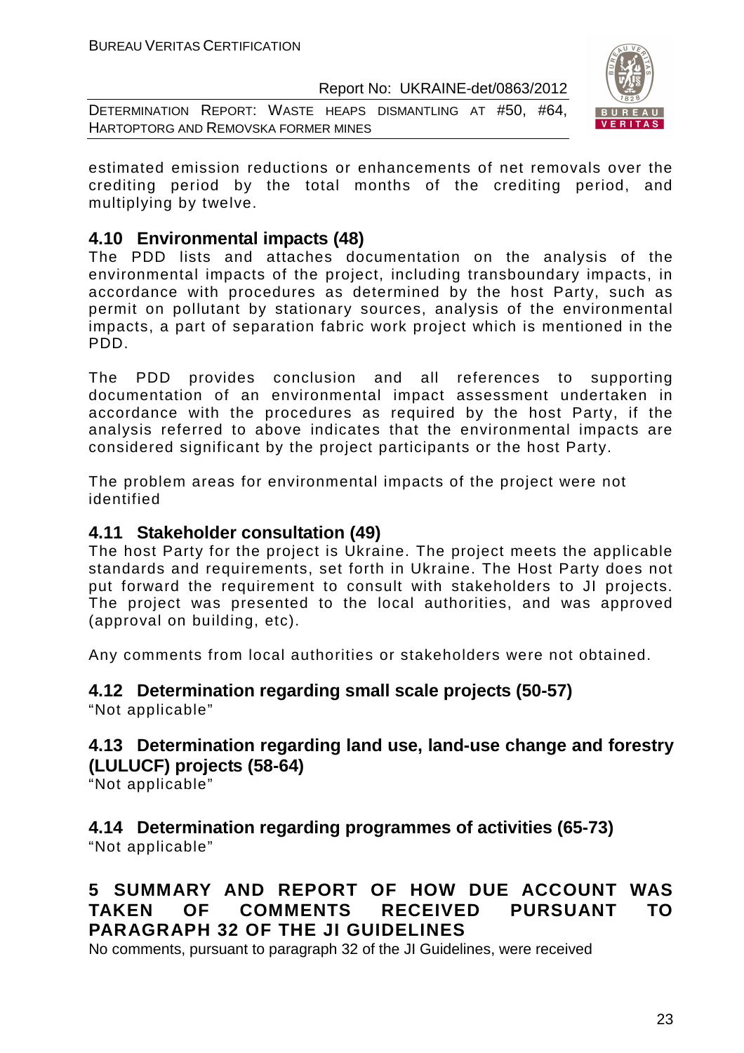estimated emission reductions or enhancements of net removals over the crediting period by the total months of the crediting period, and multiplying by twelve.

## 4.10 Environmental impacts (48)

The PDD lists and attaches documentation on the analysis of the environmental impacts of the project, including transboundary impacts, in accordance with procedures as determined by the host Party, such as permit on pollutant by stationary sources, analysis of the environmental impacts, a part of separation fabric work project which is mentioned in the PDD.

The PDD provides conclusion and all references to supporting documentation of an environmental impact assessment undertaken in accordance with the procedures as required by the host Party, if the analysis referred to above indicates that the environmental impacts are considered significant by the project participants or the host Party.

The problem areas for environmental impacts of the project were not identified

## 4.11 Stakeholder consultation (49)

The host Party for the project is Ukraine. The project meets the applicable standards and requirements, set forth in Ukraine. The Host Party does not put forward the requirement to consult with stakeholders to JI projects. The project was presented to the local authorities, and was approved (approval on building, etc).

Any comments from local authorities or stakeholders were not obtained.

## 4.12 Determination regarding small scale projects (50-57)

"Not applicable"

## 4.13 Determination regarding land use, land-use change and forestry (LULUCF) projects (58-64)

"Not applicable"

## 4.14 Determination regarding programmes of activities (65-73)

"Not applicable"

# 5 SUMMARY AND REPORT OF HOW DUE ACCOUNT WAS TAKEN OF COMMENTS RECEIVED PURSUANT TO PARAGRAPH 32 OF THE JI GUIDELINES

No comments, pursuant to paragraph 32 of the JI Guidelines, were received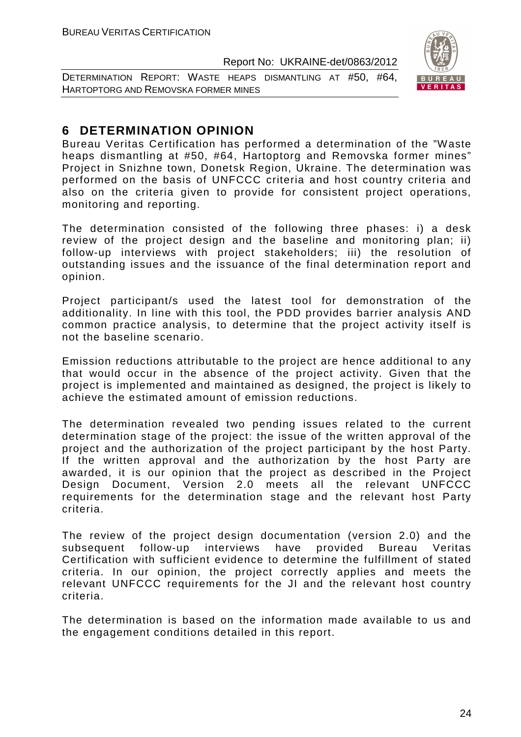## 6 DETERMINATION OPINION

Bureau Veritas Certification has performed a determination of the "Waste heaps dismantling at #50, #64, Hartoptorg and Removska former mines" Project in Snizhne town, Donetsk Region, Ukraine. The determination was performed on the basis of UNFCCC criteria and host country criteria and also on the criteria given to provide for consistent project operations, monitoring and reporting.

The determination consisted of the following three phases: i) a desk review of the project design and the baseline and monitoring plan; ii) follow-up interviews with project stakeholders; iii) the resolution of outstanding issues and the issuance of the final determination report and opinion.

Project participant/s used the latest tool for demonstration of the additionality. In line with this tool, the PDD provides barrier analysis AND common practice analysis, to determine that the project activity itself is not the baseline scenario.

Emission reductions attributable to the project are hence additional to any that would occur in the absence of the project activity. Given that the project is implemented and maintained as designed, the project is likely to achieve the estimated amount of emission reductions.

The determination revealed two pending issues related to the current determination stage of the project: the issue of the written approval of the project and the authorization of the project participant by the host Party. If the written approval and the authorization by the host Party are awarded, it is our opinion that the project as described in the Project Design Document, Version 2.0 meets all the relevant UNFCCC requirements for the determination stage and the relevant host Party criteria.

The review of the project design documentation (version 2.0) and the subsequent follow-up interviews have provided Bureau Veritas Certification with sufficient evidence to determine the fulfillment of stated criteria. In our opinion, the project correctly applies and meets the relevant UNFCCC requirements for the JI and the relevant host country criteria.

The determination is based on the information made available to us and the engagement conditions detailed in this report.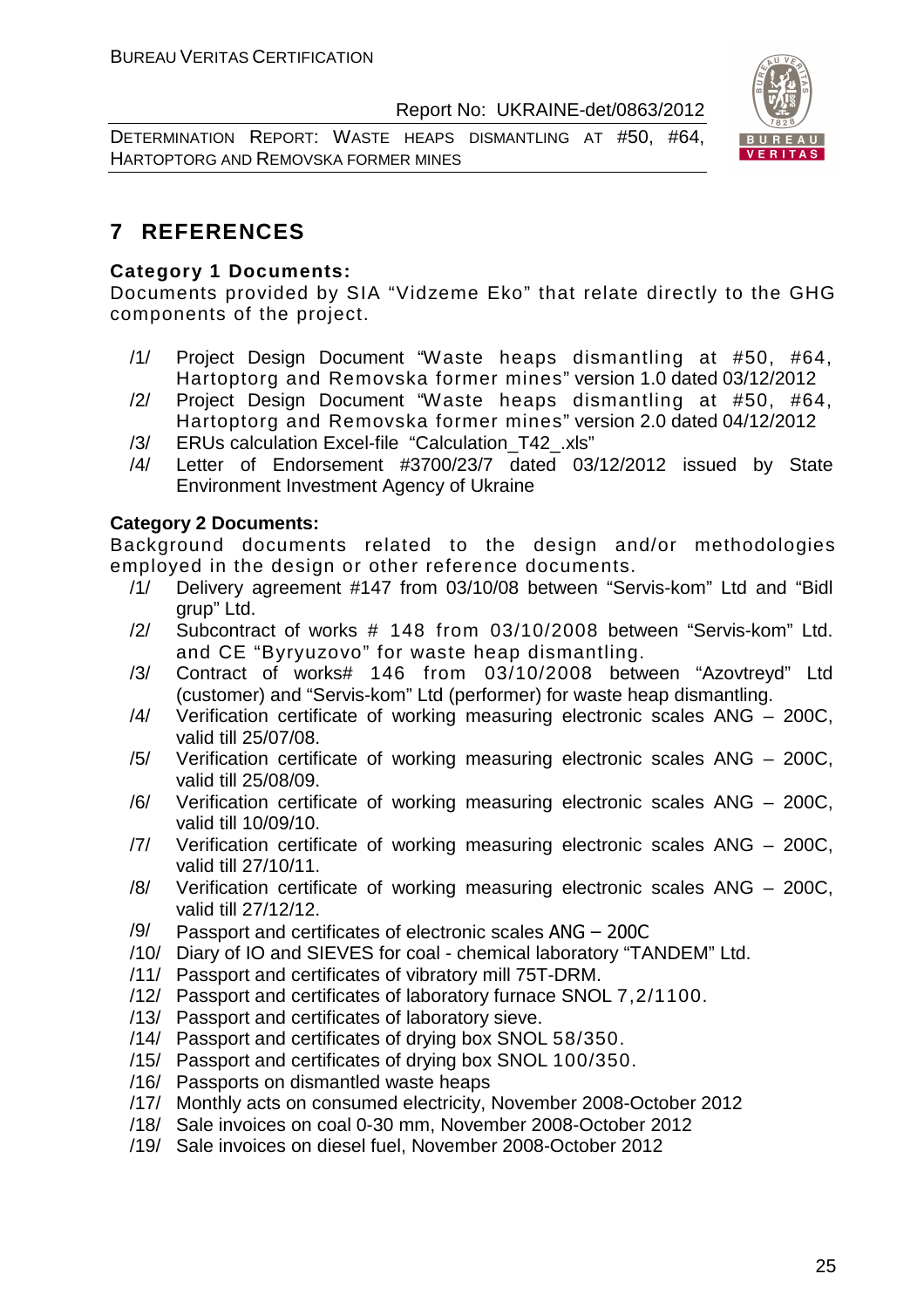# 7 REFERENCES

**Category 1 Documents:**

Documents provided by SIA "Vidzeme Eko" that relate directly to the GHG components of the project.

/1/ Project Design Document "Waste heaps dismantling at #50, #64, Hartoptorg and Removska former mines" version 1.0 dated 03/12/2012

/2/ Project Design Document "Waste heaps dismantling at #50, #64, Hartoptorg and Removska former mines" version 2.0 dated 04/12/2012

/3/ ERUs calculation Excel-file "Calculation_T42_.xls"

/4/ Letter of Endorsement #3700/23/7 dated 03/12/2012 issued by State Environment Investment Agency of Ukraine

**Category 2 Documents:**

Background documents related to the design and/or methodologies employed in the design or other reference documents.

/1/ Delivery agreement #147 from 03/10/08 between "Servis-kom" Ltd and "Bidl grup" Ltd.

/2/ Subcontract of works # 148 from 03/10/2008 between "Servis-kom" Ltd. and CE "Byryuzovo" for waste heap dismantling.

/3/ Contract of works# 146 from 03/10/2008 between "Azovtreyd" Ltd (customer) and "Servis-kom" Ltd (performer) for waste heap dismantling.

/4/ Verification certificate of working measuring electronic scales ANG – 200C, valid till 25/07/08.

/5/ Verification certificate of working measuring electronic scales ANG – 200C, valid till 25/08/09.

/6/ Verification certificate of working measuring electronic scales ANG – 200C, valid till 10/09/10.

/7/ Verification certificate of working measuring electronic scales ANG – 200C, valid till 27/10/11.

/8/ Verification certificate of working measuring electronic scales ANG – 200C, valid till 27/12/12.

/9/ Passport and certificates of electronic scales ANG – 200C

/10/ Diary of IO and SIEVES for coal - chemical laboratory "TANDEM" Ltd.

/11/ Passport and certificates of vibratory mill 75T-DRM.

/12/ Passport and certificates of laboratory furnace SNOL 7,2/1100.

/13/ Passport and certificates of laboratory sieve.

/14/ Passport and certificates of drying box SNOL 58/350.

/15/ Passport and certificates of drying box SNOL 100/350.

/16/ Passports on dismantled waste heaps

/17/ Monthly acts on consumed electricity, November 2008-October 2012

/18/ Sale invoices on coal 0-30 mm, November 2008-October 2012

/19/ Sale invoices on diesel fuel, November 2008-October 2012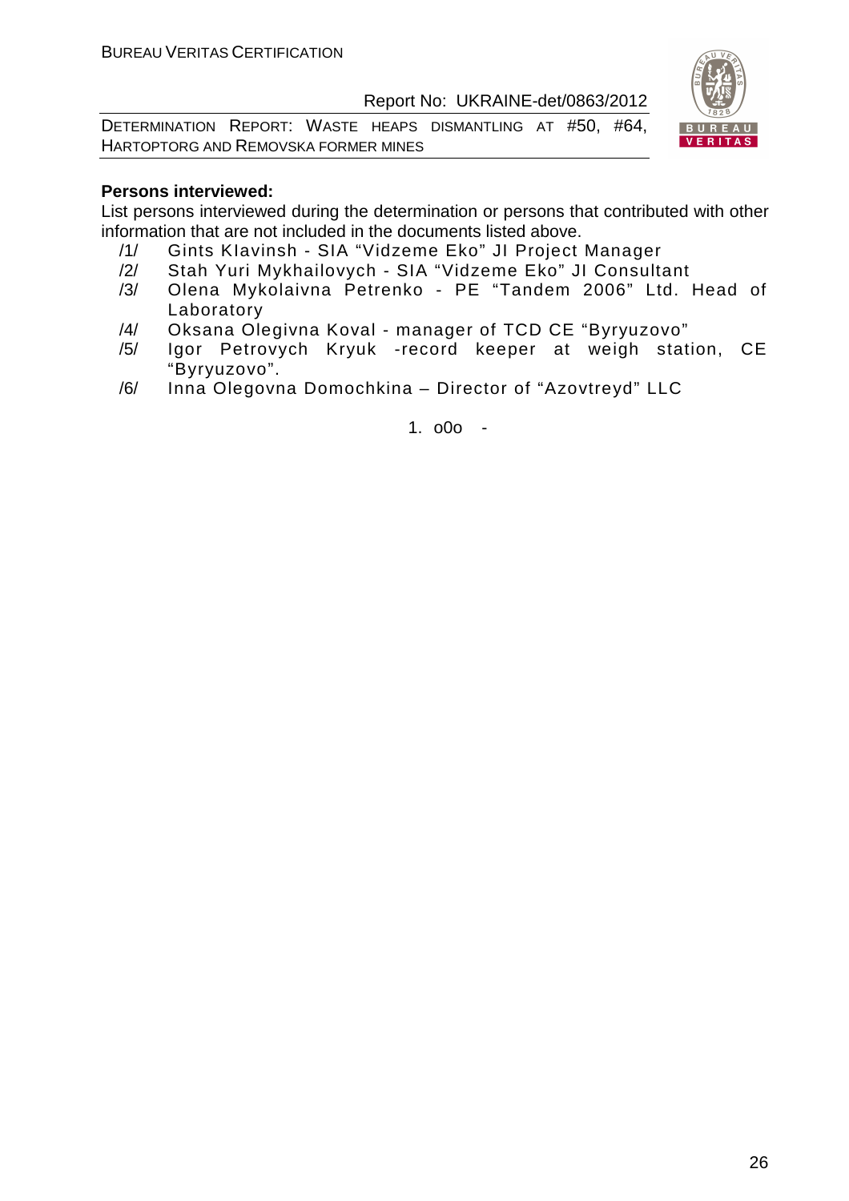**Persons interviewed:**

List persons interviewed during the determination or persons that contributed with other information that are not included in the documents listed above.

/1/ Gints Klavinsh - SIA "Vidzeme Eko" JI Project Manager

/2/ Stah Yuri Mykhailovych - SIA "Vidzeme Eko" JI Consultant

/3/ Olena Mykolaivna Petrenko - PE "Tandem 2006" Ltd. Head of Laboratory

/4/ Oksana Olegivna Koval - manager of TCD CE "Byryuzovo"

/5/ Igor Petrovych Kryuk -record keeper at weigh station, CE "Byryuzovo".

/6/ Inna Olegovna Domochkina – Director of "Azovtreyd" LLC

1. o0o -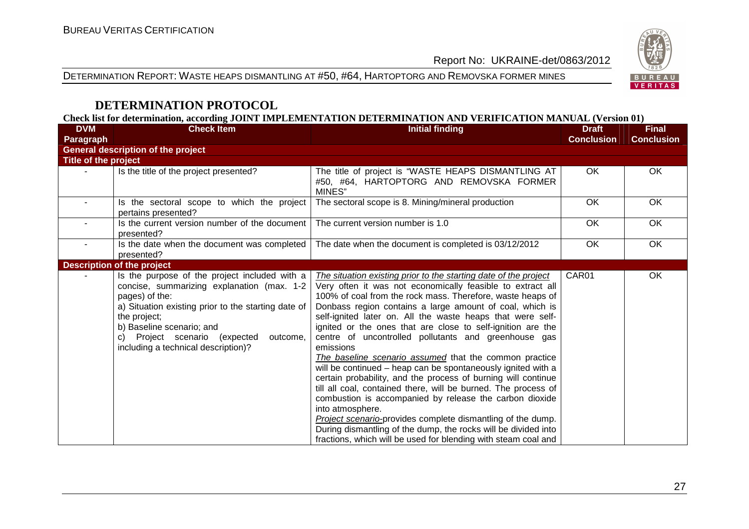## DETERMINATION PROTOCOL

**Check list for determination, according JOINT IMPLEMENTATION DETERMINATION AND VERIFICATION MANUAL (Version 01)**

| DVM Paragraph | Check Item | Initial finding | Draft Conclusion | Final Conclusion |
|---|---|---|---|---|
| **General description of the project** | | | | |
| **Title of the project** | | | | |
| - | Is the title of the project presented? | The title of project is "WASTE HEAPS DISMANTLING AT #50, #64, HARTOPTORG AND REMOVSKA FORMER MINES" | OK | OK |
| - | Is the sectoral scope to which the project pertains presented? | The sectoral scope is 8. Mining/mineral production | OK | OK |
| - | Is the current version number of the document presented? | The current version number is 1.0 | OK | OK |
| - | Is the date when the document was completed presented? | The date when the document is completed is 03/12/2012 | OK | OK |
| **Description of the project** | | | | |
| - | Is the purpose of the project included with a concise, summarizing explanation (max. 1-2 pages) of the:<br>a) Situation existing prior to the starting date of the project;<br>b) Baseline scenario; and<br>c) Project scenario (expected outcome, including a technical description)? | *The situation existing prior to the starting date of the project*<br>Very often it was not economically feasible to extract all 100% of coal from the rock mass. Therefore, waste heaps of Donbass region contains a large amount of coal, which is self-ignited later on. All the waste heaps that were self-ignited or the ones that are close to self-ignition are the centre of uncontrolled pollutants and greenhouse gas emissions<br>*The baseline scenario assumed* that the common practice will be continued – heap can be spontaneously ignited with a certain probability, and the process of burning will continue till all coal, contained there, will be burned. The process of combustion is accompanied by release the carbon dioxide into atmosphere.<br>*Project scenario*-provides complete dismantling of the dump. During dismantling of the dump, the rocks will be divided into fractions, which will be used for blending with steam coal and | CAR01 | OK |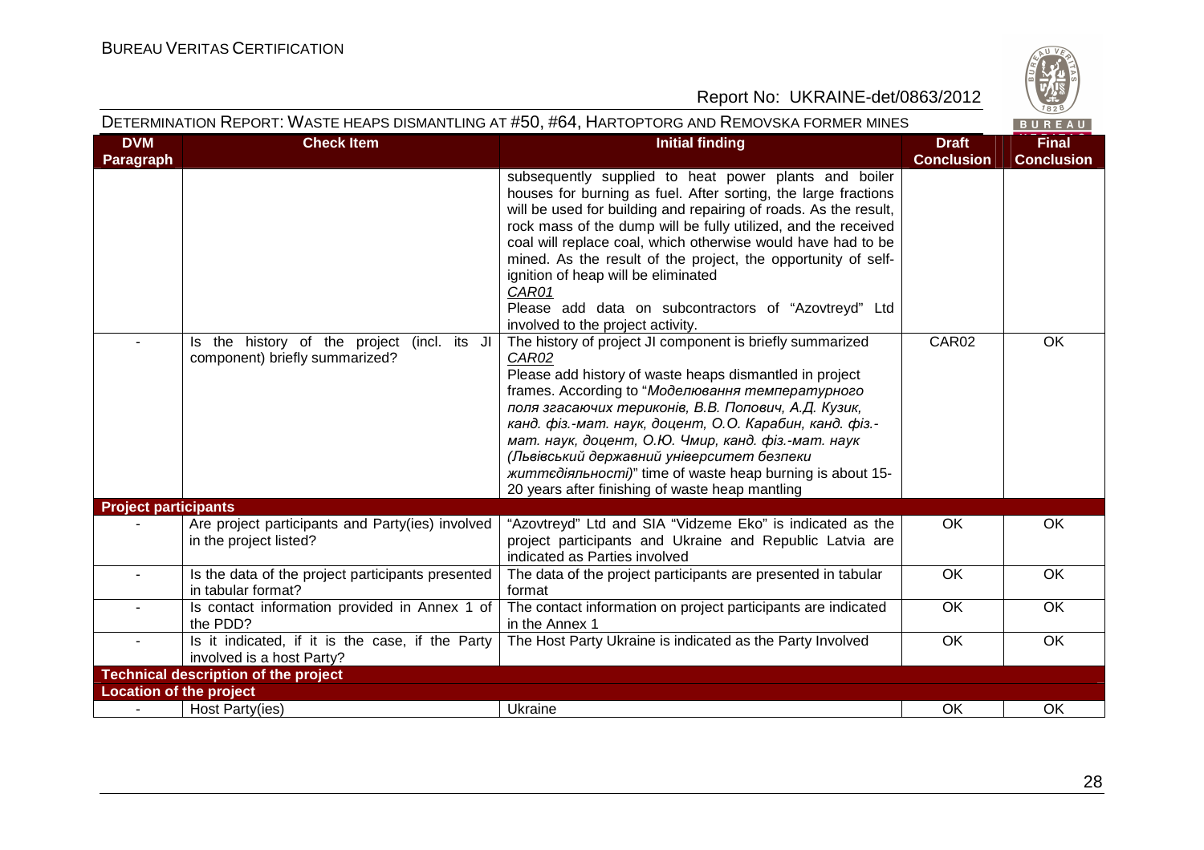| DVM Paragraph | Check Item | Initial finding | Draft Conclusion | Final Conclusion |
|---|---|---|---|---|
| | | subsequently supplied to heat power plants and boiler houses for burning as fuel. After sorting, the large fractions will be used for building and repairing of roads. As the result, rock mass of the dump will be fully utilized, and the received coal will replace coal, which otherwise would have had to be mined. As the result of the project, the opportunity of self-ignition of heap will be eliminated<br>CAR01<br>Please add data on subcontractors of "Azovtreyd" Ltd involved to the project activity. | | |
| - | Is the history of the project (incl. its JI component) briefly summarized? | The history of project JI component is briefly summarized<br>CAR02<br>Please add history of waste heaps dismantled in project frames. According to "*Моделювання температурного поля згасаючих териконів, В.В. Попович, А.Д. Кузик, канд. фіз.-мат. наук, доцент, О.О. Карабин, канд. фіз.-мат. наук, доцент, О.Ю. Чмир, канд. фіз.-мат. наук (Львівський державний університет безпеки життєдіяльності)*" time of waste heap burning is about 15-20 years after finishing of waste heap mantling | CAR02 | OK |
| **Project participants** | | | | |
| - | Are project participants and Party(ies) involved in the project listed? | "Azovtreyd" Ltd and SIA "Vidzeme Eko" is indicated as the project participants and Ukraine and Republic Latvia are indicated as Parties involved | OK | OK |
| - | Is the data of the project participants presented in tabular format? | The data of the project participants are presented in tabular format | OK | OK |
| - | Is contact information provided in Annex 1 of the PDD? | The contact information on project participants are indicated in the Annex 1 | OK | OK |
| - | Is it indicated, if it is the case, if the Party involved is a host Party? | The Host Party Ukraine is indicated as the Party Involved | OK | OK |
| **Technical description of the project** | | | | |
| **Location of the project** | | | | |
| - | Host Party(ies) | Ukraine | OK | OK |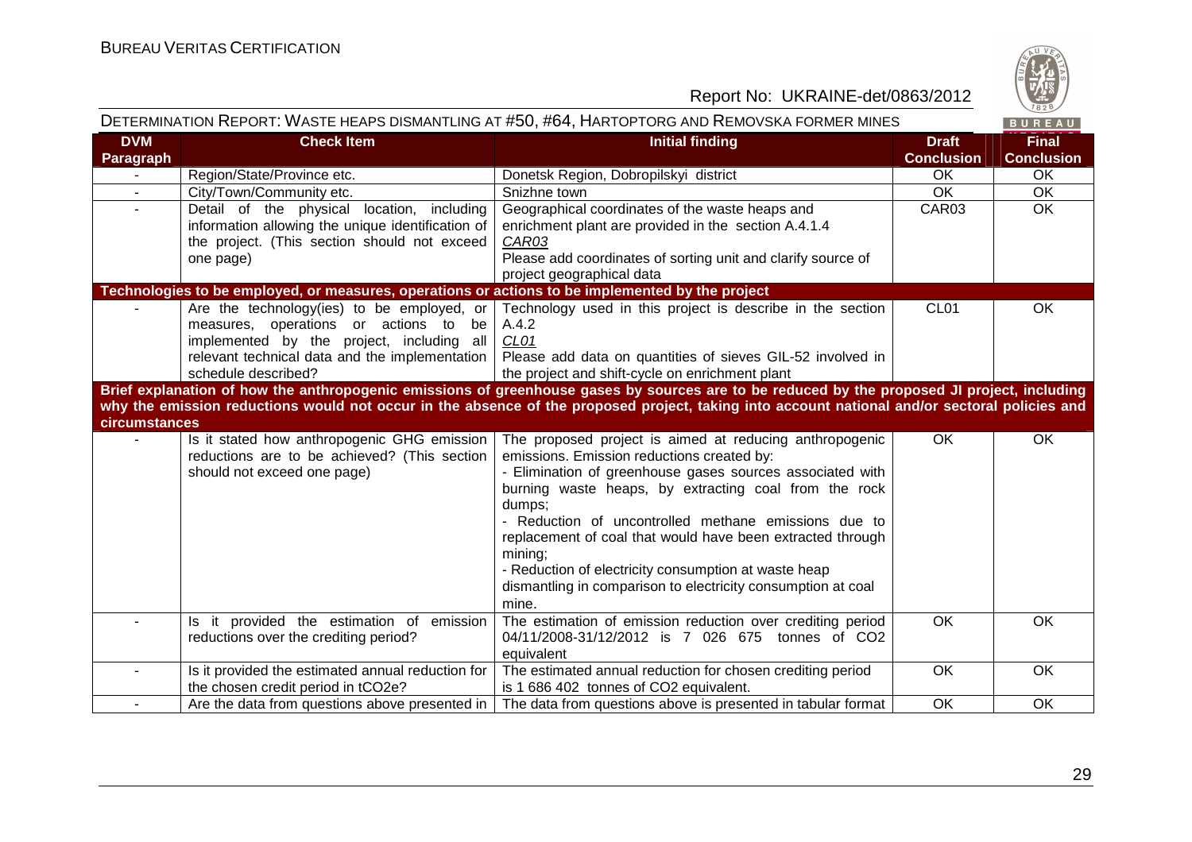| DVM Paragraph | Check Item | Initial finding | Draft Conclusion | Final Conclusion |
|---|---|---|---|---|
| - | Region/State/Province etc. | Donetsk Region, Dobropilskyi district | OK | OK |
| - | City/Town/Community etc. | Snizhne town | OK | OK |
| - | Detail of the physical location, including information allowing the unique identification of the project. (This section should not exceed one page) | Geographical coordinates of the waste heaps and enrichment plant are provided in the section A.4.1.4<br>*CAR03*<br>Please add coordinates of sorting unit and clarify source of project geographical data | CAR03 | OK |
| **Technologies to be employed, or measures, operations or actions to be implemented by the project** | | | | |
| - | Are the technology(ies) to be employed, or measures, operations or actions to be implemented by the project, including all relevant technical data and the implementation schedule described? | Technology used in this project is describe in the section A.4.2<br>*CL01*<br>Please add data on quantities of sieves GIL-52 involved in the project and shift-cycle on enrichment plant | CL01 | OK |
| **Brief explanation of how the anthropogenic emissions of greenhouse gases by sources are to be reduced by the proposed JI project, including why the emission reductions would not occur in the absence of the proposed project, taking into account national and/or sectoral policies and circumstances** | | | | |
| - | Is it stated how anthropogenic GHG emission reductions are to be achieved? (This section should not exceed one page) | The proposed project is aimed at reducing anthropogenic emissions. Emission reductions created by:<br>- Elimination of greenhouse gases sources associated with burning waste heaps, by extracting coal from the rock dumps;<br>- Reduction of uncontrolled methane emissions due to replacement of coal that would have been extracted through mining;<br>- Reduction of electricity consumption at waste heap dismantling in comparison to electricity consumption at coal mine. | OK | OK |
| - | Is it provided the estimation of emission reductions over the crediting period? | The estimation of emission reduction over crediting period 04/11/2008-31/12/2012 is 7 026 675 tonnes of CO2 equivalent | OK | OK |
| - | Is it provided the estimated annual reduction for the chosen credit period in tCO2e? | The estimated annual reduction for chosen crediting period is 1 686 402 tonnes of CO2 equivalent. | OK | OK |
| - | Are the data from questions above presented in | The data from questions above is presented in tabular format | OK | OK |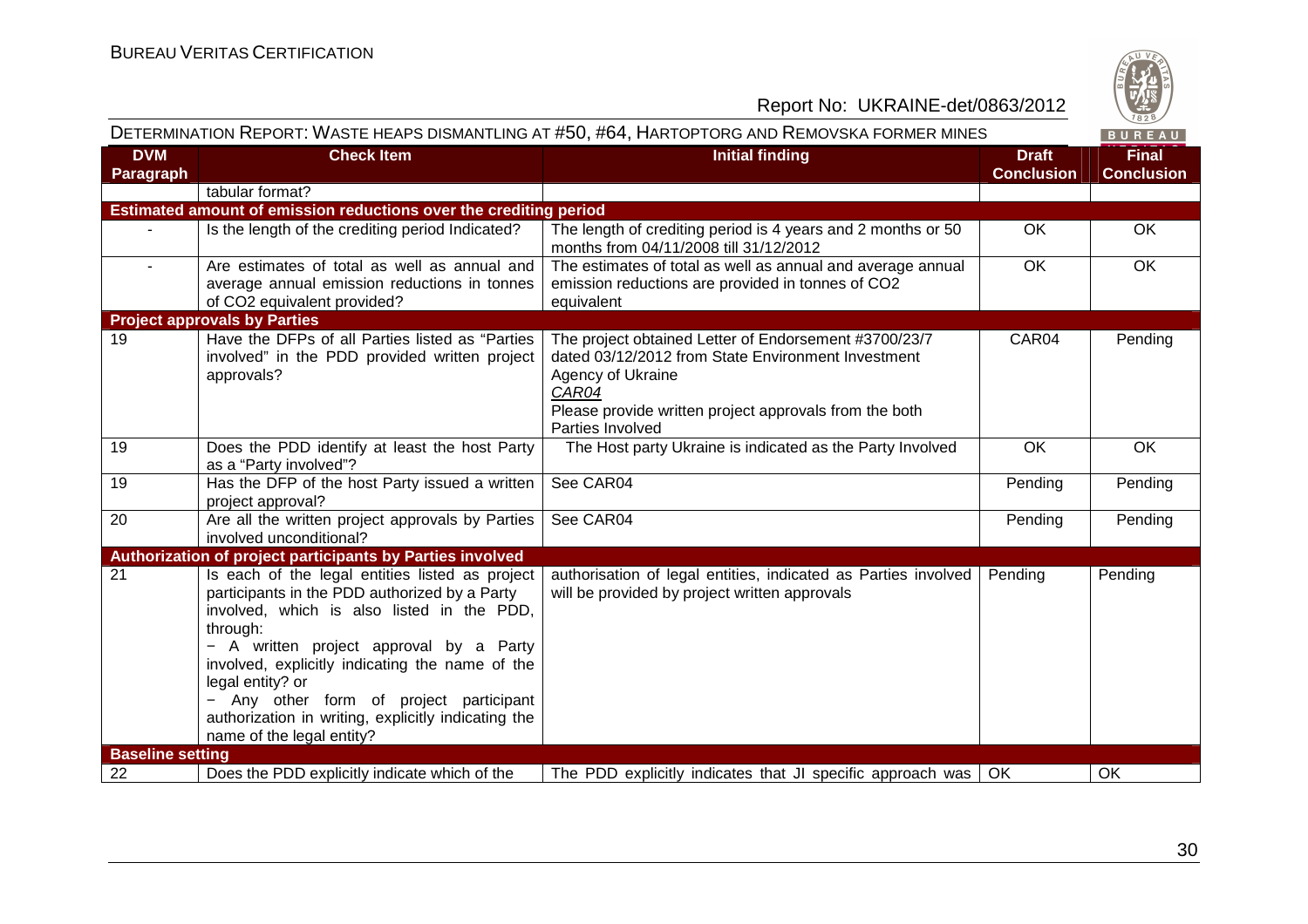| DVM Paragraph | Check Item | Initial finding | Draft Conclusion | Final Conclusion |
|---|---|---|---|---|
| | tabular format? | | | |
| **Estimated amount of emission reductions over the crediting period** | | | | |
| - | Is the length of the crediting period Indicated? | The length of crediting period is 4 years and 2 months or 50 months from 04/11/2008 till 31/12/2012 | OK | OK |
| - | Are estimates of total as well as annual and average annual emission reductions in tonnes of CO2 equivalent provided? | The estimates of total as well as annual and average annual emission reductions are provided in tonnes of CO2 equivalent | OK | OK |
| **Project approvals by Parties** | | | | |
| 19 | Have the DFPs of all Parties listed as "Parties involved" in the PDD provided written project approvals? | The project obtained Letter of Endorsement #3700/23/7 dated 03/12/2012 from State Environment Investment Agency of Ukraine<br>CAR04<br>Please provide written project approvals from the both Parties Involved | CAR04 | Pending |
| 19 | Does the PDD identify at least the host Party as a "Party involved"? | The Host party Ukraine is indicated as the Party Involved | OK | OK |
| 19 | Has the DFP of the host Party issued a written project approval? | See CAR04 | Pending | Pending |
| 20 | Are all the written project approvals by Parties involved unconditional? | See CAR04 | Pending | Pending |
| **Authorization of project participants by Parties involved** | | | | |
| 21 | Is each of the legal entities listed as project participants in the PDD authorized by a Party involved, which is also listed in the PDD, through:<br>− A written project approval by a Party involved, explicitly indicating the name of the legal entity? or<br>− Any other form of project participant authorization in writing, explicitly indicating the name of the legal entity? | authorisation of legal entities, indicated as Parties involved will be provided by project written approvals | Pending | Pending |
| **Baseline setting** | | | | |
| 22 | Does the PDD explicitly indicate which of the | The PDD explicitly indicates that JI specific approach was | OK | OK |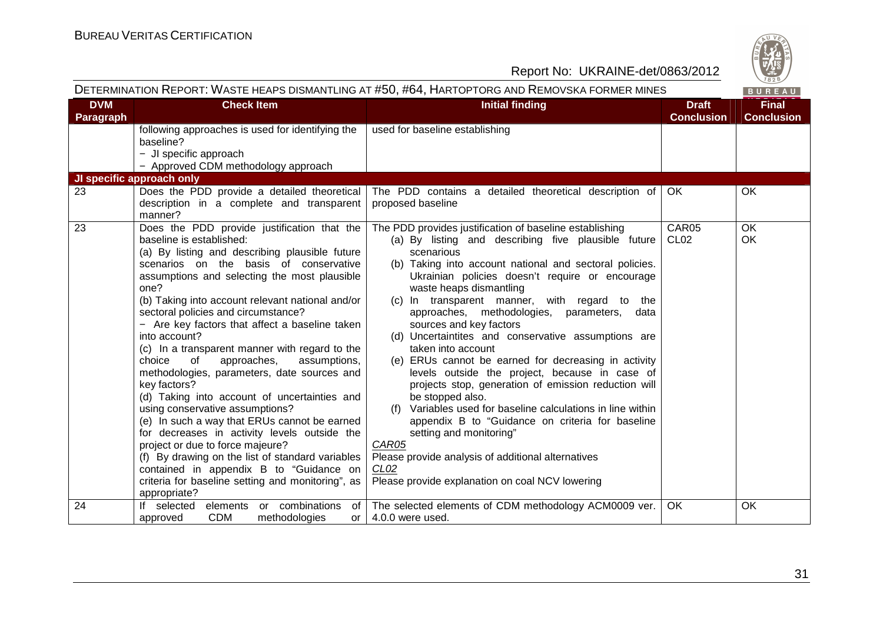DETERMINATION REPORT: WASTE HEAPS DISMANTLING AT #50, #64, HARTOPTORG AND REMOVSKA FORMER MINES

| DVM Paragraph | Check Item | Initial finding | Draft Conclusion | Final Conclusion |
|---|---|---|---|---|
| | following approaches is used for identifying the baseline?<br>− JI specific approach<br>− Approved CDM methodology approach | used for baseline establishing | | |
| **JI specific approach only** | | | | |
| 23 | Does the PDD provide a detailed theoretical description in a complete and transparent manner? | The PDD contains a detailed theoretical description of proposed baseline | OK | OK |
| 23 | Does the PDD provide justification that the baseline is established:<br>(a) By listing and describing plausible future scenarios on the basis of conservative assumptions and selecting the most plausible one?<br>(b) Taking into account relevant national and/or sectoral policies and circumstance?<br>− Are key factors that affect a baseline taken into account?<br>(c) In a transparent manner with regard to the choice of approaches, assumptions, methodologies, parameters, date sources and key factors?<br>(d) Taking into account of uncertainties and using conservative assumptions?<br>(e) In such a way that ERUs cannot be earned for decreases in activity levels outside the project or due to force majeure?<br>(f) By drawing on the list of standard variables contained in appendix B to "Guidance on criteria for baseline setting and monitoring", as appropriate? | The PDD provides justification of baseline establishing<br>(a) By listing and describing five plausible future scenarious<br>(b) Taking into account national and sectoral policies. Ukrainian policies doesn't require or encourage waste heaps dismantling<br>(c) In transparent manner, with regard to the approaches, methodologies, parameters, data sources and key factors<br>(d) Uncertaintites and conservative assumptions are taken into account<br>(e) ERUs cannot be earned for decreasing in activity levels outside the project, because in case of projects stop, generation of emission reduction will be stopped also.<br>(f) Variables used for baseline calculations in line within appendix B to "Guidance on criteria for baseline setting and monitoring"<br>*CAR05*<br>Please provide analysis of additional alternatives<br>*CL02*<br>Please provide explanation on coal NCV lowering | CAR05<br>CL02 | OK<br>OK |
| 24 | If selected elements or combinations of approved CDM methodologies or | The selected elements of CDM methodology ACM0009 ver. 4.0.0 were used. | OK | OK |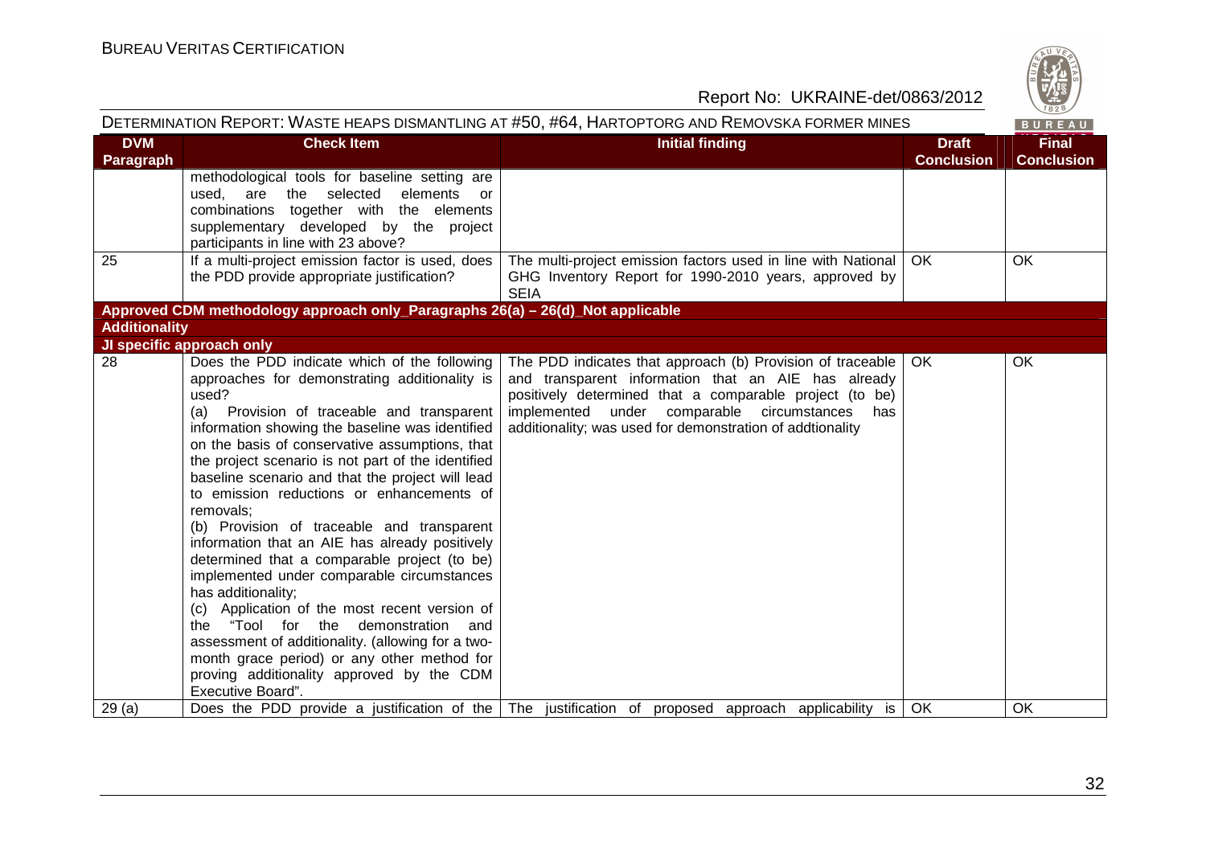DETERMINATION REPORT: WASTE HEAPS DISMANTLING AT #50, #64, HARTOPTORG AND REMOVSKA FORMER MINES

| DVM Paragraph | Check Item | Initial finding | Draft Conclusion | Final Conclusion |
|---|---|---|---|---|
| | methodological tools for baseline setting are used, are the selected elements or combinations together with the elements supplementary developed by the project participants in line with 23 above? | | | |
| 25 | If a multi-project emission factor is used, does the PDD provide appropriate justification? | The multi-project emission factors used in line with National GHG Inventory Report for 1990-2010 years, approved by SEIA | OK | OK |
| **Approved CDM methodology approach only_Paragraphs 26(a) – 26(d)_Not applicable** | | | | |
| **Additionality** | | | | |
| **JI specific approach only** | | | | |
| 28 | Does the PDD indicate which of the following approaches for demonstrating additionality is used?<br>(a) Provision of traceable and transparent information showing the baseline was identified on the basis of conservative assumptions, that the project scenario is not part of the identified baseline scenario and that the project will lead to emission reductions or enhancements of removals;<br>(b) Provision of traceable and transparent information that an AIE has already positively determined that a comparable project (to be) implemented under comparable circumstances has additionality;<br>(c) Application of the most recent version of the "Tool for the demonstration and assessment of additionality. (allowing for a two-month grace period) or any other method for proving additionality approved by the CDM Executive Board". | The PDD indicates that approach (b) Provision of traceable and transparent information that an AIE has already positively determined that a comparable project (to be) implemented under comparable circumstances has additionality; was used for demonstration of addtionality | OK | OK |
| 29 (a) | Does the PDD provide a justification of the | The justification of proposed approach applicability is | OK | OK |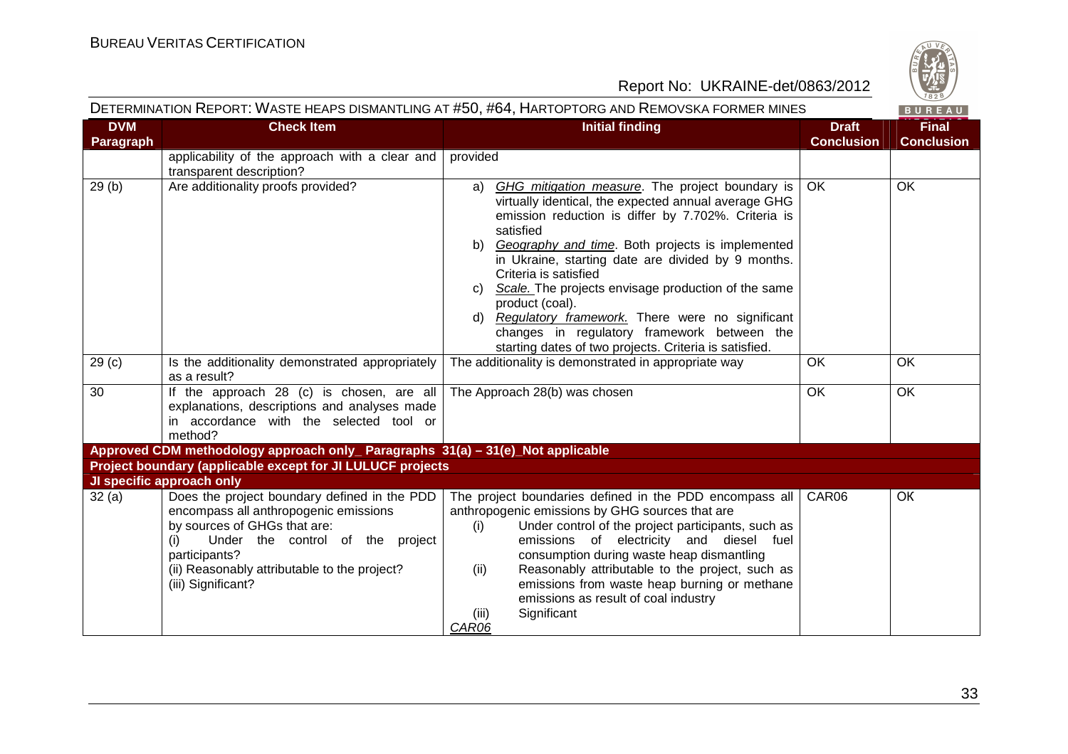| DVM Paragraph | Check Item | Initial finding | Draft Conclusion | Final Conclusion |
|---|---|---|---|---|
| | applicability of the approach with a clear and transparent description? | provided | | |
| 29 (b) | Are additionality proofs provided? | a) *GHG mitigation measure*. The project boundary is virtually identical, the expected annual average GHG emission reduction is differ by 7.702%. Criteria is satisfied<br>b) *Geography and time*. Both projects is implemented in Ukraine, starting date are divided by 9 months. Criteria is satisfied<br>c) *Scale.* The projects envisage production of the same product (coal).<br>d) *Regulatory framework.* There were no significant changes in regulatory framework between the starting dates of two projects. Criteria is satisfied. | OK | OK |
| 29 (c) | Is the additionality demonstrated appropriately as a result? | The additionality is demonstrated in appropriate way | OK | OK |
| 30 | If the approach 28 (c) is chosen, are all explanations, descriptions and analyses made in accordance with the selected tool or method? | The Approach 28(b) was chosen | OK | OK |
| **Approved CDM methodology approach only_ Paragraphs 31(a) – 31(e)_Not applicable** | | | | |
| **Project boundary (applicable except for JI LULUCF projects** | | | | |
| **JI specific approach only** | | | | |
| 32 (a) | Does the project boundary defined in the PDD encompass all anthropogenic emissions by sources of GHGs that are:<br>(i) Under the control of the project participants?<br>(ii) Reasonably attributable to the project?<br>(iii) Significant? | The project boundaries defined in the PDD encompass all anthropogenic emissions by GHG sources that are<br>(i) Under control of the project participants, such as emissions of electricity and diesel fuel consumption during waste heap dismantling<br>(ii) Reasonably attributable to the project, such as emissions from waste heap burning or methane emissions as result of coal industry<br>(iii) Significant<br>*CAR06* | CAR06 | OK |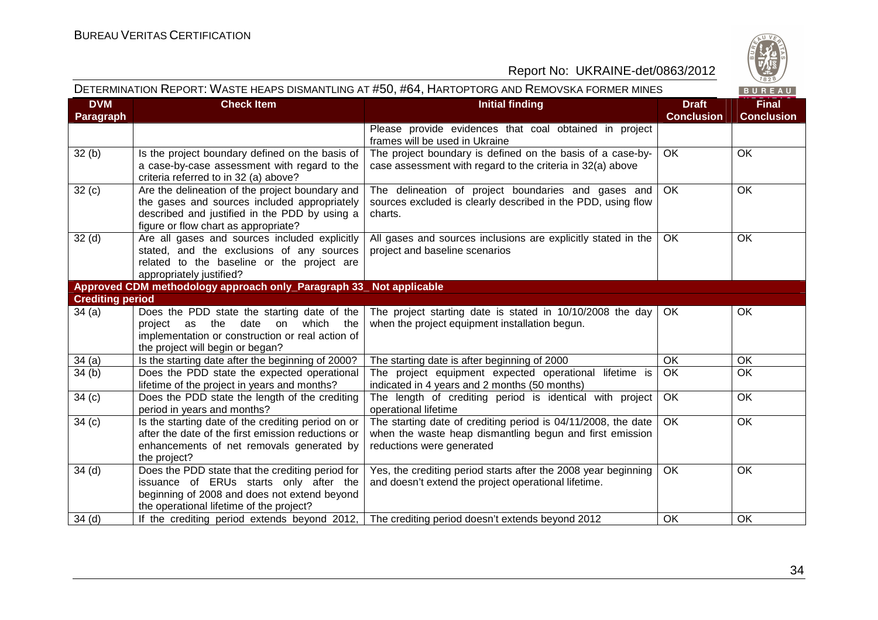| DVM Paragraph | Check Item | Initial finding | Draft Conclusion | Final Conclusion |
|---|---|---|---|---|
| | | Please provide evidences that coal obtained in project frames will be used in Ukraine | | |
| 32 (b) | Is the project boundary defined on the basis of a case-by-case assessment with regard to the criteria referred to in 32 (a) above? | The project boundary is defined on the basis of a case-by-case assessment with regard to the criteria in 32(a) above | OK | OK |
| 32 (c) | Are the delineation of the project boundary and the gases and sources included appropriately described and justified in the PDD by using a figure or flow chart as appropriate? | The delineation of project boundaries and gases and sources excluded is clearly described in the PDD, using flow charts. | OK | OK |
| 32 (d) | Are all gases and sources included explicitly stated, and the exclusions of any sources related to the baseline or the project are appropriately justified? | All gases and sources inclusions are explicitly stated in the project and baseline scenarios | OK | OK |
| **Approved CDM methodology approach only_Paragraph 33_ Not applicable** | | | | |
| **Crediting period** | | | | |
| 34 (a) | Does the PDD state the starting date of the project as the date on which the implementation or construction or real action of the project will begin or began? | The project starting date is stated in 10/10/2008 the day when the project equipment installation begun. | OK | OK |
| 34 (a) | Is the starting date after the beginning of 2000? | The starting date is after beginning of 2000 | OK | OK |
| 34 (b) | Does the PDD state the expected operational lifetime of the project in years and months? | The project equipment expected operational lifetime is indicated in 4 years and 2 months (50 months) | OK | OK |
| 34 (c) | Does the PDD state the length of the crediting period in years and months? | The length of crediting period is identical with project operational lifetime | OK | OK |
| 34 (c) | Is the starting date of the crediting period on or after the date of the first emission reductions or enhancements of net removals generated by the project? | The starting date of crediting period is 04/11/2008, the date when the waste heap dismantling begun and first emission reductions were generated | OK | OK |
| 34 (d) | Does the PDD state that the crediting period for issuance of ERUs starts only after the beginning of 2008 and does not extend beyond the operational lifetime of the project? | Yes, the crediting period starts after the 2008 year beginning and doesn't extend the project operational lifetime. | OK | OK |
| 34 (d) | If the crediting period extends beyond 2012, | The crediting period doesn't extends beyond 2012 | OK | OK |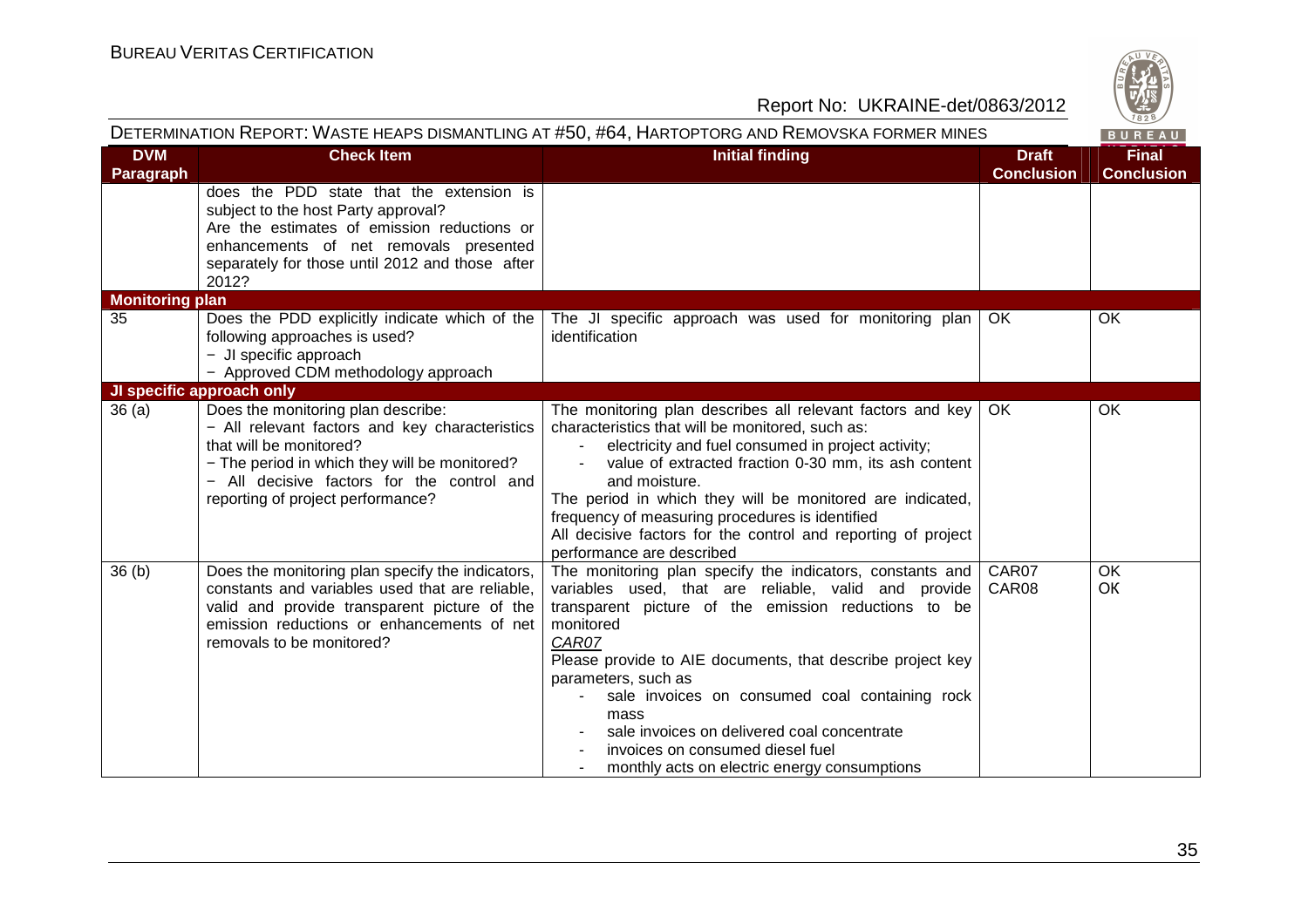DETERMINATION REPORT: WASTE HEAPS DISMANTLING AT #50, #64, HARTOPTORG AND REMOVSKA FORMER MINES

| DVM Paragraph | Check Item | Initial finding | Draft Conclusion | Final Conclusion |
|---|---|---|---|---|
| | does the PDD state that the extension is subject to the host Party approval?<br>Are the estimates of emission reductions or enhancements of net removals presented separately for those until 2012 and those after 2012? | | | |
| **Monitoring plan** | | | | |
| 35 | Does the PDD explicitly indicate which of the following approaches is used?<br>− JI specific approach<br>− Approved CDM methodology approach | The JI specific approach was used for monitoring plan identification | OK | OK |
| **JI specific approach only** | | | | |
| 36 (a) | Does the monitoring plan describe:<br>− All relevant factors and key characteristics that will be monitored?<br>− The period in which they will be monitored?<br>− All decisive factors for the control and reporting of project performance? | The monitoring plan describes all relevant factors and key characteristics that will be monitored, such as:<br>- electricity and fuel consumed in project activity;<br>- value of extracted fraction 0-30 mm, its ash content and moisture.<br>The period in which they will be monitored are indicated, frequency of measuring procedures is identified<br>All decisive factors for the control and reporting of project performance are described | OK | OK |
| 36 (b) | Does the monitoring plan specify the indicators, constants and variables used that are reliable, valid and provide transparent picture of the emission reductions or enhancements of net removals to be monitored? | The monitoring plan specify the indicators, constants and variables used, that are reliable, valid and provide transparent picture of the emission reductions to be monitored<br>*CAR07*<br>Please provide to AIE documents, that describe project key parameters, such as<br>- sale invoices on consumed coal containing rock mass<br>- sale invoices on delivered coal concentrate<br>- invoices on consumed diesel fuel<br>- monthly acts on electric energy consumptions | CAR07<br>CAR08 | OK<br>OK |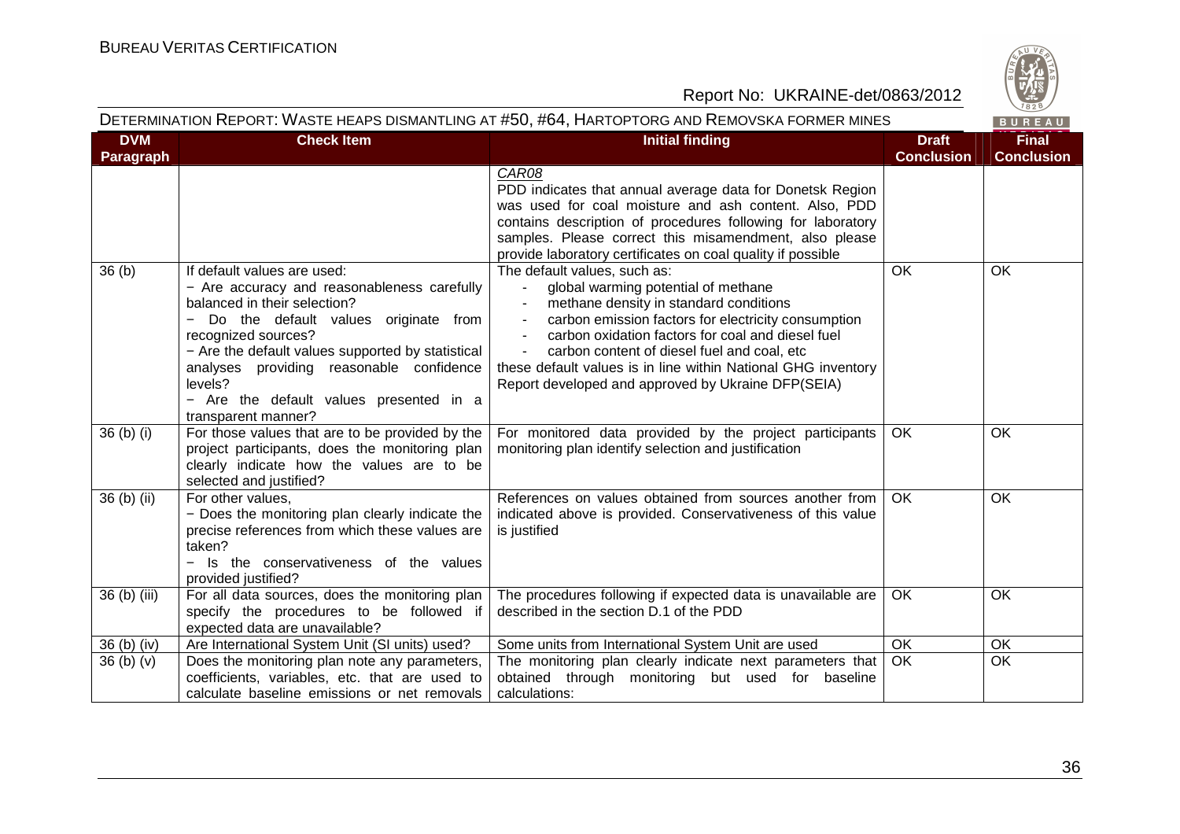| DVM Paragraph | Check Item | Initial finding | Draft Conclusion | Final Conclusion |
|---|---|---|---|---|
| | | *CAR08*<br>PDD indicates that annual average data for Donetsk Region was used for coal moisture and ash content. Also, PDD contains description of procedures following for laboratory samples. Please correct this misamendment, also please provide laboratory certificates on coal quality if possible | | |
| 36 (b) | If default values are used:<br>− Are accuracy and reasonableness carefully balanced in their selection?<br>− Do the default values originate from recognized sources?<br>− Are the default values supported by statistical analyses providing reasonable confidence levels?<br>− Are the default values presented in a transparent manner? | The default values, such as:<br>- global warming potential of methane<br>- methane density in standard conditions<br>- carbon emission factors for electricity consumption<br>- carbon oxidation factors for coal and diesel fuel<br>- carbon content of diesel fuel and coal, etc<br>these default values is in line within National GHG inventory Report developed and approved by Ukraine DFP(SEIA) | OK | OK |
| 36 (b) (i) | For those values that are to be provided by the project participants, does the monitoring plan clearly indicate how the values are to be selected and justified? | For monitored data provided by the project participants monitoring plan identify selection and justification | OK | OK |
| 36 (b) (ii) | For other values,<br>− Does the monitoring plan clearly indicate the precise references from which these values are taken?<br>− Is the conservativeness of the values provided justified? | References on values obtained from sources another from indicated above is provided. Conservativeness of this value is justified | OK | OK |
| 36 (b) (iii) | For all data sources, does the monitoring plan specify the procedures to be followed if expected data are unavailable? | The procedures following if expected data is unavailable are described in the section D.1 of the PDD | OK | OK |
| 36 (b) (iv) | Are International System Unit (SI units) used? | Some units from International System Unit are used | OK | OK |
| 36 (b) (v) | Does the monitoring plan note any parameters, coefficients, variables, etc. that are used to calculate baseline emissions or net removals | The monitoring plan clearly indicate next parameters that obtained through monitoring but used for baseline calculations: | OK | OK |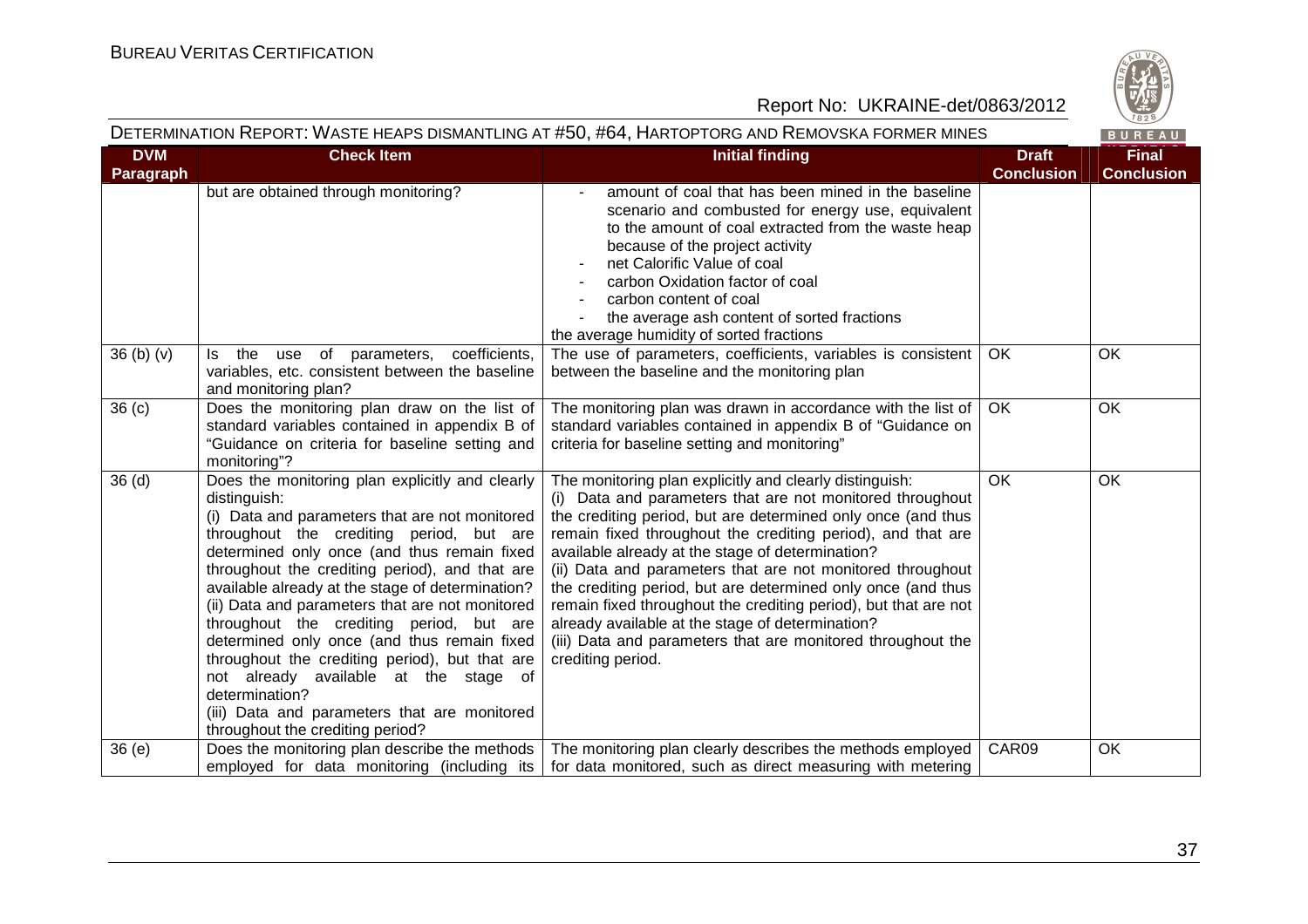DETERMINATION REPORT: WASTE HEAPS DISMANTLING AT #50, #64, HARTOPTORG AND REMOVSKA FORMER MINES

| DVM Paragraph | Check Item | Initial finding | Draft Conclusion | Final Conclusion |
|---|---|---|---|---|
| | but are obtained through monitoring? | - amount of coal that has been mined in the baseline scenario and combusted for energy use, equivalent to the amount of coal extracted from the waste heap because of the project activity<br>- net Calorific Value of coal<br>- carbon Oxidation factor of coal<br>- carbon content of coal<br>- the average ash content of sorted fractions<br>the average humidity of sorted fractions | | |
| 36 (b) (v) | Is the use of parameters, coefficients, variables, etc. consistent between the baseline and monitoring plan? | The use of parameters, coefficients, variables is consistent between the baseline and the monitoring plan | OK | OK |
| 36 (c) | Does the monitoring plan draw on the list of standard variables contained in appendix B of "Guidance on criteria for baseline setting and monitoring"? | The monitoring plan was drawn in accordance with the list of standard variables contained in appendix B of "Guidance on criteria for baseline setting and monitoring" | OK | OK |
| 36 (d) | Does the monitoring plan explicitly and clearly distinguish:<br>(i) Data and parameters that are not monitored throughout the crediting period, but are determined only once (and thus remain fixed throughout the crediting period), and that are available already at the stage of determination?<br>(ii) Data and parameters that are not monitored throughout the crediting period, but are determined only once (and thus remain fixed throughout the crediting period), but that are not already available at the stage of determination?<br>(iii) Data and parameters that are monitored throughout the crediting period? | The monitoring plan explicitly and clearly distinguish:<br>(i) Data and parameters that are not monitored throughout the crediting period, but are determined only once (and thus remain fixed throughout the crediting period), and that are available already at the stage of determination?<br>(ii) Data and parameters that are not monitored throughout the crediting period, but are determined only once (and thus remain fixed throughout the crediting period), but that are not already available at the stage of determination?<br>(iii) Data and parameters that are monitored throughout the crediting period. | OK | OK |
| 36 (e) | Does the monitoring plan describe the methods employed for data monitoring (including its | The monitoring plan clearly describes the methods employed for data monitored, such as direct measuring with metering | CAR09 | OK |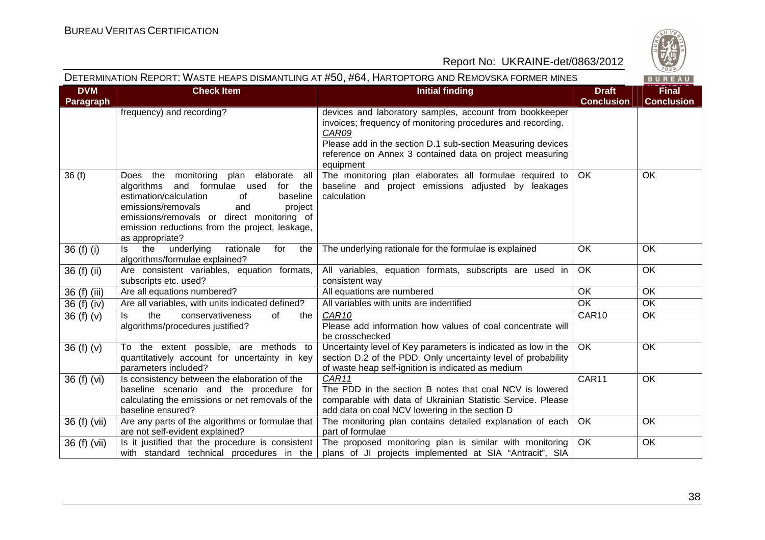DETERMINATION REPORT: WASTE HEAPS DISMANTLING AT #50, #64, HARTOPTORG AND REMOVSKA FORMER MINES

| DVM Paragraph | Check Item | Initial finding | Draft Conclusion | Final Conclusion |
|---|---|---|---|---|
| | frequency) and recording? | devices and laboratory samples, account from bookkeeper invoices; frequency of monitoring procedures and recording.<br>*CAR09*<br>Please add in the section D.1 sub-section Measuring devices reference on Annex 3 contained data on project measuring equipment | | |
| 36 (f) | Does the monitoring plan elaborate all algorithms and formulae used for the estimation/calculation of baseline emissions/removals and project emissions/removals or direct monitoring of emission reductions from the project, leakage, as appropriate? | The monitoring plan elaborates all formulae required to baseline and project emissions adjusted by leakages calculation | OK | OK |
| 36 (f) (i) | Is the underlying rationale for the algorithms/formulae explained? | The underlying rationale for the formulae is explained | OK | OK |
| 36 (f) (ii) | Are consistent variables, equation formats, subscripts etc. used? | All variables, equation formats, subscripts are used in consistent way | OK | OK |
| 36 (f) (iii) | Are all equations numbered? | All equations are numbered | OK | OK |
| 36 (f) (iv) | Are all variables, with units indicated defined? | All variables with units are indentified | OK | OK |
| 36 (f) (v) | Is the conservativeness of the algorithms/procedures justified? | *CAR10*<br>Please add information how values of coal concentrate will be crosschecked | CAR10 | OK |
| 36 (f) (v) | To the extent possible, are methods to quantitatively account for uncertainty in key parameters included? | Uncertainty level of Key parameters is indicated as low in the section D.2 of the PDD. Only uncertainty level of probability of waste heap self-ignition is indicated as medium | OK | OK |
| 36 (f) (vi) | Is consistency between the elaboration of the baseline scenario and the procedure for calculating the emissions or net removals of the baseline ensured? | *CAR11*<br>The PDD in the section B notes that coal NCV is lowered comparable with data of Ukrainian Statistic Service. Please add data on coal NCV lowering in the section D | CAR11 | OK |
| 36 (f) (vii) | Are any parts of the algorithms or formulae that are not self-evident explained? | The monitoring plan contains detailed explanation of each part of formulae | OK | OK |
| 36 (f) (vii) | Is it justified that the procedure is consistent with standard technical procedures in the | The proposed monitoring plan is similar with monitoring plans of JI projects implemented at SIA "Antracit", SIA | OK | OK |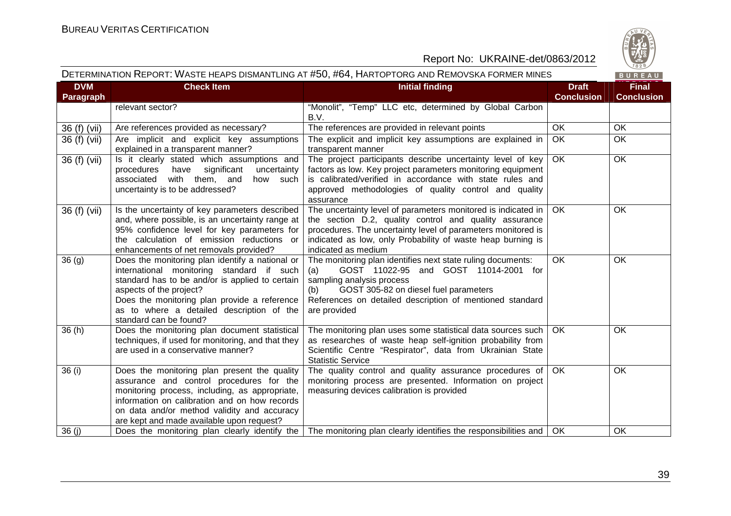DETERMINATION REPORT: WASTE HEAPS DISMANTLING AT #50, #64, HARTOPTORG AND REMOVSKA FORMER MINES

| DVM Paragraph | Check Item | Initial finding | Draft Conclusion | Final Conclusion |
|---|---|---|---|---|
| | relevant sector? | "Monolit", "Temp" LLC etc, determined by Global Carbon B.V. | | |
| 36 (f) (vii) | Are references provided as necessary? | The references are provided in relevant points | OK | OK |
| 36 (f) (vii) | Are implicit and explicit key assumptions explained in a transparent manner? | The explicit and implicit key assumptions are explained in transparent manner | OK | OK |
| 36 (f) (vii) | Is it clearly stated which assumptions and procedures have significant uncertainty associated with them, and how such uncertainty is to be addressed? | The project participants describe uncertainty level of key factors as low. Key project parameters monitoring equipment is calibrated/verified in accordance with state rules and approved methodologies of quality control and quality assurance | OK | OK |
| 36 (f) (vii) | Is the uncertainty of key parameters described and, where possible, is an uncertainty range at 95% confidence level for key parameters for the calculation of emission reductions or enhancements of net removals provided? | The uncertainty level of parameters monitored is indicated in the section D.2, quality control and quality assurance procedures. The uncertainty level of parameters monitored is indicated as low, only Probability of waste heap burning is indicated as medium | OK | OK |
| 36 (g) | Does the monitoring plan identify a national or international monitoring standard if such standard has to be and/or is applied to certain aspects of the project?<br>Does the monitoring plan provide a reference as to where a detailed description of the standard can be found? | The monitoring plan identifies next state ruling documents:<br>(a) GOST 11022-95 and GOST 11014-2001 for sampling analysis process<br>(b) GOST 305-82 on diesel fuel parameters<br>References on detailed description of mentioned standard are provided | OK | OK |
| 36 (h) | Does the monitoring plan document statistical techniques, if used for monitoring, and that they are used in a conservative manner? | The monitoring plan uses some statistical data sources such as researches of waste heap self-ignition probability from Scientific Centre "Respirator", data from Ukrainian State Statistic Service | OK | OK |
| 36 (i) | Does the monitoring plan present the quality assurance and control procedures for the monitoring process, including, as appropriate, information on calibration and on how records on data and/or method validity and accuracy are kept and made available upon request? | The quality control and quality assurance procedures of monitoring process are presented. Information on project measuring devices calibration is provided | OK | OK |
| 36 (j) | Does the monitoring plan clearly identify the | The monitoring plan clearly identifies the responsibilities and | OK | OK |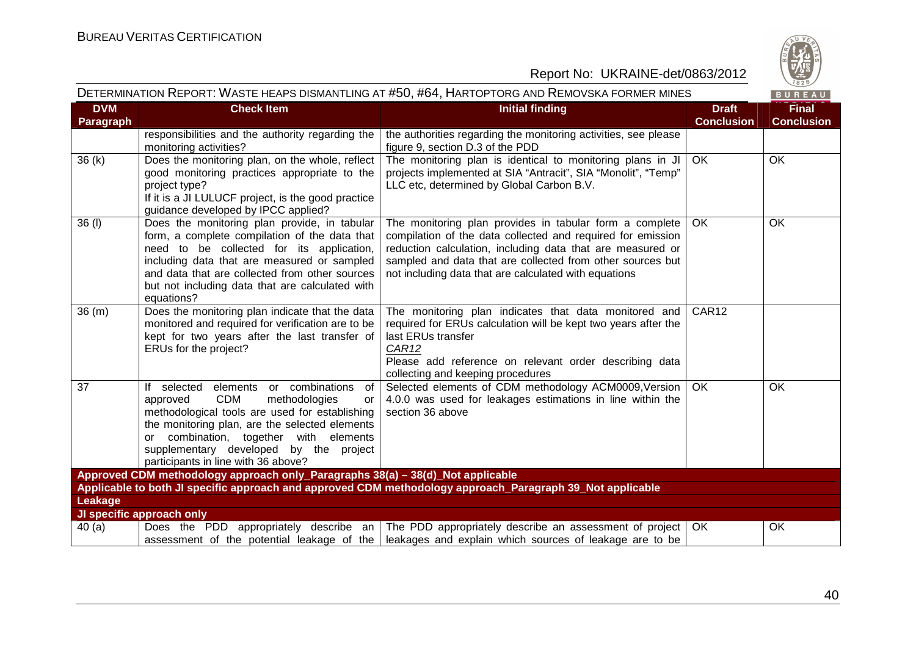DETERMINATION REPORT: WASTE HEAPS DISMANTLING AT #50, #64, HARTOPTORG AND REMOVSKA FORMER MINES

| DVM Paragraph | Check Item | Initial finding | Draft Conclusion | Final Conclusion |
|---|---|---|---|---|
| | responsibilities and the authority regarding the monitoring activities? | the authorities regarding the monitoring activities, see please figure 9, section D.3 of the PDD | | |
| 36 (k) | Does the monitoring plan, on the whole, reflect good monitoring practices appropriate to the project type?<br>If it is a JI LULUCF project, is the good practice guidance developed by IPCC applied? | The monitoring plan is identical to monitoring plans in JI projects implemented at SIA "Antracit", SIA "Monolit", "Temp" LLC etc, determined by Global Carbon B.V. | OK | OK |
| 36 (l) | Does the monitoring plan provide, in tabular form, a complete compilation of the data that need to be collected for its application, including data that are measured or sampled and data that are collected from other sources but not including data that are calculated with equations? | The monitoring plan provides in tabular form a complete compilation of the data collected and required for emission reduction calculation, including data that are measured or sampled and data that are collected from other sources but not including data that are calculated with equations | OK | OK |
| 36 (m) | Does the monitoring plan indicate that the data monitored and required for verification are to be kept for two years after the last transfer of ERUs for the project? | The monitoring plan indicates that data monitored and required for ERUs calculation will be kept two years after the last ERUs transfer<br>*CAR12*<br>Please add reference on relevant order describing data collecting and keeping procedures | CAR12 | |
| 37 | If selected elements or combinations of approved CDM methodologies or methodological tools are used for establishing the monitoring plan, are the selected elements or combination, together with elements supplementary developed by the project participants in line with 36 above? | Selected elements of CDM methodology ACM0009,Version 4.0.0 was used for leakages estimations in line within the section 36 above | OK | OK |
| **Approved CDM methodology approach only_Paragraphs 38(a) – 38(d)_Not applicable** | | | | |
| **Applicable to both JI specific approach and approved CDM methodology approach_Paragraph 39_Not applicable** | | | | |
| **Leakage** | | | | |
| **JI specific approach only** | | | | |
| 40 (a) | Does the PDD appropriately describe an assessment of the potential leakage of the | The PDD appropriately describe an assessment of project leakages and explain which sources of leakage are to be | OK | OK |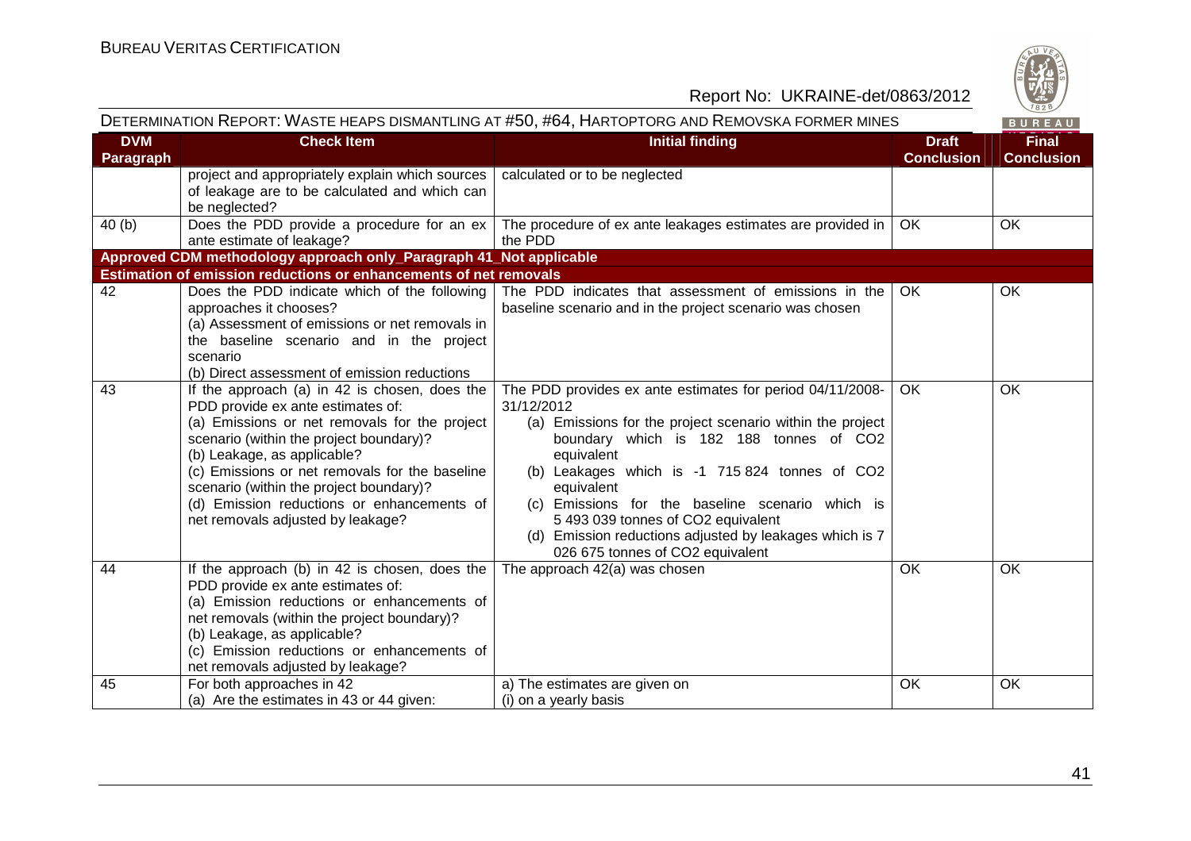DETERMINATION REPORT: WASTE HEAPS DISMANTLING AT #50, #64, HARTOPTORG AND REMOVSKA FORMER MINES

| DVM Paragraph | Check Item | Initial finding | Draft Conclusion | Final Conclusion |
|---|---|---|---|---|
| | project and appropriately explain which sources of leakage are to be calculated and which can be neglected? | calculated or to be neglected | | |
| 40 (b) | Does the PDD provide a procedure for an ex ante estimate of leakage? | The procedure of ex ante leakages estimates are provided in the PDD | OK | OK |
| **Approved CDM methodology approach only_Paragraph 41_Not applicable** | | | | |
| **Estimation of emission reductions or enhancements of net removals** | | | | |
| 42 | Does the PDD indicate which of the following approaches it chooses?<br>(a) Assessment of emissions or net removals in the baseline scenario and in the project scenario<br>(b) Direct assessment of emission reductions | The PDD indicates that assessment of emissions in the baseline scenario and in the project scenario was chosen | OK | OK |
| 43 | If the approach (a) in 42 is chosen, does the PDD provide ex ante estimates of:<br>(a) Emissions or net removals for the project scenario (within the project boundary)?<br>(b) Leakage, as applicable?<br>(c) Emissions or net removals for the baseline scenario (within the project boundary)?<br>(d) Emission reductions or enhancements of net removals adjusted by leakage? | The PDD provides ex ante estimates for period 04/11/2008-31/12/2012<br>(a) Emissions for the project scenario within the project boundary which is 182 188 tonnes of $CO_2$ equivalent<br>(b) Leakages which is -1 715 824 tonnes of $CO_2$ equivalent<br>(c) Emissions for the baseline scenario which is 5 493 039 tonnes of $CO_2$ equivalent<br>(d) Emission reductions adjusted by leakages which is 7 026 675 tonnes of $CO_2$ equivalent | OK | OK |
| 44 | If the approach (b) in 42 is chosen, does the PDD provide ex ante estimates of:<br>(a) Emission reductions or enhancements of net removals (within the project boundary)?<br>(b) Leakage, as applicable?<br>(c) Emission reductions or enhancements of net removals adjusted by leakage? | The approach 42(a) was chosen | OK | OK |
| 45 | For both approaches in 42<br>(a) Are the estimates in 43 or 44 given: | a) The estimates are given on<br>(i) on a yearly basis | OK | OK |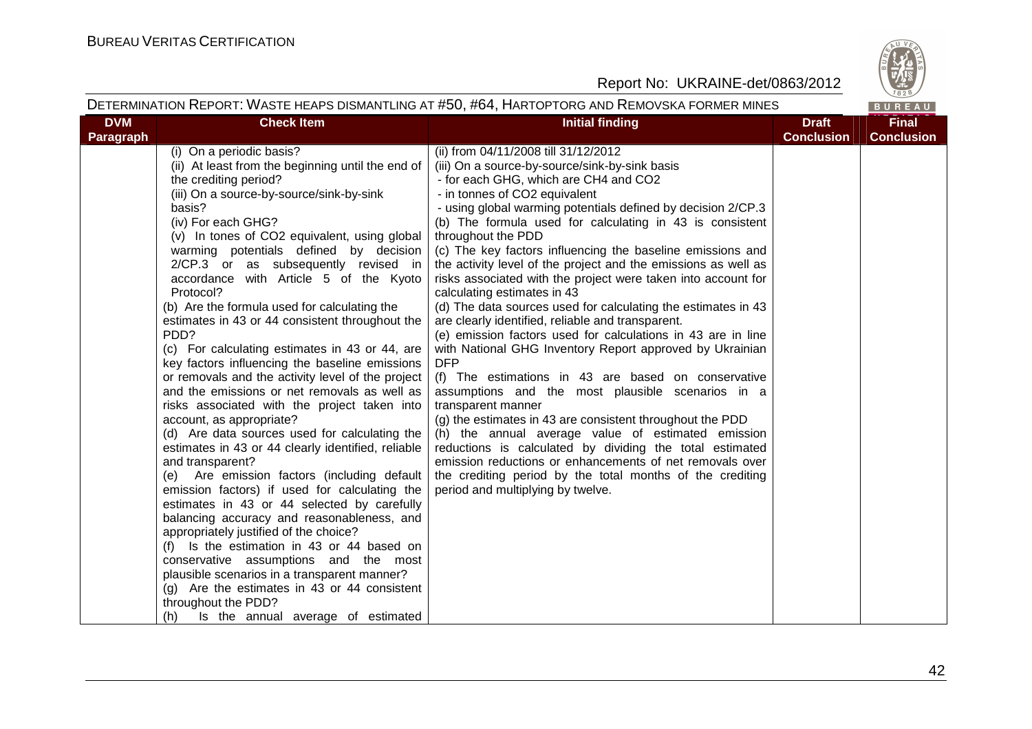| DVM Paragraph | Check Item | Initial finding | Draft Conclusion | Final Conclusion |
|---|---|---|---|---|
| | (i) On a periodic basis?<br>(ii) At least from the beginning until the end of the crediting period?<br>(iii) On a source-by-source/sink-by-sink basis?<br>(iv) For each GHG?<br>(v) In tones of $CO_2$ equivalent, using global warming potentials defined by decision 2/CP.3 or as subsequently revised in accordance with Article 5 of the Kyoto Protocol?<br>(b) Are the formula used for calculating the estimates in 43 or 44 consistent throughout the PDD?<br>(c) For calculating estimates in 43 or 44, are key factors influencing the baseline emissions or removals and the activity level of the project and the emissions or net removals as well as risks associated with the project taken into account, as appropriate?<br>(d) Are data sources used for calculating the estimates in 43 or 44 clearly identified, reliable and transparent?<br>(e) Are emission factors (including default emission factors) if used for calculating the estimates in 43 or 44 selected by carefully balancing accuracy and reasonableness, and appropriately justified of the choice?<br>(f) Is the estimation in 43 or 44 based on conservative assumptions and the most plausible scenarios in a transparent manner?<br>(g) Are the estimates in 43 or 44 consistent throughout the PDD?<br>(h) Is the annual average of estimated | (ii) from 04/11/2008 till 31/12/2012<br>(iii) On a source-by-source/sink-by-sink basis<br>- for each GHG, which are $CH_4$ and $CO_2$<br>- in tonnes of $CO_2$ equivalent<br>- using global warming potentials defined by decision 2/CP.3<br>(b) The formula used for calculating in 43 is consistent throughout the PDD<br>(c) The key factors influencing the baseline emissions and the activity level of the project and the emissions as well as risks associated with the project were taken into account for calculating estimates in 43<br>(d) The data sources used for calculating the estimates in 43 are clearly identified, reliable and transparent.<br>(e) emission factors used for calculations in 43 are in line with National GHG Inventory Report approved by Ukrainian DFP<br>(f) The estimations in 43 are based on conservative assumptions and the most plausible scenarios in a transparent manner<br>(g) the estimates in 43 are consistent throughout the PDD<br>(h) the annual average value of estimated emission reductions is calculated by dividing the total estimated emission reductions or enhancements of net removals over the crediting period by the total months of the crediting period and multiplying by twelve. | | |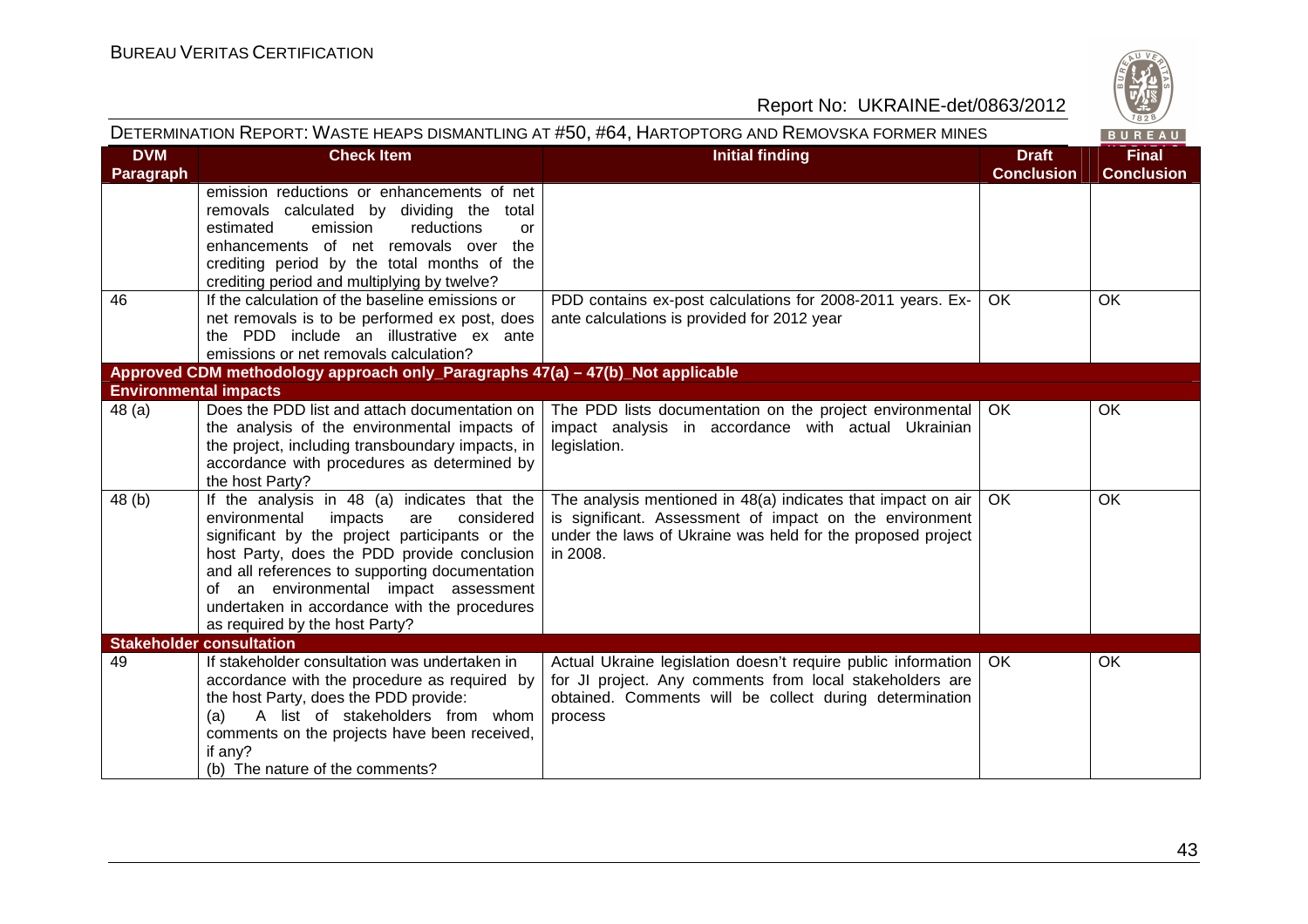| DVM Paragraph | Check Item | Initial finding | Draft Conclusion | Final Conclusion |
|---|---|---|---|---|
| | emission reductions or enhancements of net removals calculated by dividing the total estimated emission reductions or enhancements of net removals over the crediting period by the total months of the crediting period and multiplying by twelve? | | | |
| 46 | If the calculation of the baseline emissions or net removals is to be performed ex post, does the PDD include an illustrative ex ante emissions or net removals calculation? | PDD contains ex-post calculations for 2008-2011 years. Ex-ante calculations is provided for 2012 year | OK | OK |
| **Approved CDM methodology approach only_Paragraphs 47(a) – 47(b)_Not applicable** | | | | |
| **Environmental impacts** | | | | |
| 48 (a) | Does the PDD list and attach documentation on the analysis of the environmental impacts of the project, including transboundary impacts, in accordance with procedures as determined by the host Party? | The PDD lists documentation on the project environmental impact analysis in accordance with actual Ukrainian legislation. | OK | OK |
| 48 (b) | If the analysis in 48 (a) indicates that the environmental impacts are considered significant by the project participants or the host Party, does the PDD provide conclusion and all references to supporting documentation of an environmental impact assessment undertaken in accordance with the procedures as required by the host Party? | The analysis mentioned in 48(a) indicates that impact on air is significant. Assessment of impact on the environment under the laws of Ukraine was held for the proposed project in 2008. | OK | OK |
| **Stakeholder consultation** | | | | |
| 49 | If stakeholder consultation was undertaken in accordance with the procedure as required by the host Party, does the PDD provide:<br>(a) A list of stakeholders from whom comments on the projects have been received, if any?<br>(b) The nature of the comments? | Actual Ukraine legislation doesn't require public information for JI project. Any comments from local stakeholders are obtained. Comments will be collect during determination process | OK | OK |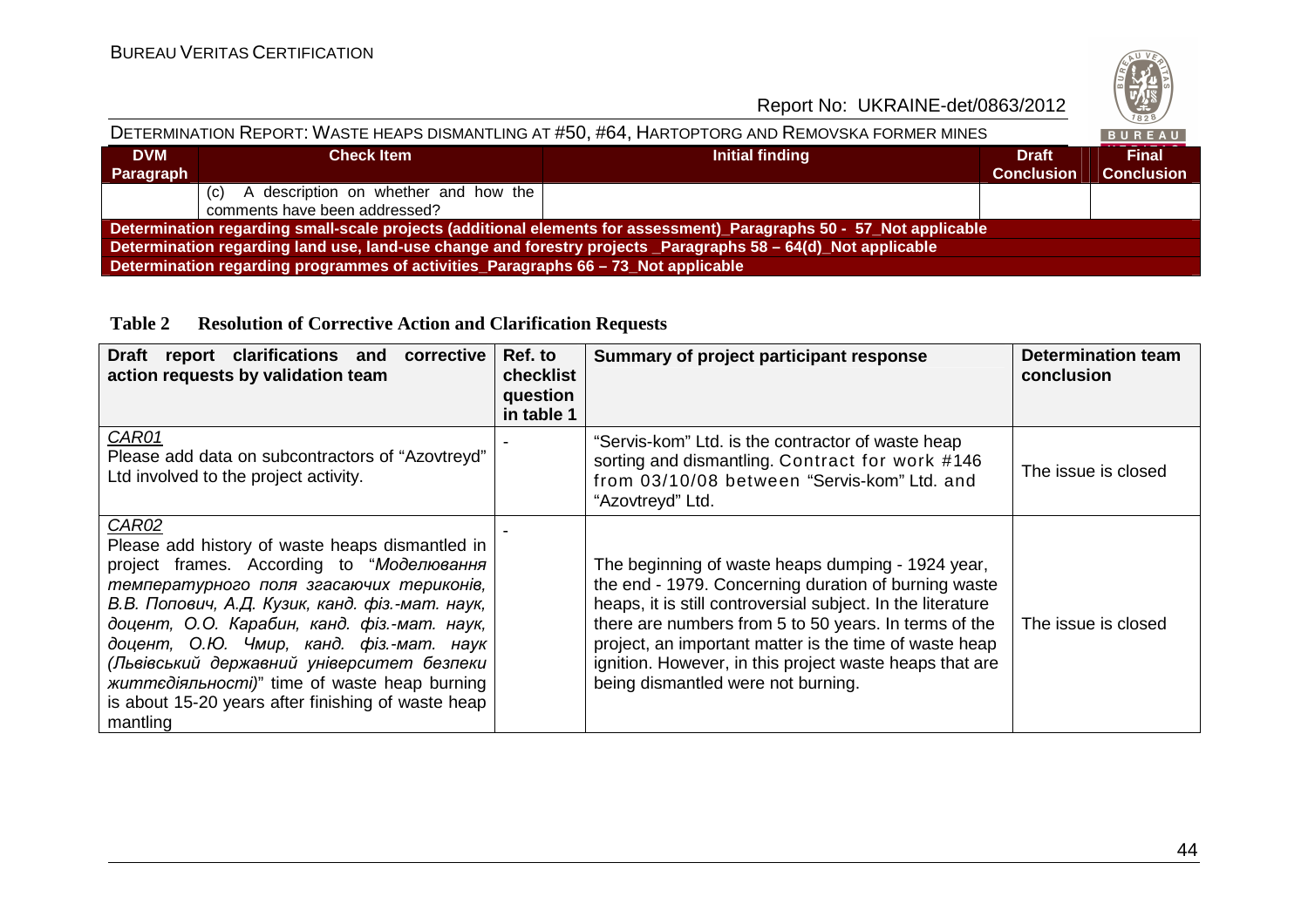| DVM Paragraph | Check Item | Initial finding | Draft Conclusion | Final Conclusion |
|---|---|---|---|---|
| | (c) A description on whether and how the comments have been addressed? | | | |
| **Determination regarding small-scale projects (additional elements for assessment)_Paragraphs 50 - 57_Not applicable** | | | | |
| **Determination regarding land use, land-use change and forestry projects _Paragraphs 58 – 64(d)_Not applicable** | | | | |
| **Determination regarding programmes of activities_Paragraphs 66 – 73_Not applicable** | | | | |

**Table 2 Resolution of Corrective Action and Clarification Requests**

| Draft report clarifications and corrective action requests by validation team | Ref. to checklist question in table 1 | Summary of project participant response | Determination team conclusion |
|---|---|---|---|
| CAR01<br>Please add data on subcontractors of "Azovtreyd" Ltd involved to the project activity. | - | "Servis-kom" Ltd. is the contractor of waste heap sorting and dismantling. Contract for work #146 from 03/10/08 between "Servis-kom" Ltd. and "Azovtreyd" Ltd. | The issue is closed |
| CAR02<br>Please add history of waste heaps dismantled in project frames. According to "*Моделювання температурного поля згасаючих териконів, В.В. Попович, А.Д. Кузик, канд. фіз.-мат. наук, доцент, О.О. Карабин, канд. фіз.-мат. наук, доцент, О.Ю. Чмир, канд. фіз.-мат. наук (Львівський державний університет безпеки життєдіяльності)*" time of waste heap burning is about 15-20 years after finishing of waste heap mantling | - | The beginning of waste heaps dumping - 1924 year, the end - 1979. Concerning duration of burning waste heaps, it is still controversial subject. In the literature there are numbers from 5 to 50 years. In terms of the project, an important matter is the time of waste heap ignition. However, in this project waste heaps that are being dismantled were not burning. | The issue is closed |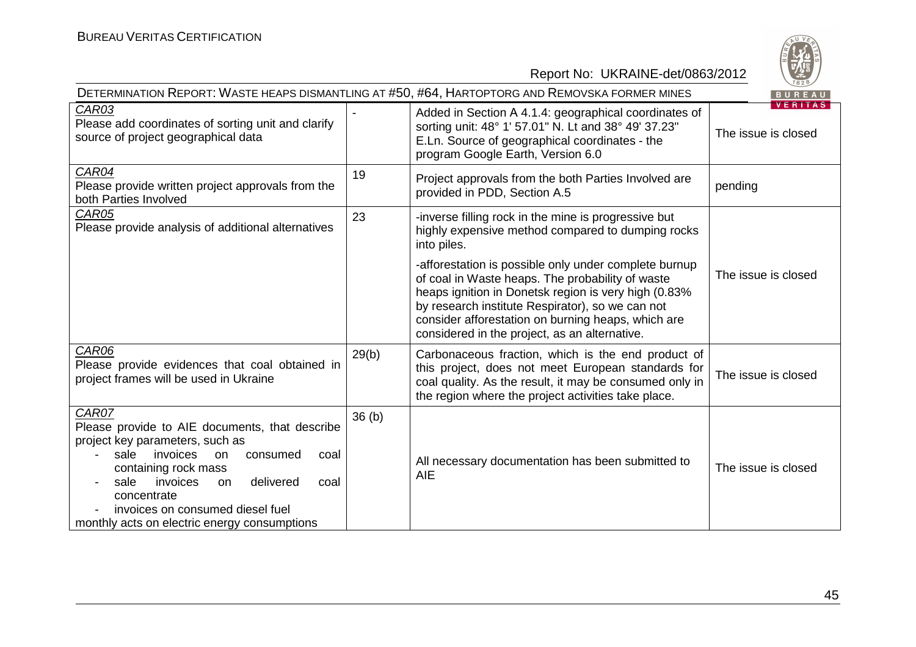| CAR03<br>Please add coordinates of sorting unit and clarify source of project geographical data | - | Added in Section A 4.1.4: geographical coordinates of sorting unit: 48° 1' 57.01" N. Lt and 38° 49' 37.23" E.Ln. Source of geographical coordinates - the program Google Earth, Version 6.0 | The issue is closed |
|---|---|---|---|
| CAR04<br>Please provide written project approvals from the both Parties Involved | 19 | Project approvals from the both Parties Involved are provided in PDD, Section A.5 | pending |
| CAR05<br>Please provide analysis of additional alternatives | 23 | -inverse filling rock in the mine is progressive but highly expensive method compared to dumping rocks into piles.<br>-afforestation is possible only under complete burnup of coal in Waste heaps. The probability of waste heaps ignition in Donetsk region is very high (0.83% by research institute Respirator), so we can not consider afforestation on burning heaps, which are considered in the project, as an alternative. | The issue is closed |
| CAR06<br>Please provide evidences that coal obtained in project frames will be used in Ukraine | 29(b) | Carbonaceous fraction, which is the end product of this project, does not meet European standards for coal quality. As the result, it may be consumed only in the region where the project activities take place. | The issue is closed |
| CAR07<br>Please provide to AIE documents, that describe project key parameters, such as<br>- sale invoices on consumed coal containing rock mass<br>- sale invoices on delivered coal concentrate<br>- invoices on consumed diesel fuel<br>monthly acts on electric energy consumptions | 36 (b) | All necessary documentation has been submitted to AIE | The issue is closed |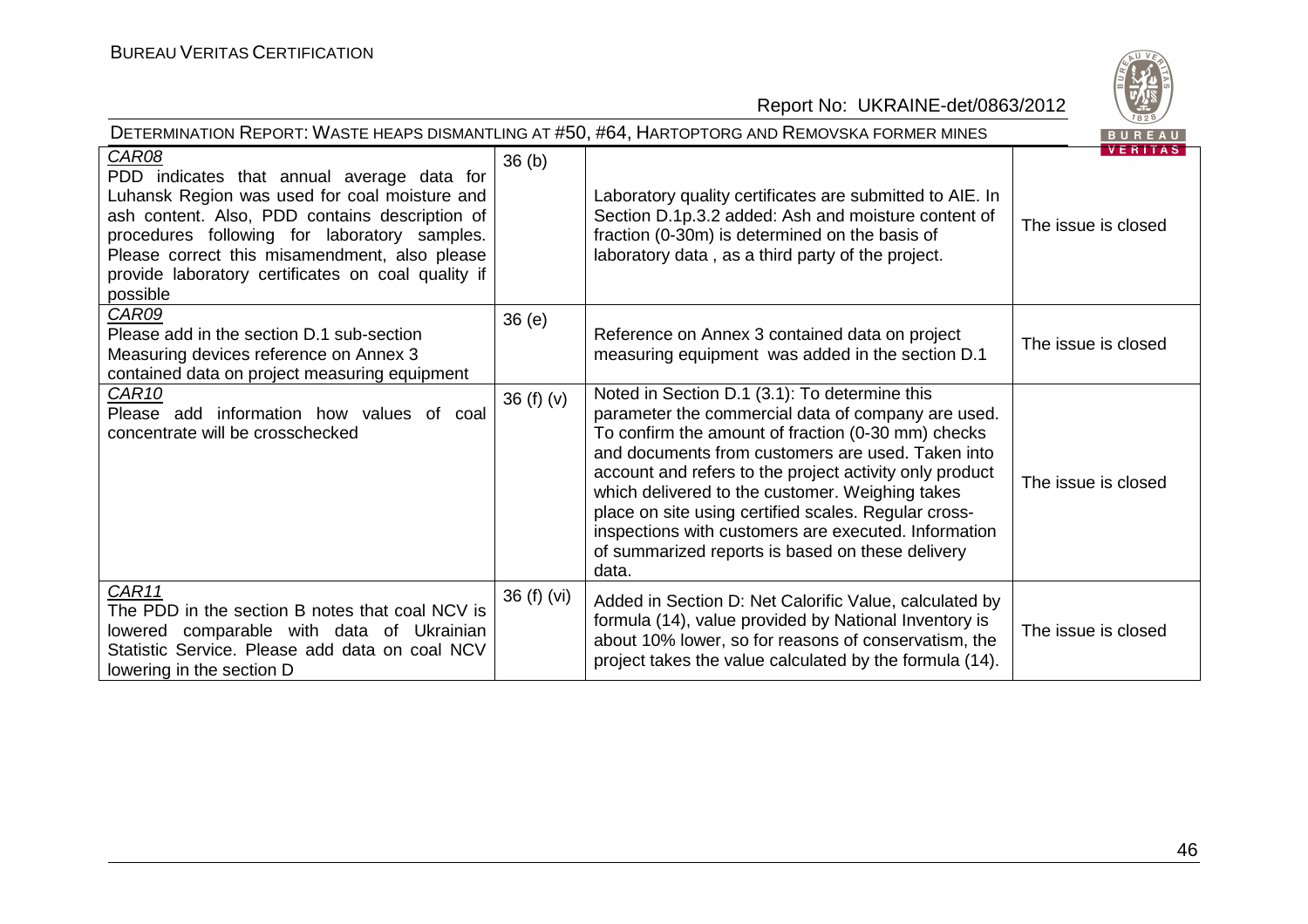| | | | |
|---|---|---|---|
| CAR08<br>PDD indicates that annual average data for Luhansk Region was used for coal moisture and ash content. Also, PDD contains description of procedures following for laboratory samples. Please correct this misamendment, also please provide laboratory certificates on coal quality if possible | 36 (b) | Laboratory quality certificates are submitted to AIE. In Section D.1p.3.2 added: Ash and moisture content of fraction (0-30m) is determined on the basis of laboratory data , as a third party of the project. | The issue is closed |
| CAR09<br>Please add in the section D.1 sub-section Measuring devices reference on Annex 3 contained data on project measuring equipment | 36 (e) | Reference on Annex 3 contained data on project measuring equipment was added in the section D.1 | The issue is closed |
| CAR10<br>Please add information how values of coal concentrate will be crosschecked | 36 (f) (v) | Noted in Section D.1 (3.1): To determine this parameter the commercial data of company are used. To confirm the amount of fraction (0-30 mm) checks and documents from customers are used. Taken into account and refers to the project activity only product which delivered to the customer. Weighing takes place on site using certified scales. Regular cross-inspections with customers are executed. Information of summarized reports is based on these delivery data. | The issue is closed |
| CAR11<br>The PDD in the section B notes that coal NCV is lowered comparable with data of Ukrainian Statistic Service. Please add data on coal NCV lowering in the section D | 36 (f) (vi) | Added in Section D: Net Calorific Value, calculated by formula (14), value provided by National Inventory is about 10% lower, so for reasons of conservatism, the project takes the value calculated by the formula (14). | The issue is closed |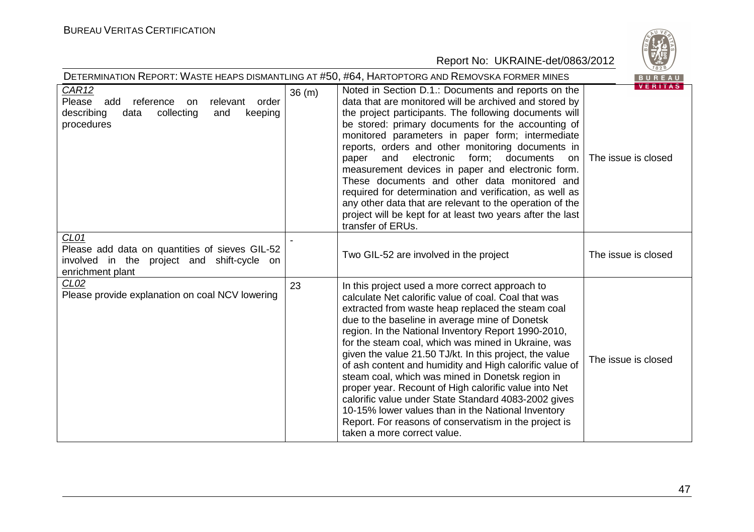| | | | |
|---|---|---|---|
| *CAR12*<br>Please add reference on relevant order describing data collecting and keeping procedures | 36 (m) | Noted in Section D.1.: Documents and reports on the data that are monitored will be archived and stored by the project participants. The following documents will be stored: primary documents for the accounting of monitored parameters in paper form; intermediate reports, orders and other monitoring documents in paper and electronic form; documents on measurement devices in paper and electronic form. These documents and other data monitored and required for determination and verification, as well as any other data that are relevant to the operation of the project will be kept for at least two years after the last transfer of ERUs. | The issue is closed |
| *CL01*<br>Please add data on quantities of sieves GIL-52 involved in the project and shift-cycle on enrichment plant | - | Two GIL-52 are involved in the project | The issue is closed |
| *CL02*<br>Please provide explanation on coal NCV lowering | 23 | In this project used a more correct approach to calculate Net calorific value of coal. Coal that was extracted from waste heap replaced the steam coal due to the baseline in average mine of Donetsk region. In the National Inventory Report 1990-2010, for the steam coal, which was mined in Ukraine, was given the value 21.50 TJ/kt. In this project, the value of ash content and humidity and High calorific value of steam coal, which was mined in Donetsk region in proper year. Recount of High calorific value into Net calorific value under State Standard 4083-2002 gives 10-15% lower values than in the National Inventory Report. For reasons of conservatism in the project is taken a more correct value. | The issue is closed |